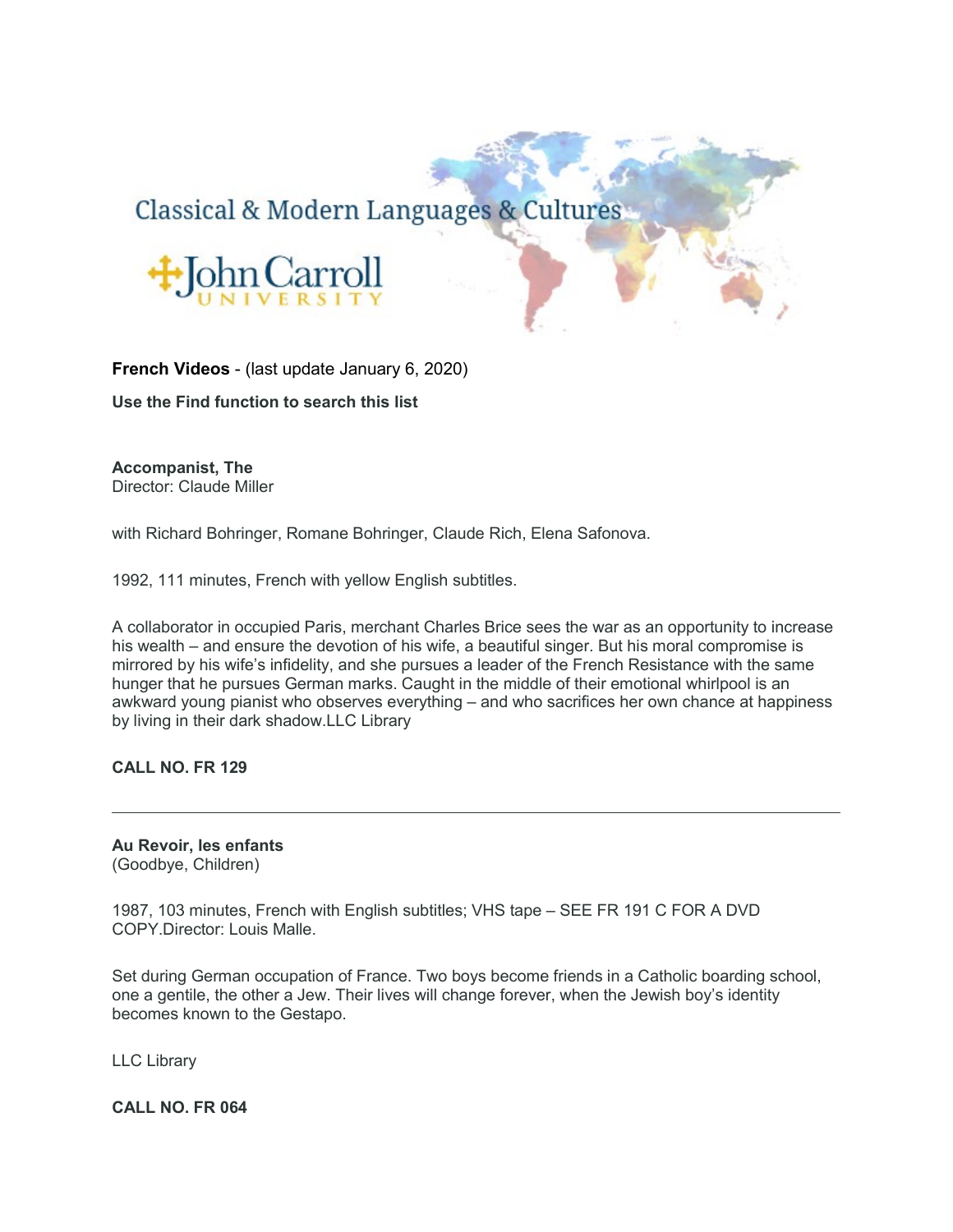Classical & Modern Languages & Cultures

John Carroll UNIVERSITY

**French Videos** - (last update January 6, 2020)

**Use the Find function to search this list**

**Accompanist, The**
Director: Claude Miller

with Richard Bohringer, Romane Bohringer, Claude Rich, Elena Safonova.

1992, 111 minutes, French with yellow English subtitles.

A collaborator in occupied Paris, merchant Charles Brice sees the war as an opportunity to increase his wealth – and ensure the devotion of his wife, a beautiful singer. But his moral compromise is mirrored by his wife's infidelity, and she pursues a leader of the French Resistance with the same hunger that he pursues German marks. Caught in the middle of their emotional whirlpool is an awkward young pianist who observes everything – and who sacrifices her own chance at happiness by living in their dark shadow.LLC Library

**CALL NO. FR 129**

---

**Au Revoir, les enfants**
(Goodbye, Children)

1987, 103 minutes, French with English subtitles; VHS tape – SEE FR 191 C FOR A DVD COPY.Director: Louis Malle.

Set during German occupation of France. Two boys become friends in a Catholic boarding school, one a gentile, the other a Jew. Their lives will change forever, when the Jewish boy's identity becomes known to the Gestapo.

LLC Library

**CALL NO. FR 064**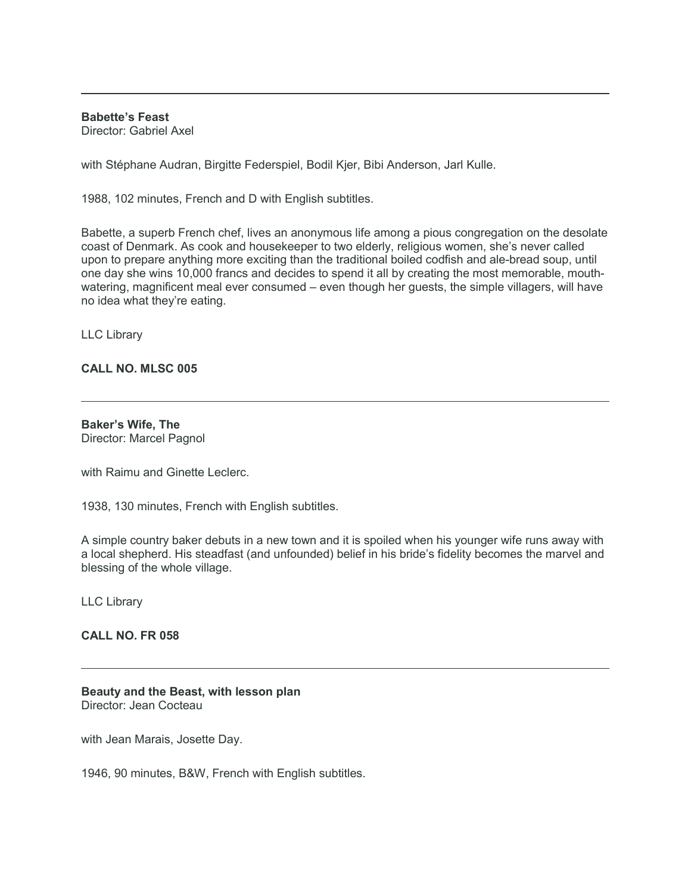---

**Babette's Feast**
Director: Gabriel Axel

with Stéphane Audran, Birgitte Federspiel, Bodil Kjer, Bibi Anderson, Jarl Kulle.

1988, 102 minutes, French and D with English subtitles.

Babette, a superb French chef, lives an anonymous life among a pious congregation on the desolate coast of Denmark. As cook and housekeeper to two elderly, religious women, she's never called upon to prepare anything more exciting than the traditional boiled codfish and ale-bread soup, until one day she wins 10,000 francs and decides to spend it all by creating the most memorable, mouth-watering, magnificent meal ever consumed – even though her guests, the simple villagers, will have no idea what they're eating.

LLC Library

**CALL NO. MLSC 005**

---

**Baker's Wife, The**
Director: Marcel Pagnol

with Raimu and Ginette Leclerc.

1938, 130 minutes, French with English subtitles.

A simple country baker debuts in a new town and it is spoiled when his younger wife runs away with a local shepherd. His steadfast (and unfounded) belief in his bride's fidelity becomes the marvel and blessing of the whole village.

LLC Library

**CALL NO. FR 058**

---

**Beauty and the Beast, with lesson plan**
Director: Jean Cocteau

with Jean Marais, Josette Day.

1946, 90 minutes, B&W, French with English subtitles.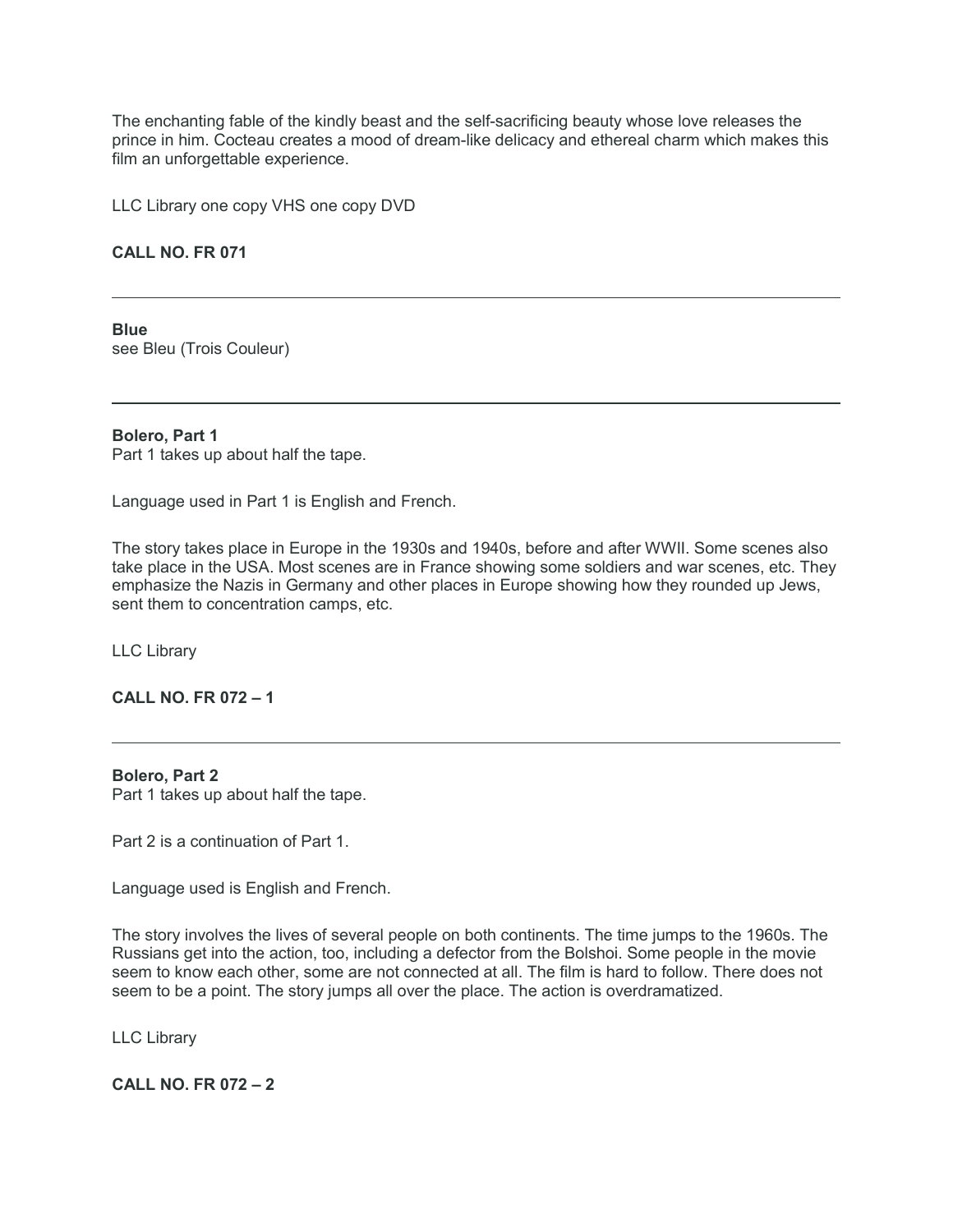The enchanting fable of the kindly beast and the self-sacrificing beauty whose love releases the prince in him. Cocteau creates a mood of dream-like delicacy and ethereal charm which makes this film an unforgettable experience.

LLC Library one copy VHS one copy DVD

**CALL NO. FR 071**

---

**Blue**
see Bleu (Trois Couleur)

---

**Bolero, Part 1**
Part 1 takes up about half the tape.

Language used in Part 1 is English and French.

The story takes place in Europe in the 1930s and 1940s, before and after WWII. Some scenes also take place in the USA. Most scenes are in France showing some soldiers and war scenes, etc. They emphasize the Nazis in Germany and other places in Europe showing how they rounded up Jews, sent them to concentration camps, etc.

LLC Library

**CALL NO. FR 072 – 1**

---

**Bolero, Part 2**
Part 1 takes up about half the tape.

Part 2 is a continuation of Part 1.

Language used is English and French.

The story involves the lives of several people on both continents. The time jumps to the 1960s. The Russians get into the action, too, including a defector from the Bolshoi. Some people in the movie seem to know each other, some are not connected at all. The film is hard to follow. There does not seem to be a point. The story jumps all over the place. The action is overdramatized.

LLC Library

**CALL NO. FR 072 – 2**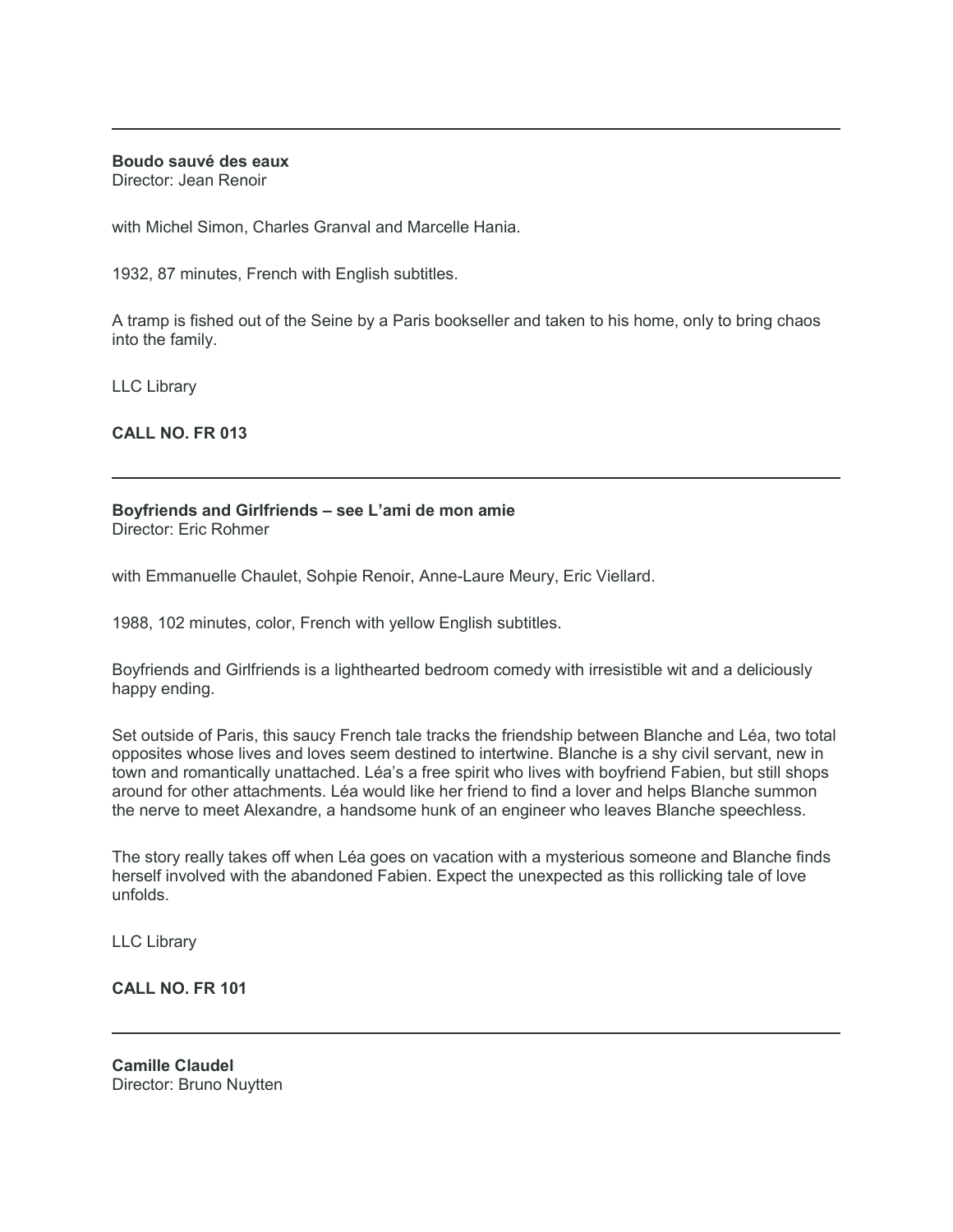---

**Boudo sauvé des eaux**
Director: Jean Renoir

with Michel Simon, Charles Granval and Marcelle Hania.

1932, 87 minutes, French with English subtitles.

A tramp is fished out of the Seine by a Paris bookseller and taken to his home, only to bring chaos into the family.

LLC Library

**CALL NO. FR 013**

---

**Boyfriends and Girlfriends – see L'ami de mon amie**
Director: Eric Rohmer

with Emmanuelle Chaulet, Sohpie Renoir, Anne-Laure Meury, Eric Viellard.

1988, 102 minutes, color, French with yellow English subtitles.

Boyfriends and Girlfriends is a lighthearted bedroom comedy with irresistible wit and a deliciously happy ending.

Set outside of Paris, this saucy French tale tracks the friendship between Blanche and Léa, two total opposites whose lives and loves seem destined to intertwine. Blanche is a shy civil servant, new in town and romantically unattached. Léa's a free spirit who lives with boyfriend Fabien, but still shops around for other attachments. Léa would like her friend to find a lover and helps Blanche summon the nerve to meet Alexandre, a handsome hunk of an engineer who leaves Blanche speechless.

The story really takes off when Léa goes on vacation with a mysterious someone and Blanche finds herself involved with the abandoned Fabien. Expect the unexpected as this rollicking tale of love unfolds.

LLC Library

**CALL NO. FR 101**

---

**Camille Claudel**
Director: Bruno Nuytten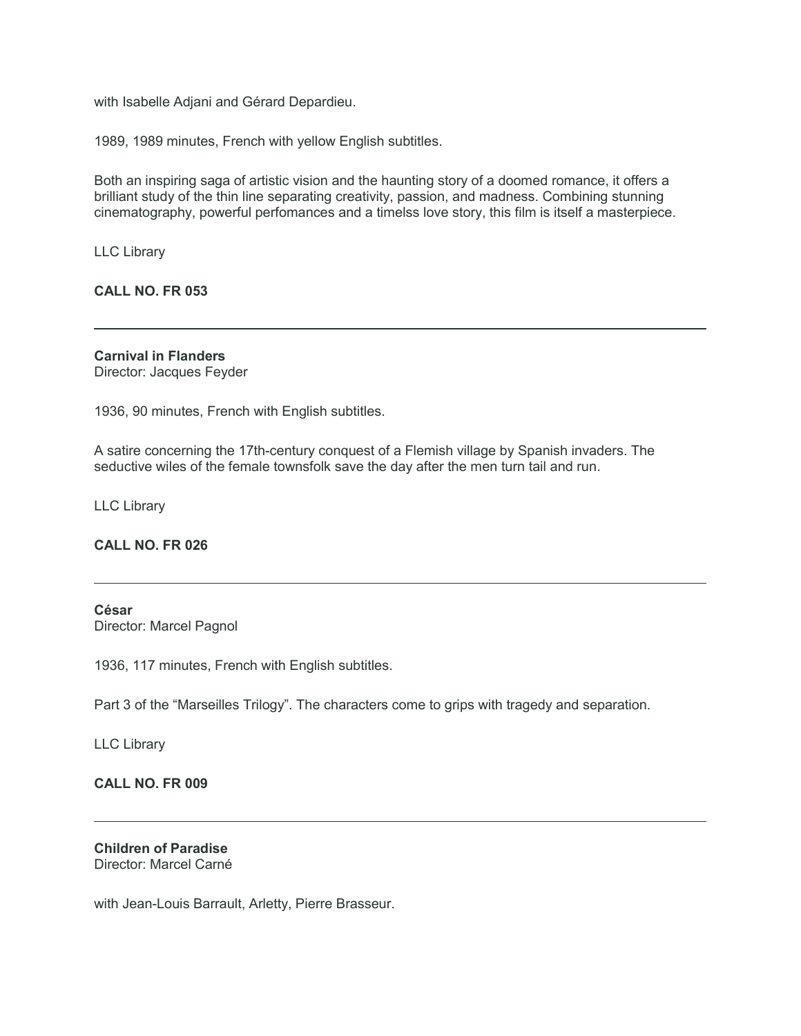with Isabelle Adjani and Gérard Depardieu.

1989, 1989 minutes, French with yellow English subtitles.

Both an inspiring saga of artistic vision and the haunting story of a doomed romance, it offers a brilliant study of the thin line separating creativity, passion, and madness. Combining stunning cinematography, powerful perfomances and a timelss love story, this film is itself a masterpiece.

LLC Library

**CALL NO. FR 053**

---

**Carnival in Flanders**
Director: Jacques Feyder

1936, 90 minutes, French with English subtitles.

A satire concerning the 17th-century conquest of a Flemish village by Spanish invaders. The seductive wiles of the female townsfolk save the day after the men turn tail and run.

LLC Library

**CALL NO. FR 026**

---

**César**
Director: Marcel Pagnol

1936, 117 minutes, French with English subtitles.

Part 3 of the "Marseilles Trilogy". The characters come to grips with tragedy and separation.

LLC Library

**CALL NO. FR 009**

---

**Children of Paradise**
Director: Marcel Carné

with Jean-Louis Barrault, Arletty, Pierre Brasseur.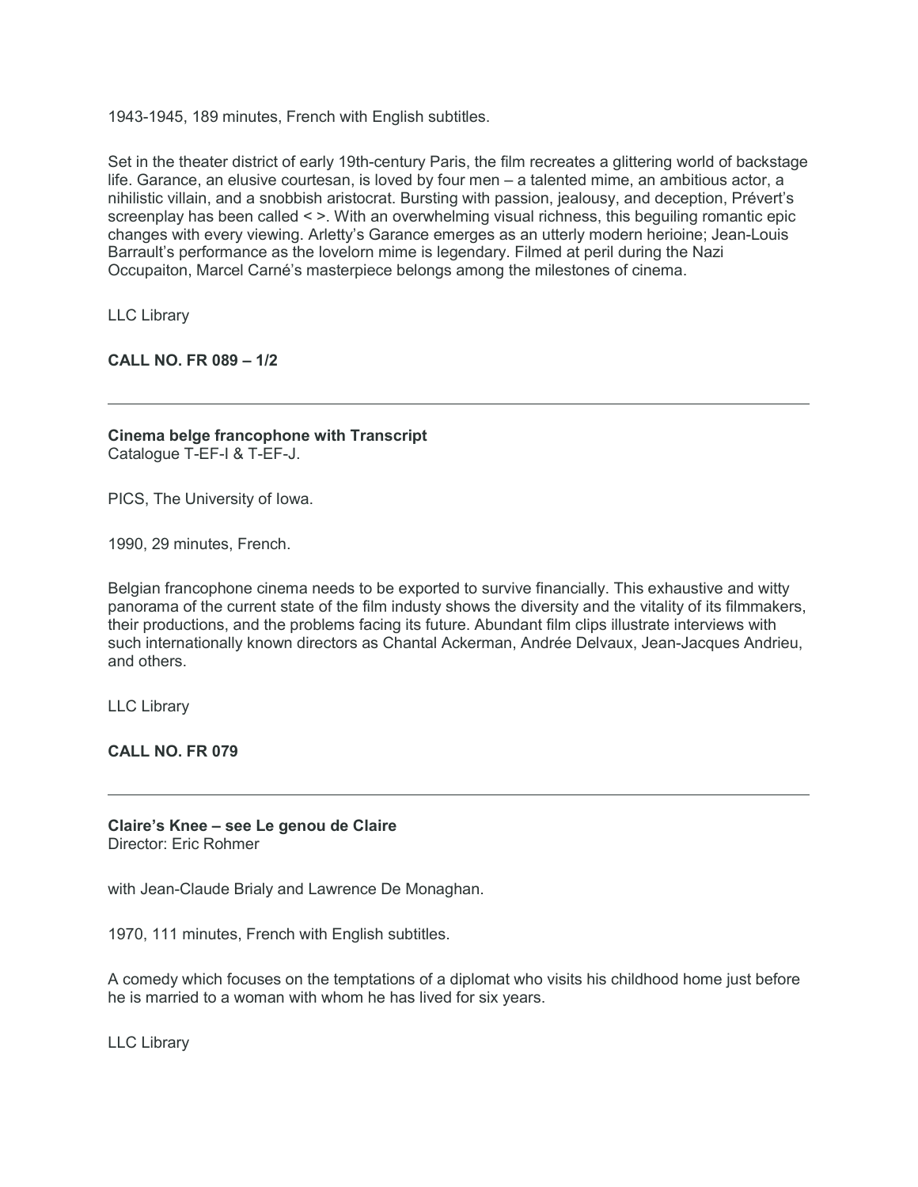1943-1945, 189 minutes, French with English subtitles.

Set in the theater district of early 19th-century Paris, the film recreates a glittering world of backstage life. Garance, an elusive courtesan, is loved by four men – a talented mime, an ambitious actor, a nihilistic villain, and a snobbish aristocrat. Bursting with passion, jealousy, and deception, Prévert's screenplay has been called < >. With an overwhelming visual richness, this beguiling romantic epic changes with every viewing. Arletty's Garance emerges as an utterly modern herioine; Jean-Louis Barrault's performance as the lovelorn mime is legendary. Filmed at peril during the Nazi Occupaiton, Marcel Carné's masterpiece belongs among the milestones of cinema.

LLC Library

**CALL NO. FR 089 – 1/2**

---

**Cinema belge francophone with Transcript**
Catalogue T-EF-I & T-EF-J.

PICS, The University of Iowa.

1990, 29 minutes, French.

Belgian francophone cinema needs to be exported to survive financially. This exhaustive and witty panorama of the current state of the film industy shows the diversity and the vitality of its filmmakers, their productions, and the problems facing its future. Abundant film clips illustrate interviews with such internationally known directors as Chantal Ackerman, Andrée Delvaux, Jean-Jacques Andrieu, and others.

LLC Library

**CALL NO. FR 079**

---

**Claire's Knee – see Le genou de Claire**
Director: Eric Rohmer

with Jean-Claude Brialy and Lawrence De Monaghan.

1970, 111 minutes, French with English subtitles.

A comedy which focuses on the temptations of a diplomat who visits his childhood home just before he is married to a woman with whom he has lived for six years.

LLC Library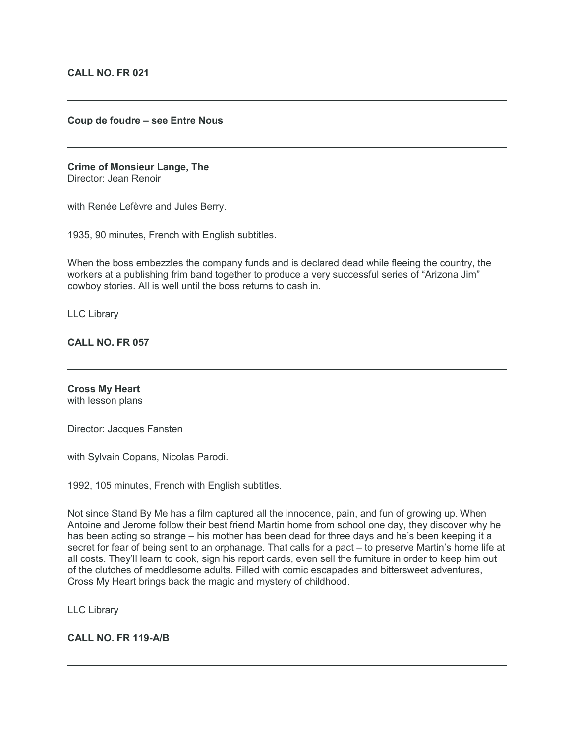**CALL NO. FR 021**

---

**Coup de foudre – see Entre Nous**

---

**Crime of Monsieur Lange, The**
Director: Jean Renoir

with Renée Lefèvre and Jules Berry.

1935, 90 minutes, French with English subtitles.

When the boss embezzles the company funds and is declared dead while fleeing the country, the workers at a publishing frim band together to produce a very successful series of "Arizona Jim" cowboy stories. All is well until the boss returns to cash in.

LLC Library

**CALL NO. FR 057**

---

**Cross My Heart**
with lesson plans

Director: Jacques Fansten

with Sylvain Copans, Nicolas Parodi.

1992, 105 minutes, French with English subtitles.

Not since Stand By Me has a film captured all the innocence, pain, and fun of growing up. When Antoine and Jerome follow their best friend Martin home from school one day, they discover why he has been acting so strange – his mother has been dead for three days and he's been keeping it a secret for fear of being sent to an orphanage. That calls for a pact – to preserve Martin's home life at all costs. They'll learn to cook, sign his report cards, even sell the furniture in order to keep him out of the clutches of meddlesome adults. Filled with comic escapades and bittersweet adventures, Cross My Heart brings back the magic and mystery of childhood.

LLC Library

**CALL NO. FR 119-A/B**

---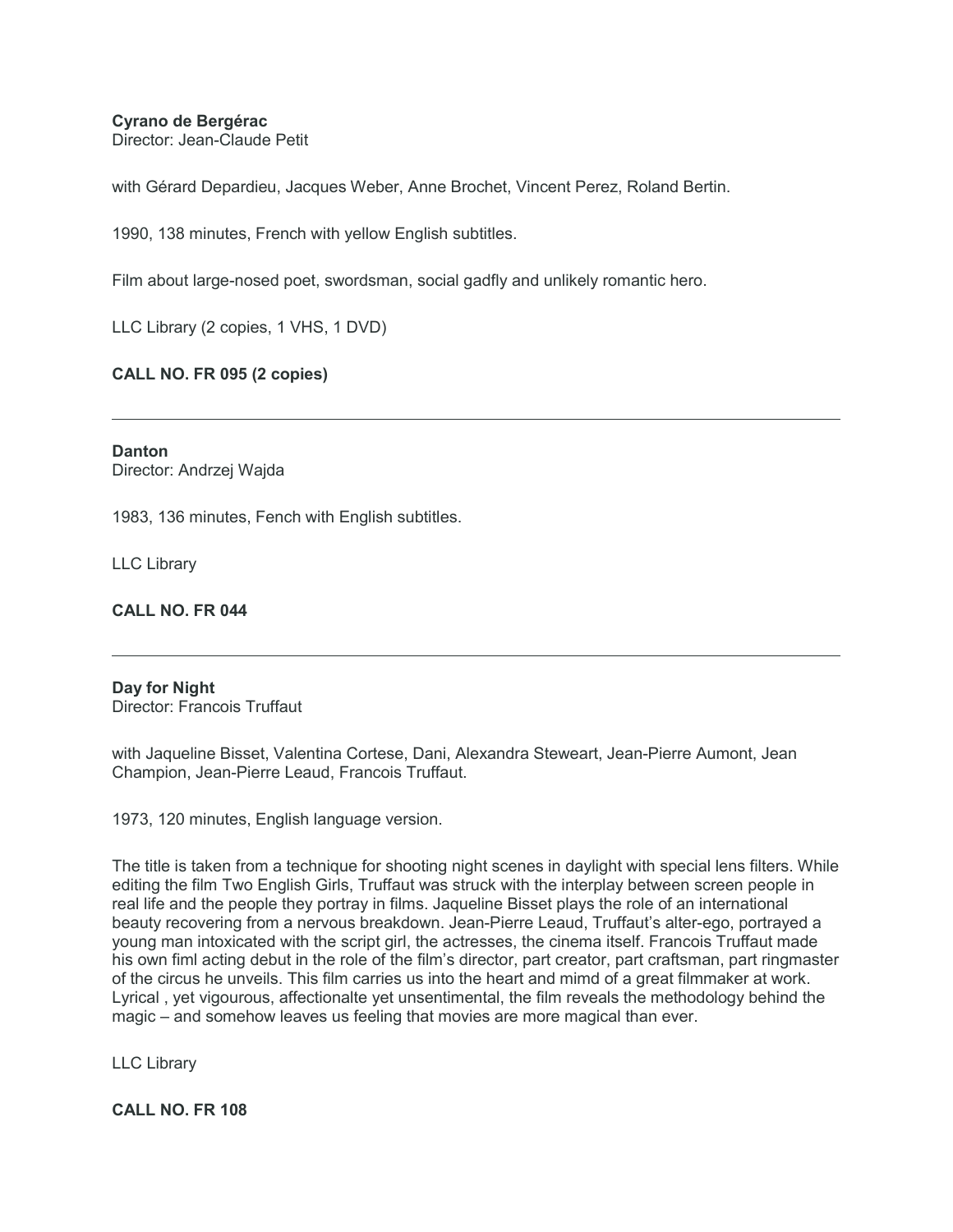**Cyrano de Bergérac**
Director: Jean-Claude Petit

with Gérard Depardieu, Jacques Weber, Anne Brochet, Vincent Perez, Roland Bertin.

1990, 138 minutes, French with yellow English subtitles.

Film about large-nosed poet, swordsman, social gadfly and unlikely romantic hero.

LLC Library (2 copies, 1 VHS, 1 DVD)

**CALL NO. FR 095 (2 copies)**

---

**Danton**
Director: Andrzej Wajda

1983, 136 minutes, Fench with English subtitles.

LLC Library

**CALL NO. FR 044**

---

**Day for Night**
Director: Francois Truffaut

with Jaqueline Bisset, Valentina Cortese, Dani, Alexandra Steweart, Jean-Pierre Aumont, Jean Champion, Jean-Pierre Leaud, Francois Truffaut.

1973, 120 minutes, English language version.

The title is taken from a technique for shooting night scenes in daylight with special lens filters. While editing the film Two English Girls, Truffaut was struck with the interplay between screen people in real life and the people they portray in films. Jaqueline Bisset plays the role of an international beauty recovering from a nervous breakdown. Jean-Pierre Leaud, Truffaut's alter-ego, portrayed a young man intoxicated with the script girl, the actresses, the cinema itself. Francois Truffaut made his own fiml acting debut in the role of the film's director, part creator, part craftsman, part ringmaster of the circus he unveils. This film carries us into the heart and mimd of a great filmmaker at work. Lyrical , yet vigourous, affectionalte yet unsentimental, the film reveals the methodology behind the magic – and somehow leaves us feeling that movies are more magical than ever.

LLC Library

**CALL NO. FR 108**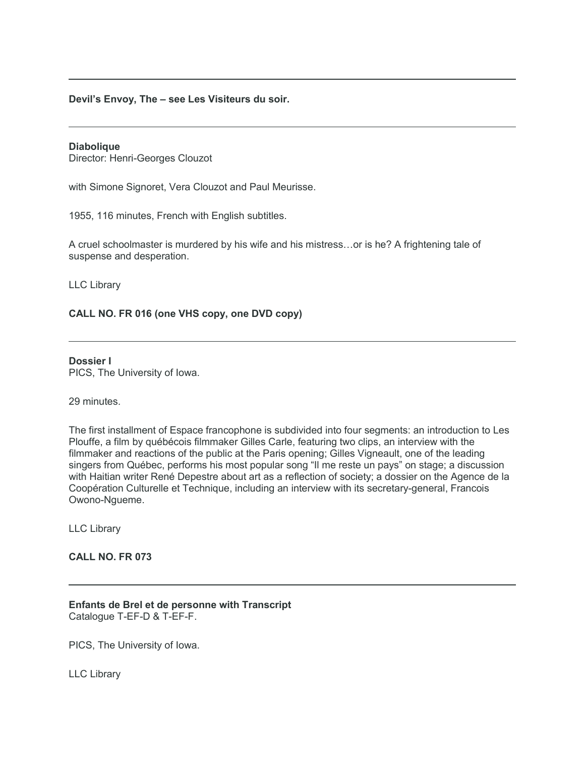---

**Devil's Envoy, The – see Les Visiteurs du soir.**

---

**Diabolique**
Director: Henri-Georges Clouzot

with Simone Signoret, Vera Clouzot and Paul Meurisse.

1955, 116 minutes, French with English subtitles.

A cruel schoolmaster is murdered by his wife and his mistress…or is he? A frightening tale of suspense and desperation.

LLC Library

**CALL NO. FR 016 (one VHS copy, one DVD copy)**

---

**Dossier I**
PICS, The University of Iowa.

29 minutes.

The first installment of Espace francophone is subdivided into four segments: an introduction to Les Plouffe, a film by québécois filmmaker Gilles Carle, featuring two clips, an interview with the filmmaker and reactions of the public at the Paris opening; Gilles Vigneault, one of the leading singers from Québec, performs his most popular song "Il me reste un pays" on stage; a discussion with Haitian writer René Depestre about art as a reflection of society; a dossier on the Agence de la Coopération Culturelle et Technique, including an interview with its secretary-general, Francois Owono-Ngueme.

LLC Library

**CALL NO. FR 073**

---

**Enfants de Brel et de personne with Transcript**
Catalogue T-EF-D & T-EF-F.

PICS, The University of Iowa.

LLC Library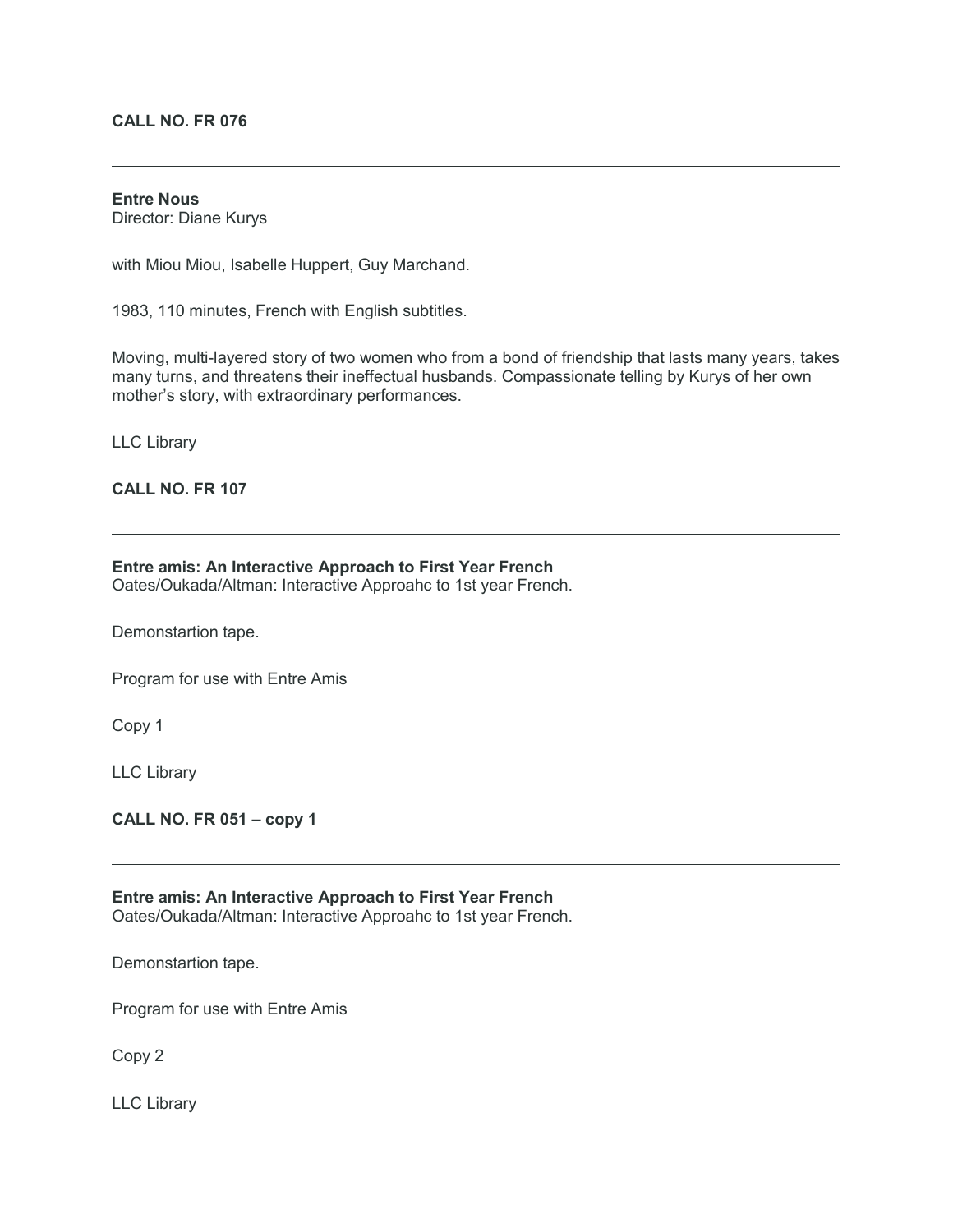**CALL NO. FR 076**

---

**Entre Nous**
Director: Diane Kurys

with Miou Miou, Isabelle Huppert, Guy Marchand.

1983, 110 minutes, French with English subtitles.

Moving, multi-layered story of two women who from a bond of friendship that lasts many years, takes many turns, and threatens their ineffectual husbands. Compassionate telling by Kurys of her own mother's story, with extraordinary performances.

LLC Library

**CALL NO. FR 107**

---

**Entre amis: An Interactive Approach to First Year French**
Oates/Oukada/Altman: Interactive Approahc to 1st year French.

Demonstartion tape.

Program for use with Entre Amis

Copy 1

LLC Library

**CALL NO. FR 051 – copy 1**

---

**Entre amis: An Interactive Approach to First Year French**
Oates/Oukada/Altman: Interactive Approahc to 1st year French.

Demonstartion tape.

Program for use with Entre Amis

Copy 2

LLC Library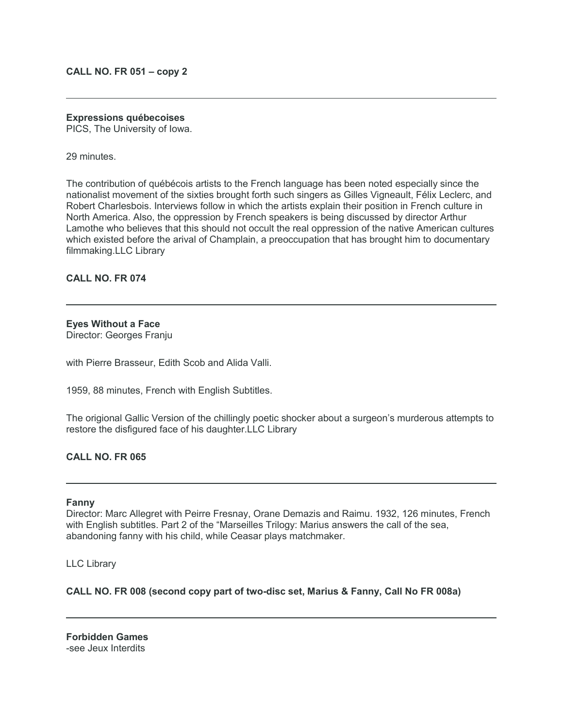**CALL NO. FR 051 – copy 2**

---

**Expressions québecoises**
PICS, The University of Iowa.

29 minutes.

The contribution of québécois artists to the French language has been noted especially since the nationalist movement of the sixties brought forth such singers as Gilles Vigneault, Félix Leclerc, and Robert Charlesbois. Interviews follow in which the artists explain their position in French culture in North America. Also, the oppression by French speakers is being discussed by director Arthur Lamothe who believes that this should not occult the real oppression of the native American cultures which existed before the arival of Champlain, a preoccupation that has brought him to documentary filmmaking.LLC Library

**CALL NO. FR 074**

---

**Eyes Without a Face**
Director: Georges Franju

with Pierre Brasseur, Edith Scob and Alida Valli.

1959, 88 minutes, French with English Subtitles.

The origional Gallic Version of the chillingly poetic shocker about a surgeon's murderous attempts to restore the disfigured face of his daughter.LLC Library

**CALL NO. FR 065**

---

**Fanny**
Director: Marc Allegret with Peirre Fresnay, Orane Demazis and Raimu. 1932, 126 minutes, French with English subtitles. Part 2 of the "Marseilles Trilogy: Marius answers the call of the sea, abandoning fanny with his child, while Ceasar plays matchmaker.

LLC Library

**CALL NO. FR 008 (second copy part of two-disc set, Marius & Fanny, Call No FR 008a)**

---

**Forbidden Games**
-see Jeux Interdits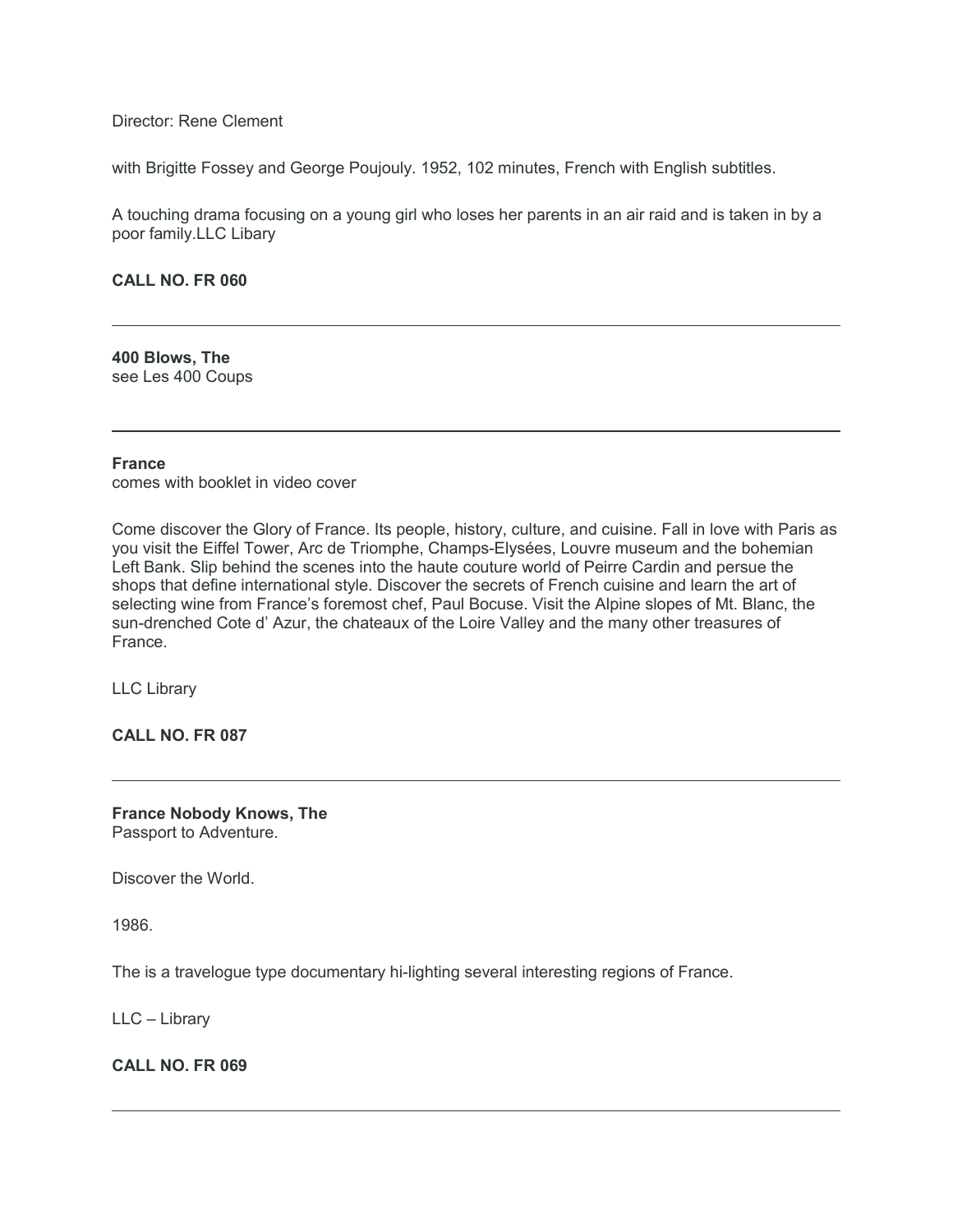Director: Rene Clement

with Brigitte Fossey and George Poujouly. 1952, 102 minutes, French with English subtitles.

A touching drama focusing on a young girl who loses her parents in an air raid and is taken in by a poor family.LLC Libary

**CALL NO. FR 060**

---

**400 Blows, The**
see Les 400 Coups

---

**France**
comes with booklet in video cover

Come discover the Glory of France. Its people, history, culture, and cuisine. Fall in love with Paris as you visit the Eiffel Tower, Arc de Triomphe, Champs-Elysées, Louvre museum and the bohemian Left Bank. Slip behind the scenes into the haute couture world of Peirre Cardin and persue the shops that define international style. Discover the secrets of French cuisine and learn the art of selecting wine from France's foremost chef, Paul Bocuse. Visit the Alpine slopes of Mt. Blanc, the sun-drenched Cote d' Azur, the chateaux of the Loire Valley and the many other treasures of France.

LLC Library

**CALL NO. FR 087**

---

**France Nobody Knows, The**
Passport to Adventure.

Discover the World.

1986.

The is a travelogue type documentary hi-lighting several interesting regions of France.

LLC – Library

**CALL NO. FR 069**

---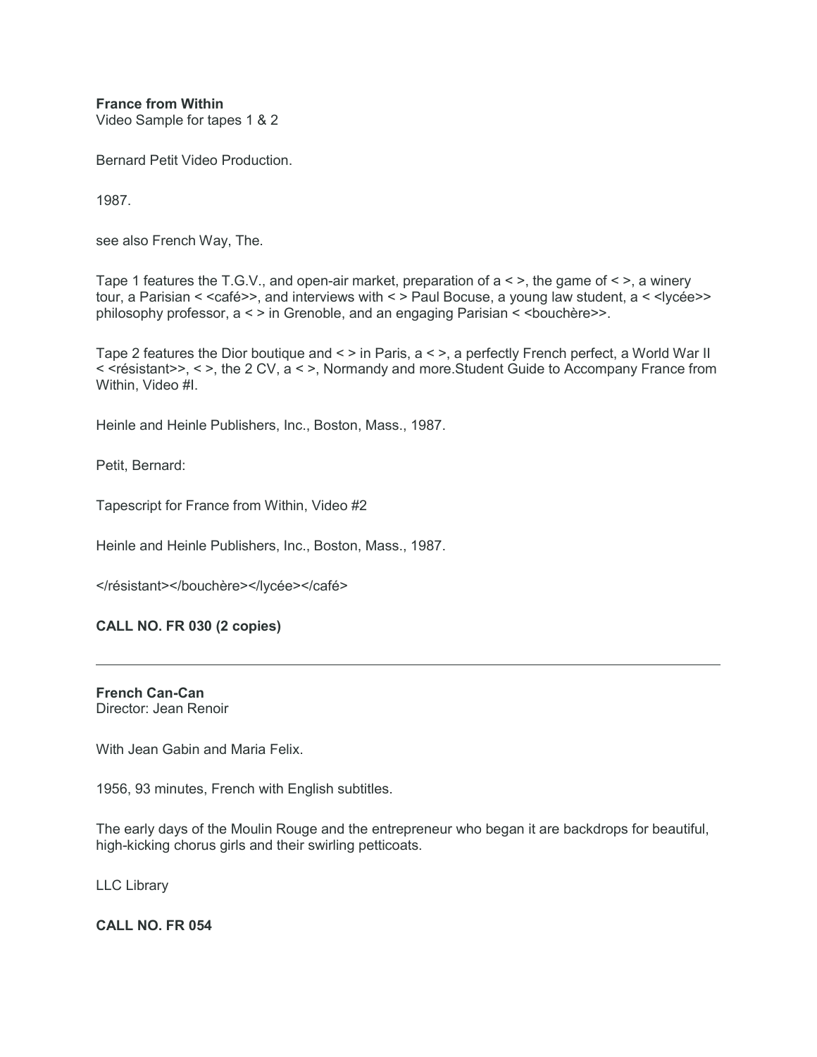**France from Within**
Video Sample for tapes 1 & 2

Bernard Petit Video Production.

1987.

see also French Way, The.

Tape 1 features the T.G.V., and open-air market, preparation of a < >, the game of < >, a winery tour, a Parisian < <café>>, and interviews with < > Paul Bocuse, a young law student, a < <lycée>> philosophy professor, a < > in Grenoble, and an engaging Parisian < <bouchère>>.

Tape 2 features the Dior boutique and < > in Paris, a < >, a perfectly French perfect, a World War II < <résistant>>, < >, the 2 CV, a < >, Normandy and more.Student Guide to Accompany France from Within, Video #I.

Heinle and Heinle Publishers, Inc., Boston, Mass., 1987.

Petit, Bernard:

Tapescript for France from Within, Video #2

Heinle and Heinle Publishers, Inc., Boston, Mass., 1987.

</résistant></bouchère></lycée></café>

**CALL NO. FR 030 (2 copies)**

---

**French Can-Can**
Director: Jean Renoir

With Jean Gabin and Maria Felix.

1956, 93 minutes, French with English subtitles.

The early days of the Moulin Rouge and the entrepreneur who began it are backdrops for beautiful, high-kicking chorus girls and their swirling petticoats.

LLC Library

**CALL NO. FR 054**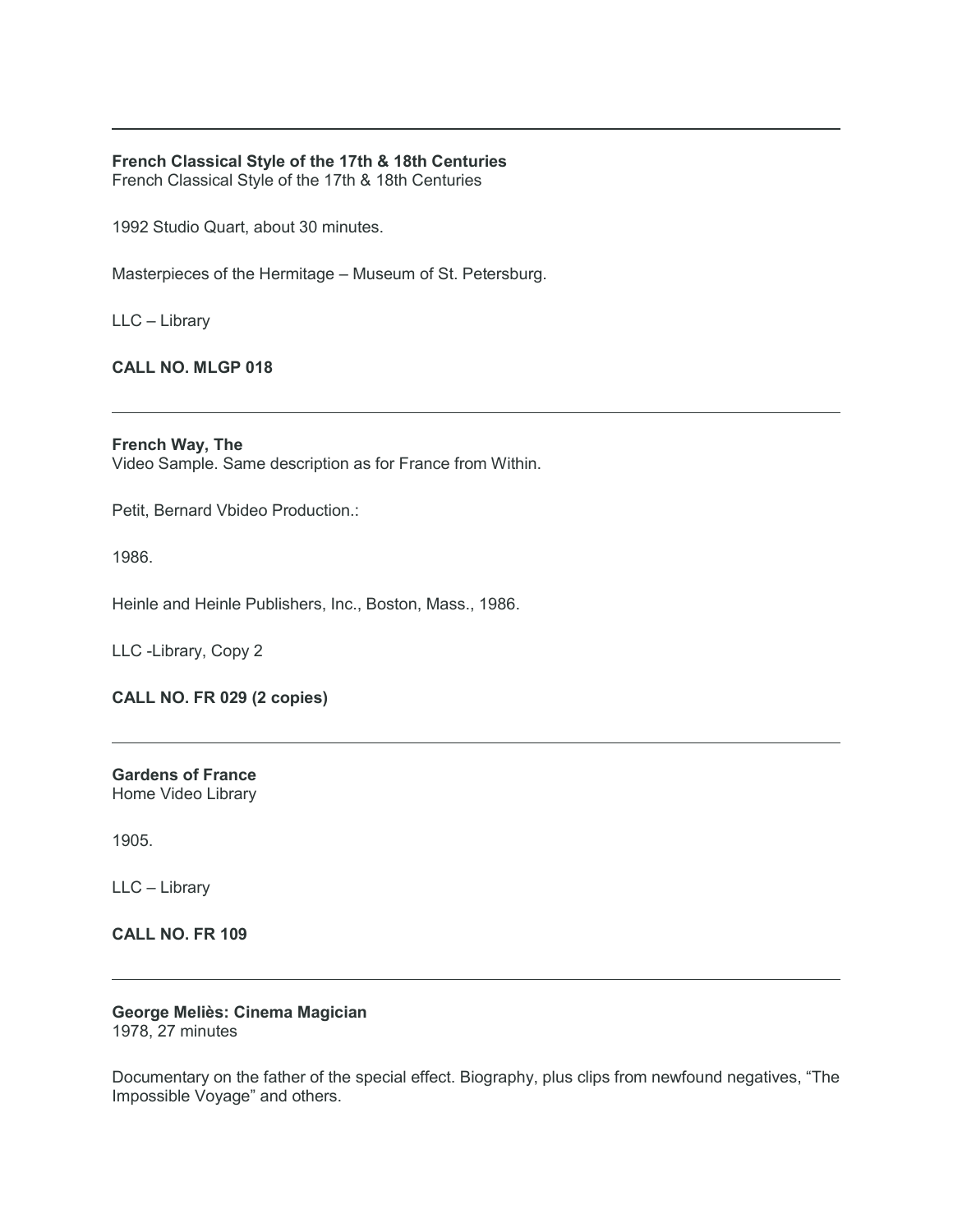---

**French Classical Style of the 17th & 18th Centuries**
French Classical Style of the 17th & 18th Centuries

1992 Studio Quart, about 30 minutes.

Masterpieces of the Hermitage – Museum of St. Petersburg.

LLC – Library

**CALL NO. MLGP 018**

---

**French Way, The**
Video Sample. Same description as for France from Within.

Petit, Bernard Vbideo Production.:

1986.

Heinle and Heinle Publishers, Inc., Boston, Mass., 1986.

LLC -Library, Copy 2

**CALL NO. FR 029 (2 copies)**

---

**Gardens of France**
Home Video Library

1905.

LLC – Library

**CALL NO. FR 109**

---

**George Meliès: Cinema Magician**
1978, 27 minutes

Documentary on the father of the special effect. Biography, plus clips from newfound negatives, “The Impossible Voyage” and others.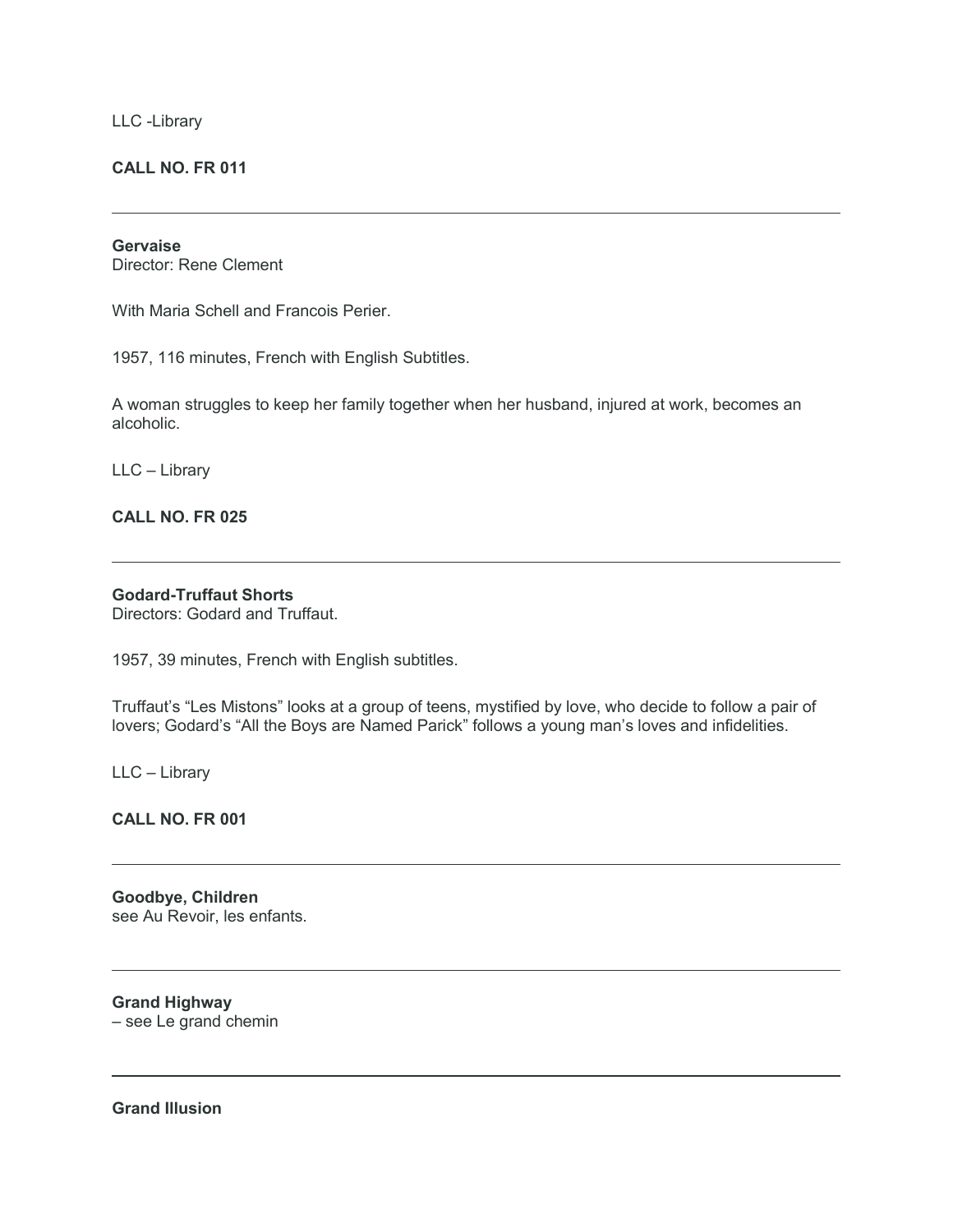LLC -Library

**CALL NO. FR 011**

---

**Gervaise**
Director: Rene Clement

With Maria Schell and Francois Perier.

1957, 116 minutes, French with English Subtitles.

A woman struggles to keep her family together when her husband, injured at work, becomes an alcoholic.

LLC – Library

**CALL NO. FR 025**

---

**Godard-Truffaut Shorts**
Directors: Godard and Truffaut.

1957, 39 minutes, French with English subtitles.

Truffaut's "Les Mistons" looks at a group of teens, mystified by love, who decide to follow a pair of lovers; Godard's "All the Boys are Named Parick" follows a young man's loves and infidelities.

LLC – Library

**CALL NO. FR 001**

---

**Goodbye, Children**
see Au Revoir, les enfants.

---

**Grand Highway**
– see Le grand chemin

---

**Grand Illusion**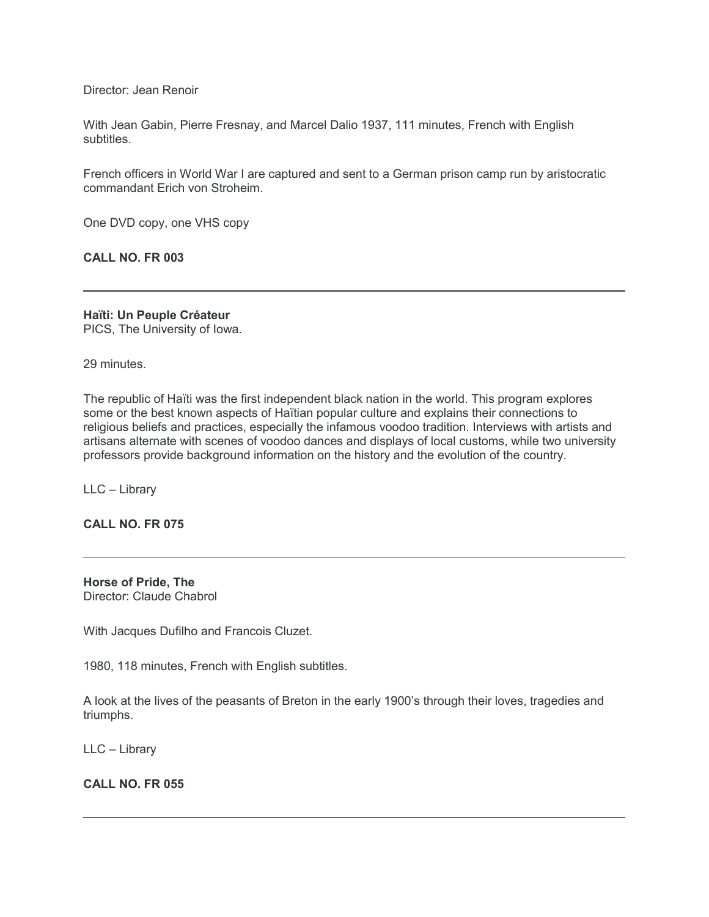Director: Jean Renoir

With Jean Gabin, Pierre Fresnay, and Marcel Dalio 1937, 111 minutes, French with English subtitles.

French officers in World War I are captured and sent to a German prison camp run by aristocratic commandant Erich von Stroheim.

One DVD copy, one VHS copy

**CALL NO. FR 003**

---

**Haïti: Un Peuple Créateur**
PICS, The University of Iowa.

29 minutes.

The republic of Haïti was the first independent black nation in the world. This program explores some or the best known aspects of Haïtian popular culture and explains their connections to religious beliefs and practices, especially the infamous voodoo tradition. Interviews with artists and artisans alternate with scenes of voodoo dances and displays of local customs, while two university professors provide background information on the history and the evolution of the country.

LLC – Library

**CALL NO. FR 075**

---

**Horse of Pride, The**
Director: Claude Chabrol

With Jacques Dufilho and Francois Cluzet.

1980, 118 minutes, French with English subtitles.

A look at the lives of the peasants of Breton in the early 1900's through their loves, tragedies and triumphs.

LLC – Library

**CALL NO. FR 055**

---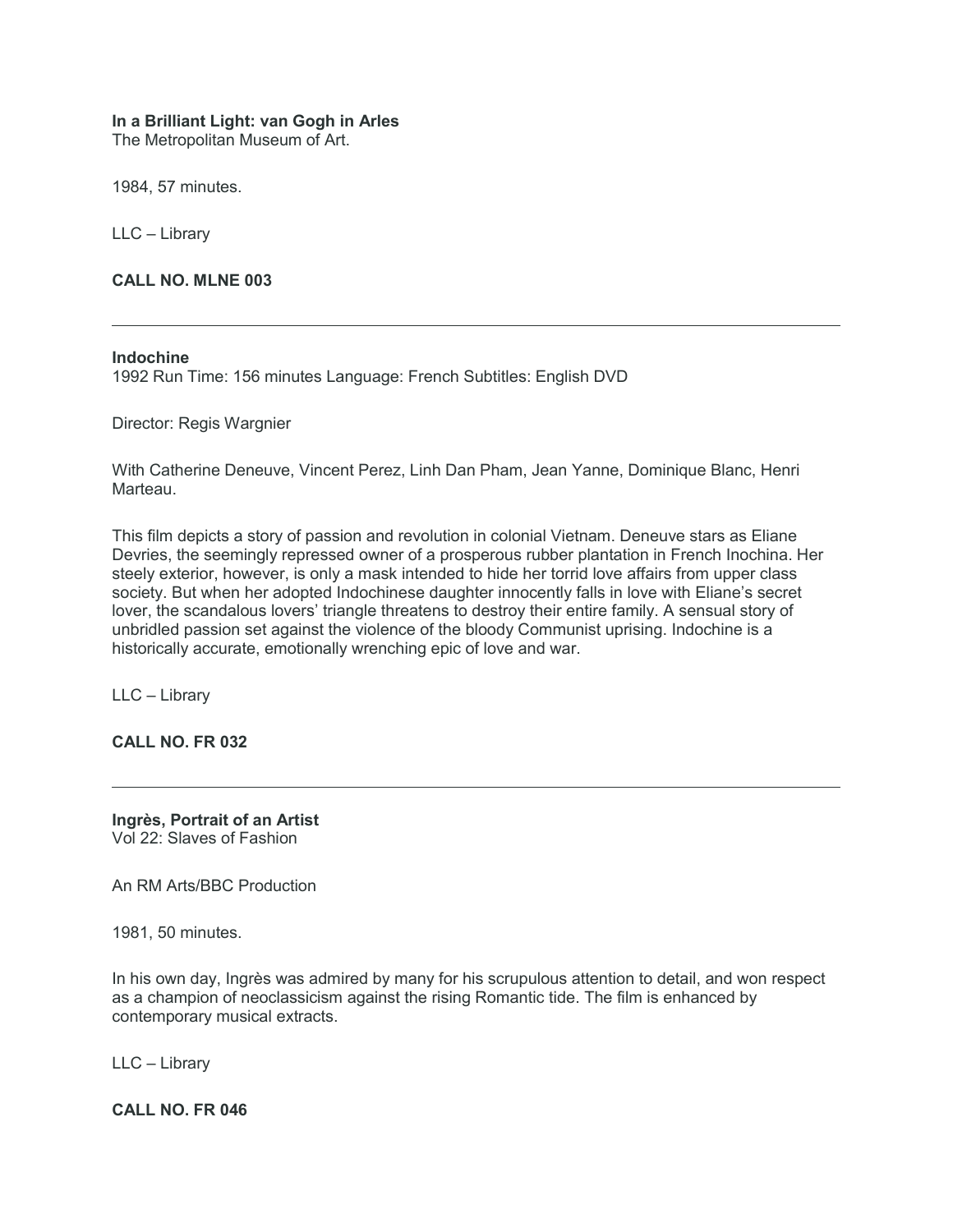**In a Brilliant Light: van Gogh in Arles**
The Metropolitan Museum of Art.

1984, 57 minutes.

LLC – Library

**CALL NO. MLNE 003**

---

**Indochine**
1992 Run Time: 156 minutes Language: French Subtitles: English DVD

Director: Regis Wargnier

With Catherine Deneuve, Vincent Perez, Linh Dan Pham, Jean Yanne, Dominique Blanc, Henri Marteau.

This film depicts a story of passion and revolution in colonial Vietnam. Deneuve stars as Eliane Devries, the seemingly repressed owner of a prosperous rubber plantation in French Inochina. Her steely exterior, however, is only a mask intended to hide her torrid love affairs from upper class society. But when her adopted Indochinese daughter innocently falls in love with Eliane's secret lover, the scandalous lovers' triangle threatens to destroy their entire family. A sensual story of unbridled passion set against the violence of the bloody Communist uprising. Indochine is a historically accurate, emotionally wrenching epic of love and war.

LLC – Library

**CALL NO. FR 032**

---

**Ingrès, Portrait of an Artist**
Vol 22: Slaves of Fashion

An RM Arts/BBC Production

1981, 50 minutes.

In his own day, Ingrès was admired by many for his scrupulous attention to detail, and won respect as a champion of neoclassicism against the rising Romantic tide. The film is enhanced by contemporary musical extracts.

LLC – Library

**CALL NO. FR 046**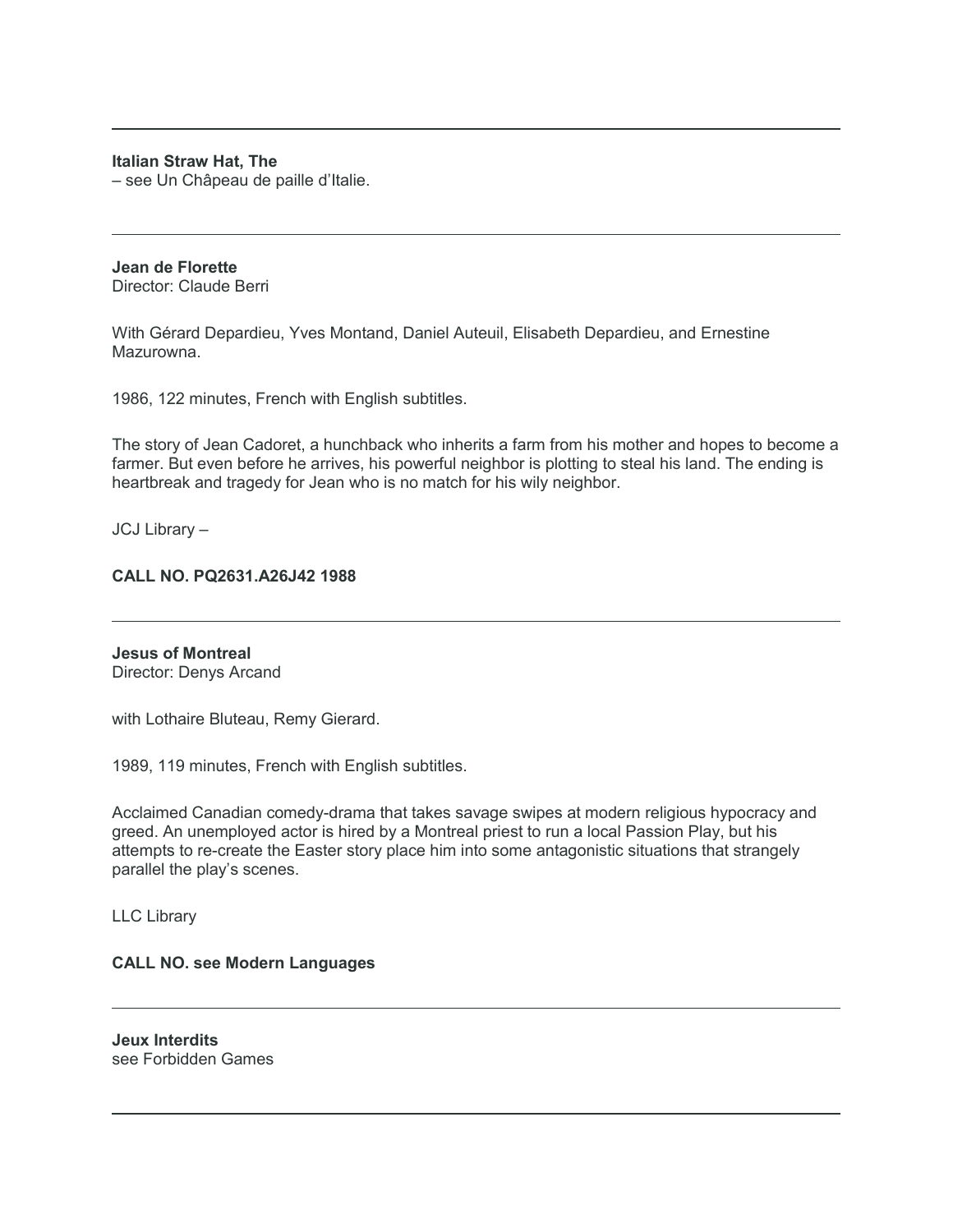---

**Italian Straw Hat, The**
– see Un Châpeau de paille d'Italie.

---

**Jean de Florette**
Director: Claude Berri

With Gérard Depardieu, Yves Montand, Daniel Auteuil, Elisabeth Depardieu, and Ernestine Mazurowna.

1986, 122 minutes, French with English subtitles.

The story of Jean Cadoret, a hunchback who inherits a farm from his mother and hopes to become a farmer. But even before he arrives, his powerful neighbor is plotting to steal his land. The ending is heartbreak and tragedy for Jean who is no match for his wily neighbor.

JCJ Library –

**CALL NO. PQ2631.A26J42 1988**

---

**Jesus of Montreal**
Director: Denys Arcand

with Lothaire Bluteau, Remy Gierard.

1989, 119 minutes, French with English subtitles.

Acclaimed Canadian comedy-drama that takes savage swipes at modern religious hypocracy and greed. An unemployed actor is hired by a Montreal priest to run a local Passion Play, but his attempts to re-create the Easter story place him into some antagonistic situations that strangely parallel the play's scenes.

LLC Library

**CALL NO. see Modern Languages**

---

**Jeux Interdits**
see Forbidden Games

---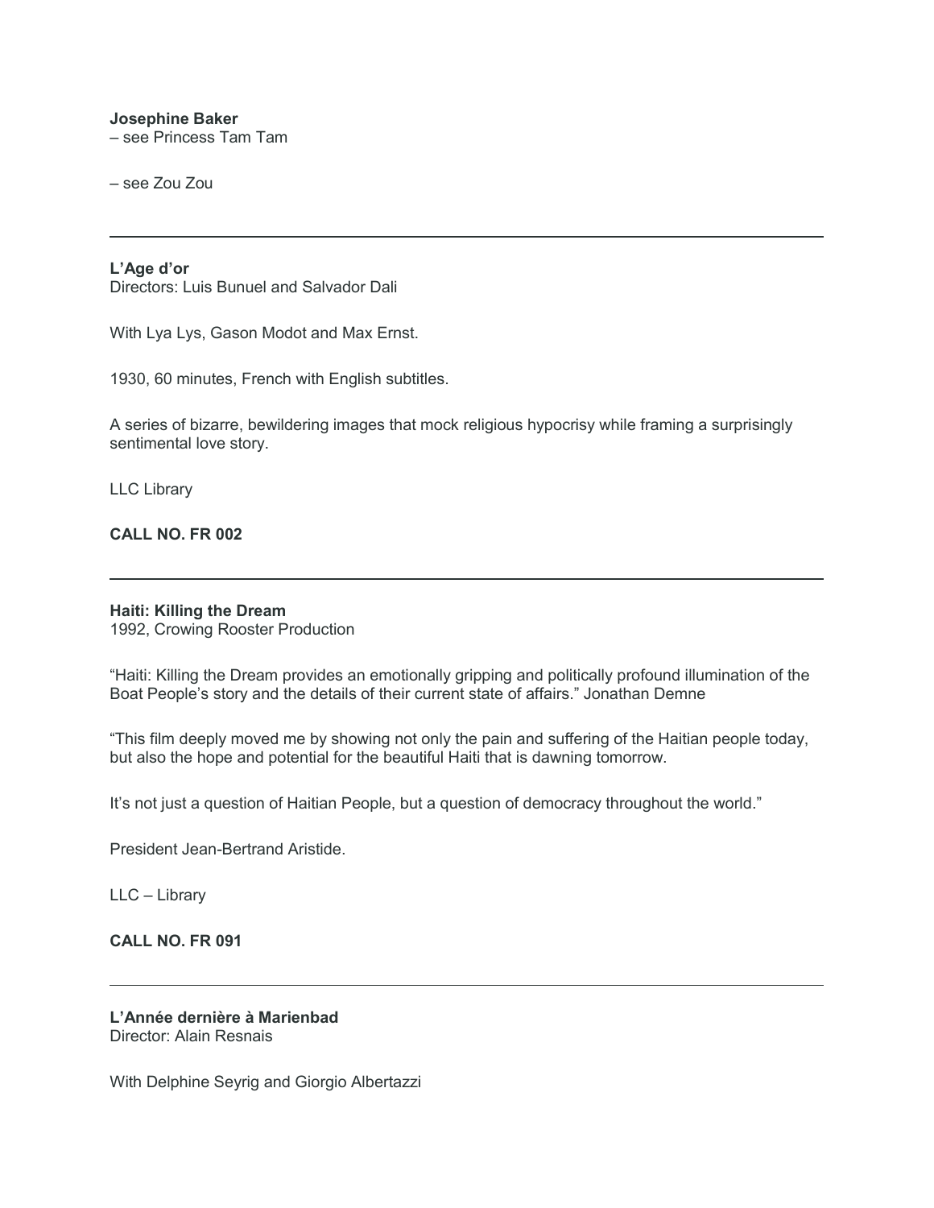**Josephine Baker**
– see Princess Tam Tam

– see Zou Zou

---

**L'Age d'or**
Directors: Luis Bunuel and Salvador Dali

With Lya Lys, Gason Modot and Max Ernst.

1930, 60 minutes, French with English subtitles.

A series of bizarre, bewildering images that mock religious hypocrisy while framing a surprisingly sentimental love story.

LLC Library

**CALL NO. FR 002**

---

**Haiti: Killing the Dream**
1992, Crowing Rooster Production

"Haiti: Killing the Dream provides an emotionally gripping and politically profound illumination of the Boat People's story and the details of their current state of affairs." Jonathan Demne

"This film deeply moved me by showing not only the pain and suffering of the Haitian people today, but also the hope and potential for the beautiful Haiti that is dawning tomorrow.

It's not just a question of Haitian People, but a question of democracy throughout the world."

President Jean-Bertrand Aristide.

LLC – Library

**CALL NO. FR 091**

---

**L'Année dernière à Marienbad**
Director: Alain Resnais

With Delphine Seyrig and Giorgio Albertazzi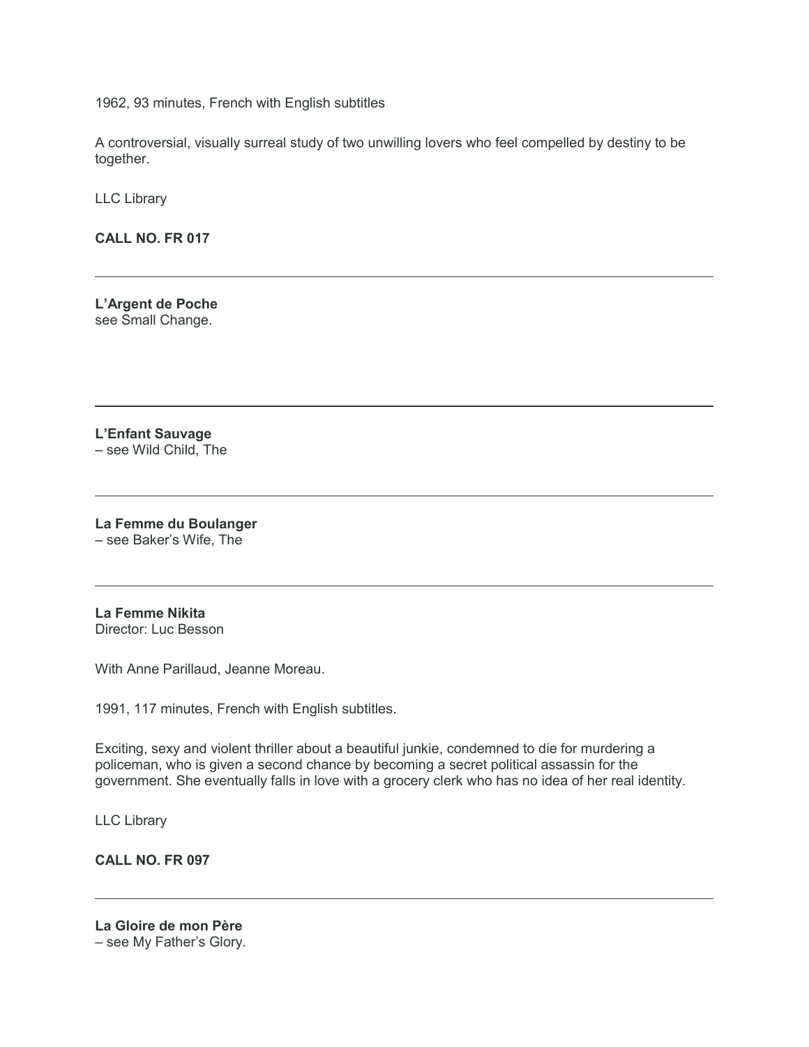1962, 93 minutes, French with English subtitles

A controversial, visually surreal study of two unwilling lovers who feel compelled by destiny to be together.

LLC Library

**CALL NO. FR 017**

---

**L'Argent de Poche**
see Small Change.

---

**L'Enfant Sauvage**
– see Wild Child, The

---

**La Femme du Boulanger**
– see Baker's Wife, The

---

**La Femme Nikita**
Director: Luc Besson

With Anne Parillaud, Jeanne Moreau.

1991, 117 minutes, French with English subtitles.

Exciting, sexy and violent thriller about a beautiful junkie, condemned to die for murdering a policeman, who is given a second chance by becoming a secret political assassin for the government. She eventually falls in love with a grocery clerk who has no idea of her real identity.

LLC Library

**CALL NO. FR 097**

---

**La Gloire de mon Père**
– see My Father's Glory.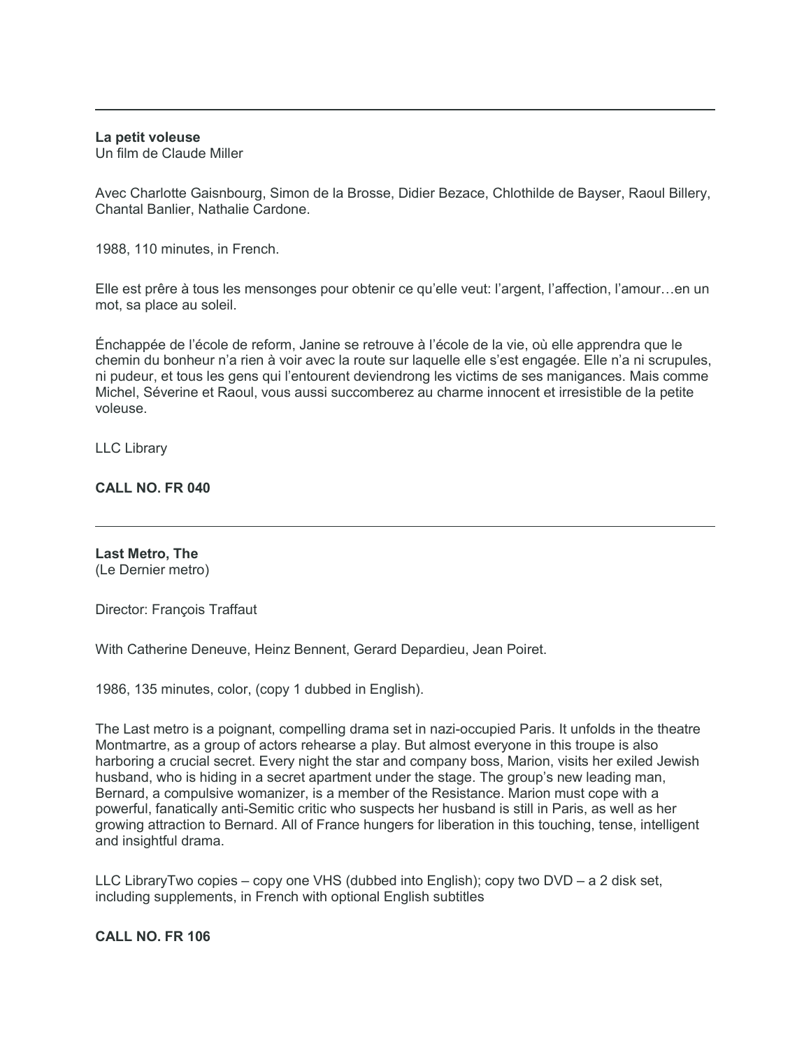---

**La petit voleuse**
Un film de Claude Miller

Avec Charlotte Gaisnbourg, Simon de la Brosse, Didier Bezace, Chlothilde de Bayser, Raoul Billery, Chantal Banlier, Nathalie Cardone.

1988, 110 minutes, in French.

Elle est prêre à tous les mensonges pour obtenir ce qu'elle veut: l'argent, l'affection, l'amour…en un mot, sa place au soleil.

Énchappée de l'école de reform, Janine se retrouve à l'école de la vie, où elle apprendra que le chemin du bonheur n'a rien à voir avec la route sur laquelle elle s'est engagée. Elle n'a ni scrupules, ni pudeur, et tous les gens qui l'entourent deviendrong les victims de ses manigances. Mais comme Michel, Séverine et Raoul, vous aussi succomberez au charme innocent et irresistible de la petite voleuse.

LLC Library

**CALL NO. FR 040**

---

**Last Metro, The**
(Le Dernier metro)

Director: François Traffaut

With Catherine Deneuve, Heinz Bennent, Gerard Depardieu, Jean Poiret.

1986, 135 minutes, color, (copy 1 dubbed in English).

The Last metro is a poignant, compelling drama set in nazi-occupied Paris. It unfolds in the theatre Montmartre, as a group of actors rehearse a play. But almost everyone in this troupe is also harboring a crucial secret. Every night the star and company boss, Marion, visits her exiled Jewish husband, who is hiding in a secret apartment under the stage. The group's new leading man, Bernard, a compulsive womanizer, is a member of the Resistance. Marion must cope with a powerful, fanatically anti-Semitic critic who suspects her husband is still in Paris, as well as her growing attraction to Bernard. All of France hungers for liberation in this touching, tense, intelligent and insightful drama.

LLC LibraryTwo copies – copy one VHS (dubbed into English); copy two DVD – a 2 disk set, including supplements, in French with optional English subtitles

**CALL NO. FR 106**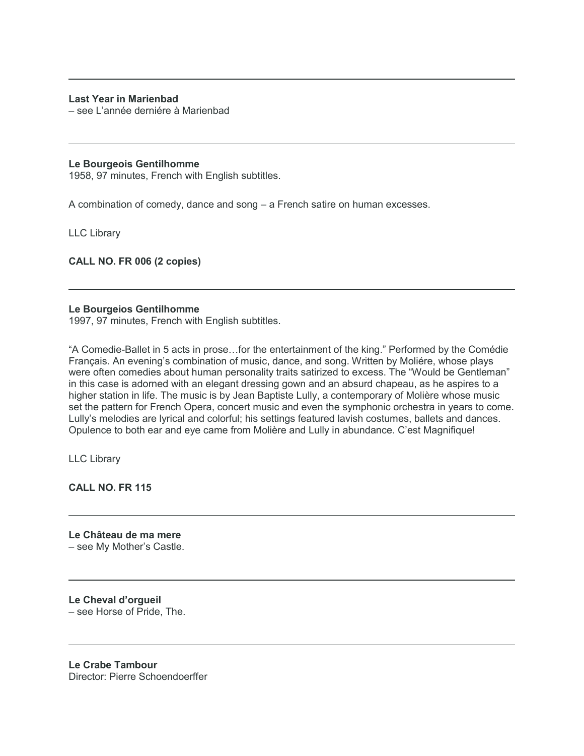---

**Last Year in Marienbad**
– see L'année derniére à Marienbad

---

**Le Bourgeois Gentilhomme**
1958, 97 minutes, French with English subtitles.

A combination of comedy, dance and song – a French satire on human excesses.

LLC Library

**CALL NO. FR 006 (2 copies)**

---

**Le Bourgeios Gentilhomme**
1997, 97 minutes, French with English subtitles.

"A Comedie-Ballet in 5 acts in prose…for the entertainment of the king." Performed by the Comédie Françaís. An evening's combination of music, dance, and song. Written by Moliére, whose plays were often comedies about human personality traits satirized to excess. The "Would be Gentleman" in this case is adorned with an elegant dressing gown and an absurd chapeau, as he aspires to a higher station in life. The music is by Jean Baptiste Lully, a contemporary of Molière whose music set the pattern for French Opera, concert music and even the symphonic orchestra in years to come. Lully's melodies are lyrical and colorful; his settings featured lavish costumes, ballets and dances. Opulence to both ear and eye came from Molière and Lully in abundance. C'est Magnifique!

LLC Library

**CALL NO. FR 115**

---

**Le Château de ma mere**
– see My Mother's Castle.

---

**Le Cheval d'orgueil**
– see Horse of Pride, The.

---

**Le Crabe Tambour**
Director: Pierre Schoendoerffer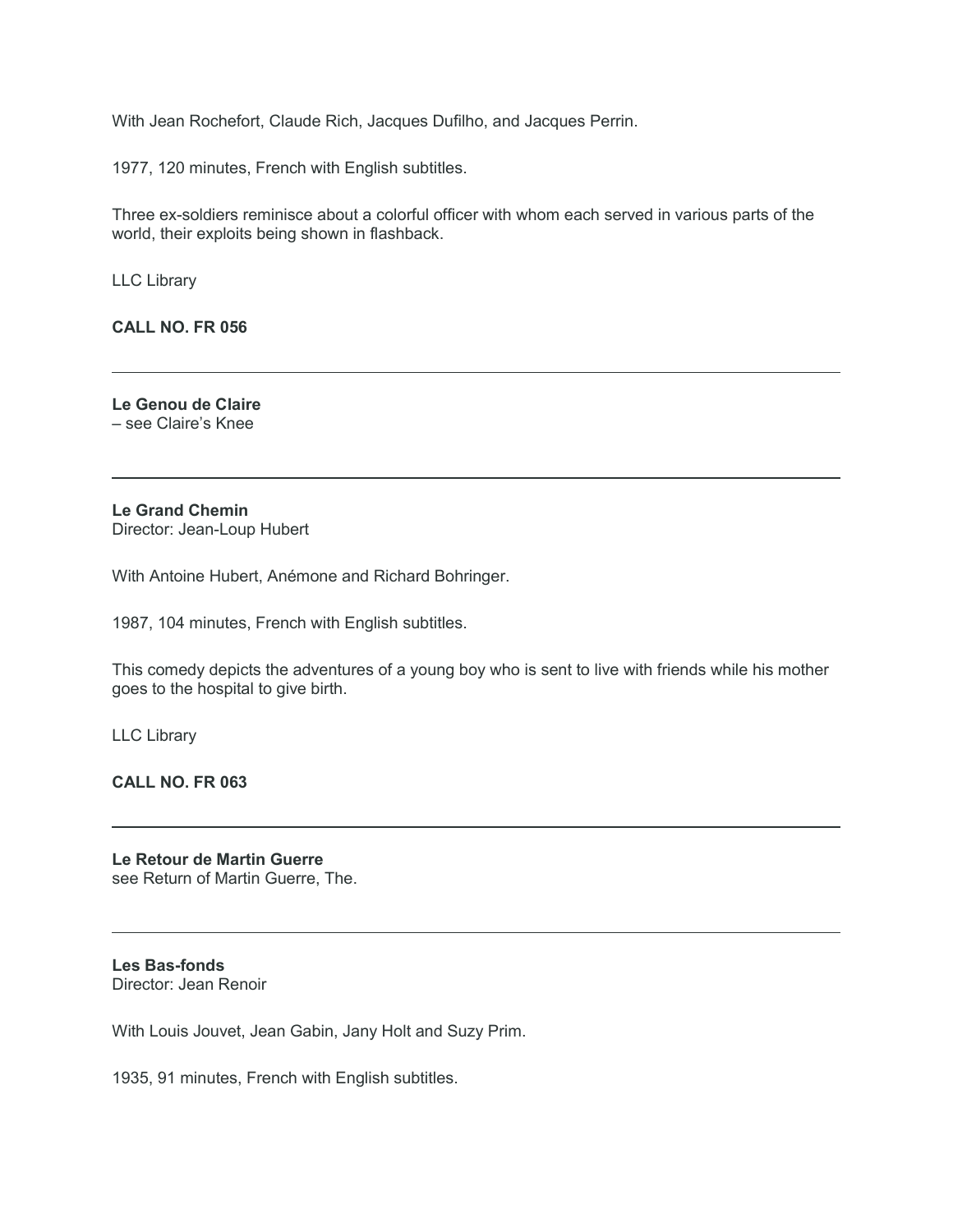With Jean Rochefort, Claude Rich, Jacques Dufilho, and Jacques Perrin.

1977, 120 minutes, French with English subtitles.

Three ex-soldiers reminisce about a colorful officer with whom each served in various parts of the world, their exploits being shown in flashback.

LLC Library

**CALL NO. FR 056**

---

**Le Genou de Claire**
– see Claire's Knee

---

**Le Grand Chemin**
Director: Jean-Loup Hubert

With Antoine Hubert, Anémone and Richard Bohringer.

1987, 104 minutes, French with English subtitles.

This comedy depicts the adventures of a young boy who is sent to live with friends while his mother goes to the hospital to give birth.

LLC Library

**CALL NO. FR 063**

---

**Le Retour de Martin Guerre**
see Return of Martin Guerre, The.

---

**Les Bas-fonds**
Director: Jean Renoir

With Louis Jouvet, Jean Gabin, Jany Holt and Suzy Prim.

1935, 91 minutes, French with English subtitles.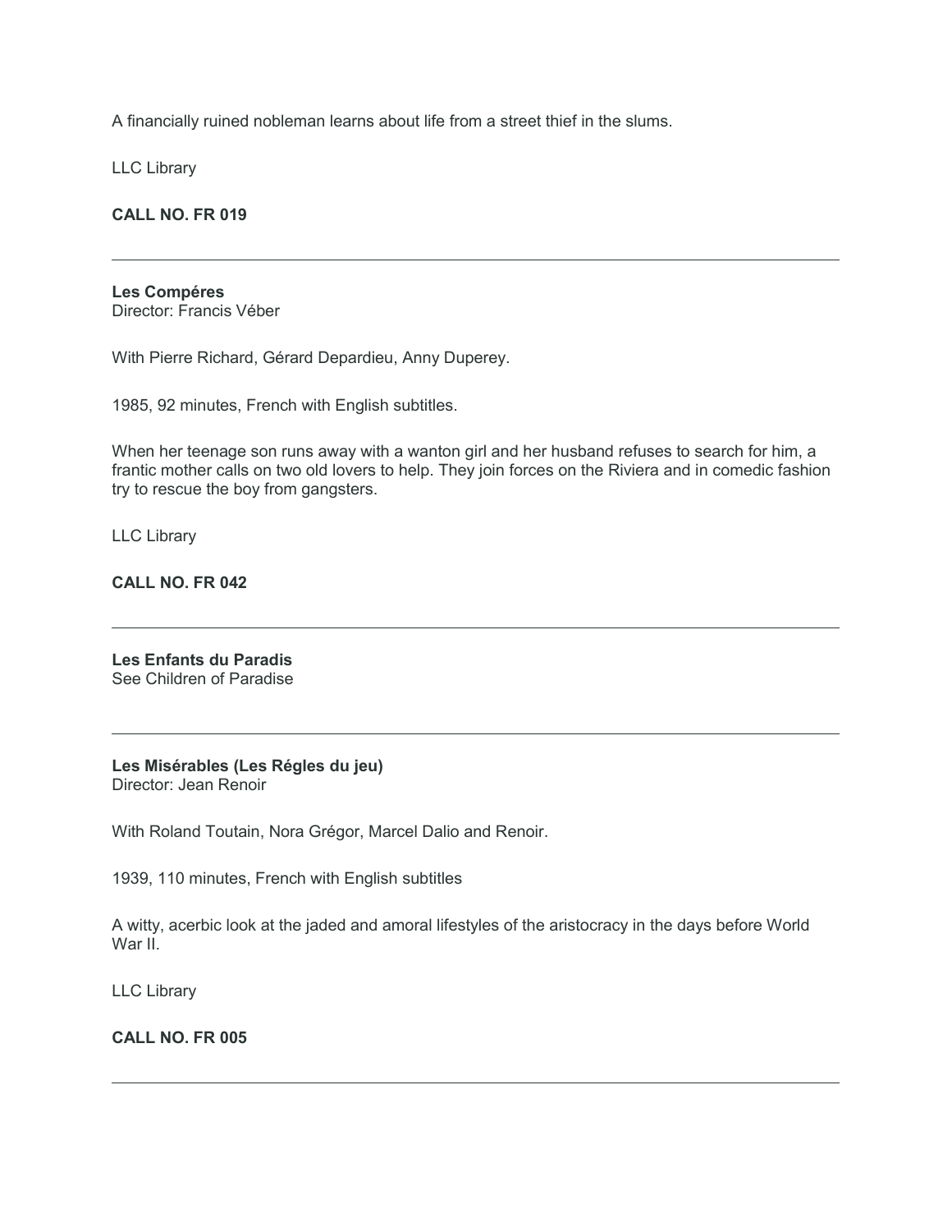A financially ruined nobleman learns about life from a street thief in the slums.

LLC Library

**CALL NO. FR 019**

---

**Les Compéres**
Director: Francis Véber

With Pierre Richard, Gérard Depardieu, Anny Duperey.

1985, 92 minutes, French with English subtitles.

When her teenage son runs away with a wanton girl and her husband refuses to search for him, a frantic mother calls on two old lovers to help. They join forces on the Riviera and in comedic fashion try to rescue the boy from gangsters.

LLC Library

**CALL NO. FR 042**

---

**Les Enfants du Paradis**
See Children of Paradise

---

**Les Misérables (Les Régles du jeu)**
Director: Jean Renoir

With Roland Toutain, Nora Grégor, Marcel Dalio and Renoir.

1939, 110 minutes, French with English subtitles

A witty, acerbic look at the jaded and amoral lifestyles of the aristocracy in the days before World War II.

LLC Library

**CALL NO. FR 005**

---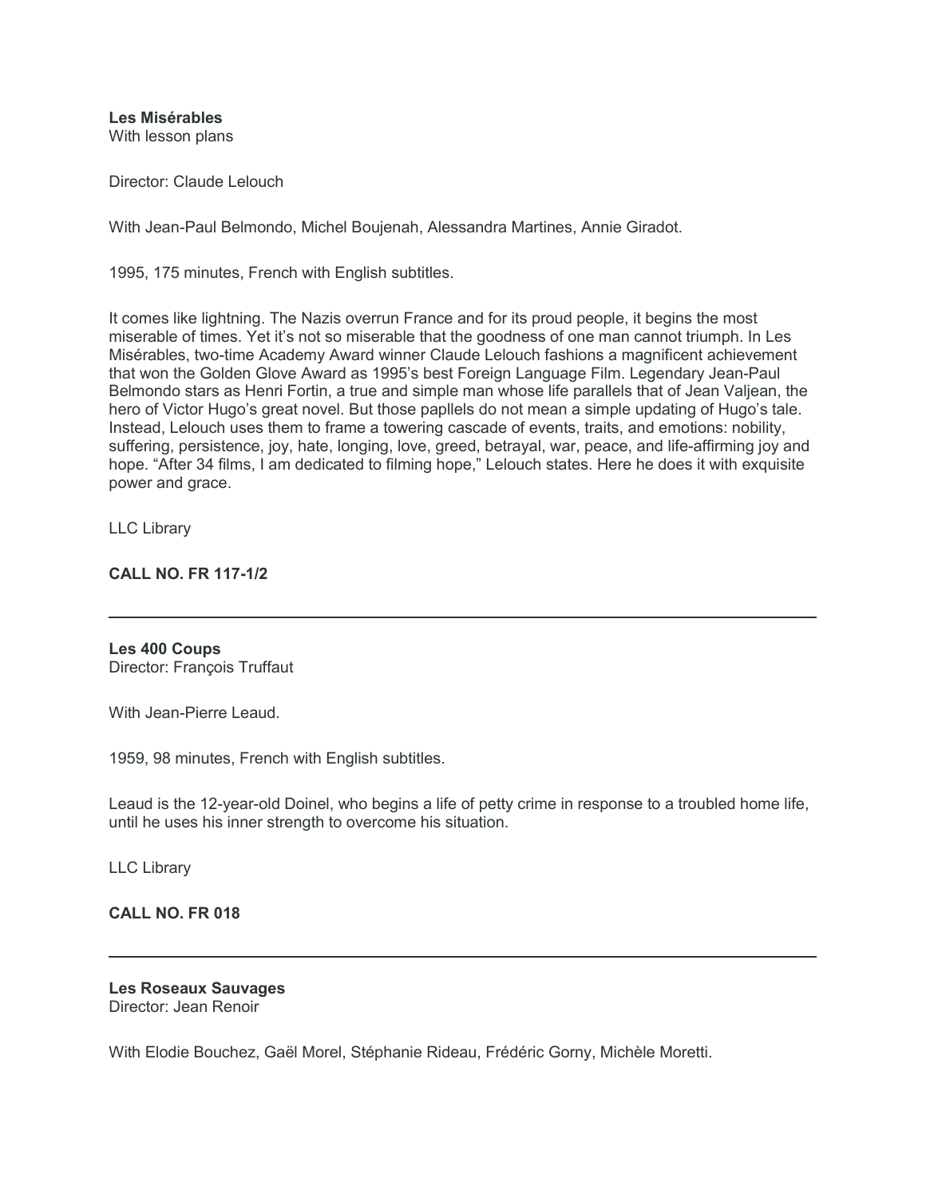**Les Misérables**
With lesson plans

Director: Claude Lelouch

With Jean-Paul Belmondo, Michel Boujenah, Alessandra Martines, Annie Giradot.

1995, 175 minutes, French with English subtitles.

It comes like lightning. The Nazis overrun France and for its proud people, it begins the most miserable of times. Yet it's not so miserable that the goodness of one man cannot triumph. In Les Misérables, two-time Academy Award winner Claude Lelouch fashions a magnificent achievement that won the Golden Glove Award as 1995's best Foreign Language Film. Legendary Jean-Paul Belmondo stars as Henri Fortin, a true and simple man whose life parallels that of Jean Valjean, the hero of Victor Hugo's great novel. But those papllels do not mean a simple updating of Hugo's tale. Instead, Lelouch uses them to frame a towering cascade of events, traits, and emotions: nobility, suffering, persistence, joy, hate, longing, love, greed, betrayal, war, peace, and life-affirming joy and hope. "After 34 films, I am dedicated to filming hope," Lelouch states. Here he does it with exquisite power and grace.

LLC Library

**CALL NO. FR 117-1/2**

---

**Les 400 Coups**
Director: François Truffaut

With Jean-Pierre Leaud.

1959, 98 minutes, French with English subtitles.

Leaud is the 12-year-old Doinel, who begins a life of petty crime in response to a troubled home life, until he uses his inner strength to overcome his situation.

LLC Library

**CALL NO. FR 018**

---

**Les Roseaux Sauvages**
Director: Jean Renoir

With Elodie Bouchez, Gaël Morel, Stéphanie Rideau, Frédéric Gorny, Michèle Moretti.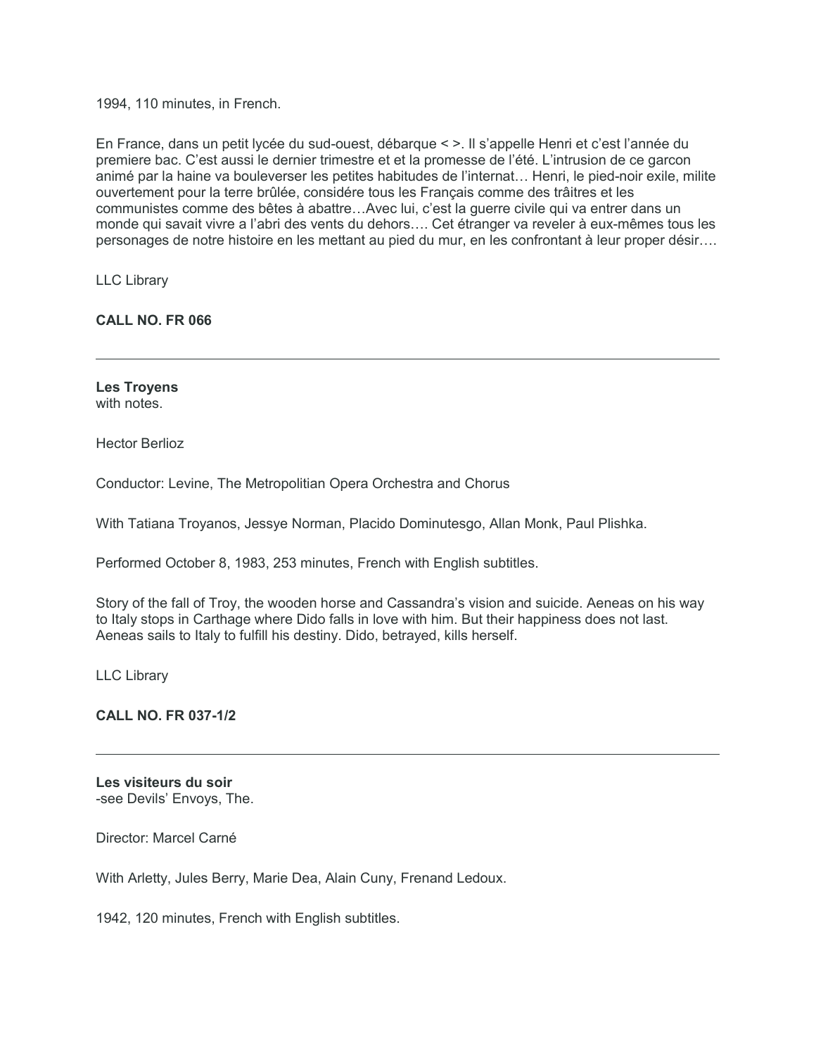1994, 110 minutes, in French.

En France, dans un petit lycée du sud-ouest, débarque < >. Il s'appelle Henri et c'est l'année du premiere bac. C'est aussi le dernier trimestre et et la promesse de l'été. L'intrusion de ce garcon animé par la haine va bouleverser les petites habitudes de l'internat… Henri, le pied-noir exile, milite ouvertement pour la terre brûlée, considére tous les Français comme des trâitres et les communistes comme des bêtes à abattre…Avec lui, c'est la guerre civile qui va entrer dans un monde qui savait vivre a l'abri des vents du dehors…. Cet étranger va reveler à eux-mêmes tous les personages de notre histoire en les mettant au pied du mur, en les confrontant à leur proper désir….

LLC Library

**CALL NO. FR 066**

---

**Les Troyens**
with notes.

Hector Berlioz

Conductor: Levine, The Metropolitian Opera Orchestra and Chorus

With Tatiana Troyanos, Jessye Norman, Placido Dominutesgo, Allan Monk, Paul Plishka.

Performed October 8, 1983, 253 minutes, French with English subtitles.

Story of the fall of Troy, the wooden horse and Cassandra's vision and suicide. Aeneas on his way to Italy stops in Carthage where Dido falls in love with him. But their happiness does not last. Aeneas sails to Italy to fulfill his destiny. Dido, betrayed, kills herself.

LLC Library

**CALL NO. FR 037-1/2**

---

**Les visiteurs du soir**
-see Devils' Envoys, The.

Director: Marcel Carné

With Arletty, Jules Berry, Marie Dea, Alain Cuny, Frenand Ledoux.

1942, 120 minutes, French with English subtitles.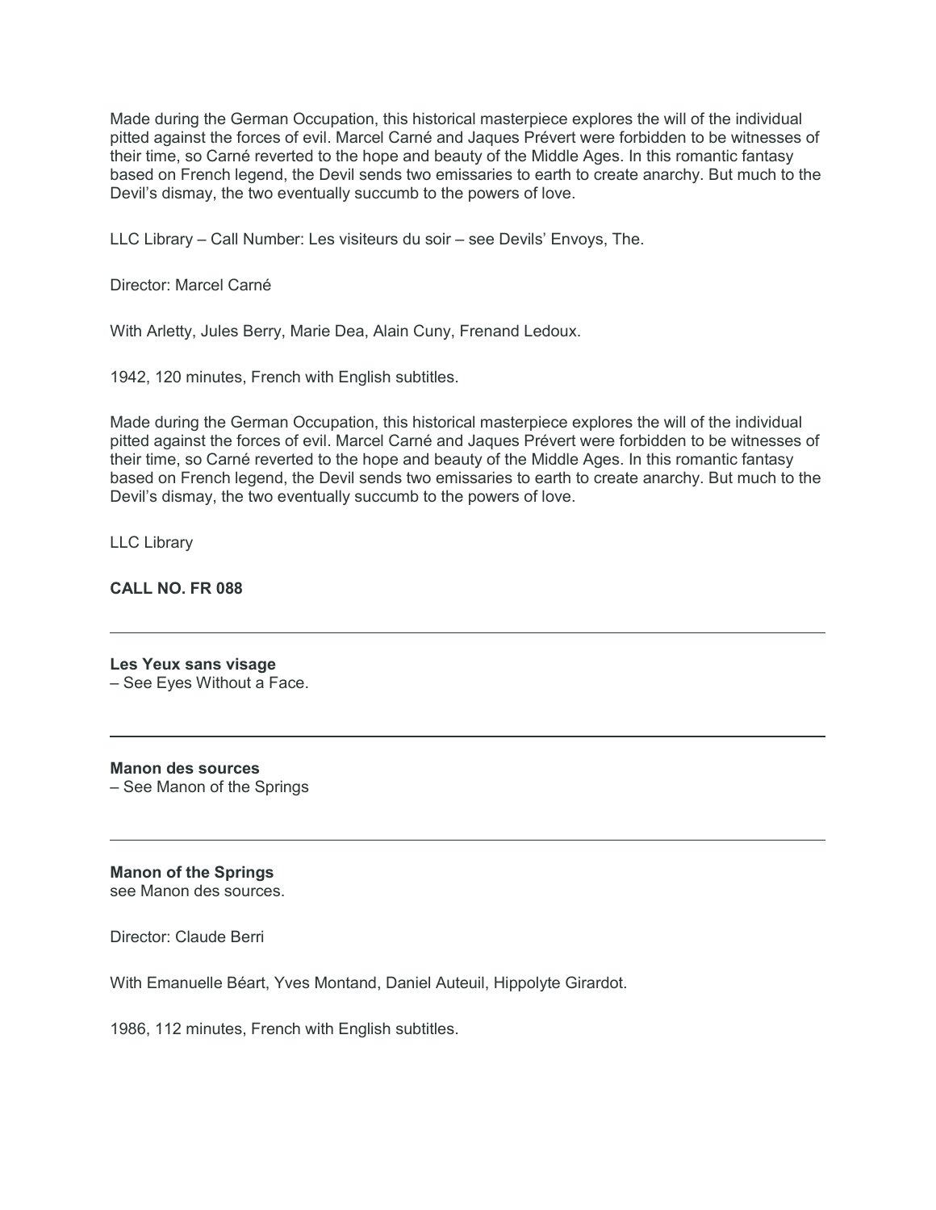Made during the German Occupation, this historical masterpiece explores the will of the individual pitted against the forces of evil. Marcel Carné and Jaques Prévert were forbidden to be witnesses of their time, so Carné reverted to the hope and beauty of the Middle Ages. In this romantic fantasy based on French legend, the Devil sends two emissaries to earth to create anarchy. But much to the Devil's dismay, the two eventually succumb to the powers of love.

LLC Library – Call Number: Les visiteurs du soir – see Devils' Envoys, The.

Director: Marcel Carné

With Arletty, Jules Berry, Marie Dea, Alain Cuny, Frenand Ledoux.

1942, 120 minutes, French with English subtitles.

Made during the German Occupation, this historical masterpiece explores the will of the individual pitted against the forces of evil. Marcel Carné and Jaques Prévert were forbidden to be witnesses of their time, so Carné reverted to the hope and beauty of the Middle Ages. In this romantic fantasy based on French legend, the Devil sends two emissaries to earth to create anarchy. But much to the Devil's dismay, the two eventually succumb to the powers of love.

LLC Library

**CALL NO. FR 088**

---

**Les Yeux sans visage**
– See Eyes Without a Face.

---

**Manon des sources**
– See Manon of the Springs

---

**Manon of the Springs**
see Manon des sources.

Director: Claude Berri

With Emanuelle Béart, Yves Montand, Daniel Auteuil, Hippolyte Girardot.

1986, 112 minutes, French with English subtitles.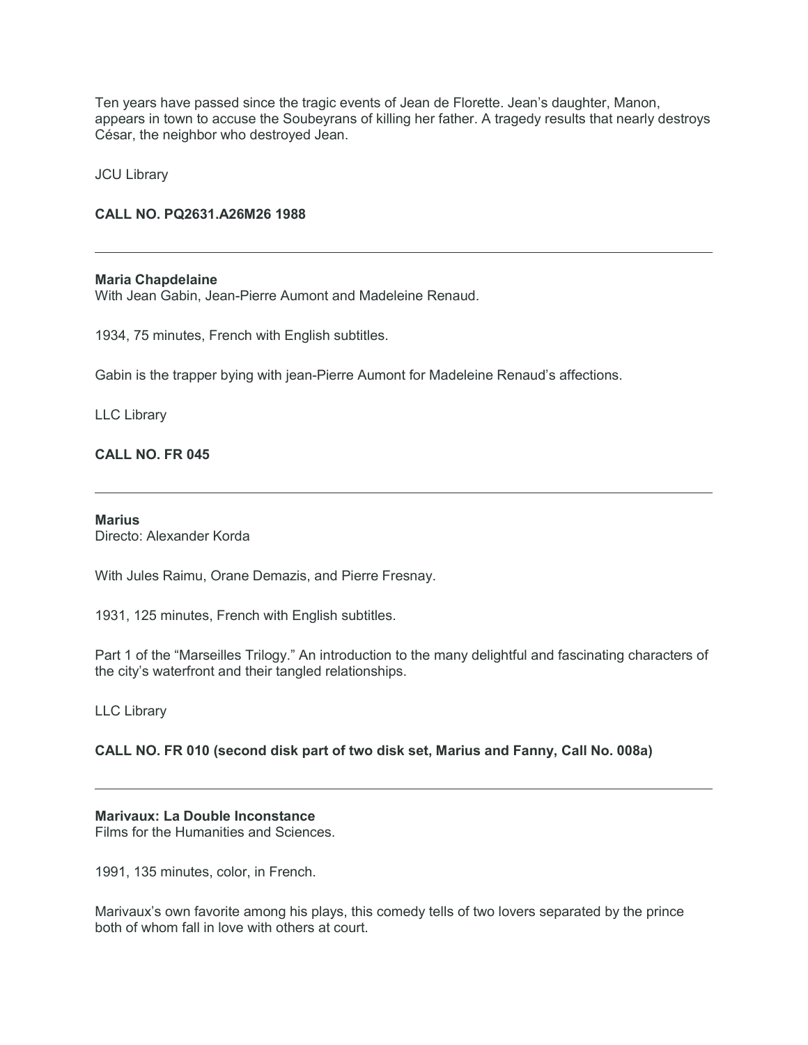Ten years have passed since the tragic events of Jean de Florette. Jean's daughter, Manon, appears in town to accuse the Soubeyrans of killing her father. A tragedy results that nearly destroys César, the neighbor who destroyed Jean.

JCU Library

**CALL NO. PQ2631.A26M26 1988**

---

**Maria Chapdelaine**
With Jean Gabin, Jean-Pierre Aumont and Madeleine Renaud.

1934, 75 minutes, French with English subtitles.

Gabin is the trapper bying with jean-Pierre Aumont for Madeleine Renaud's affections.

LLC Library

**CALL NO. FR 045**

---

**Marius**
Directo: Alexander Korda

With Jules Raimu, Orane Demazis, and Pierre Fresnay.

1931, 125 minutes, French with English subtitles.

Part 1 of the "Marseilles Trilogy." An introduction to the many delightful and fascinating characters of the city's waterfront and their tangled relationships.

LLC Library

**CALL NO. FR 010 (second disk part of two disk set, Marius and Fanny, Call No. 008a)**

---

**Marivaux: La Double Inconstance**
Films for the Humanities and Sciences.

1991, 135 minutes, color, in French.

Marivaux's own favorite among his plays, this comedy tells of two lovers separated by the prince both of whom fall in love with others at court.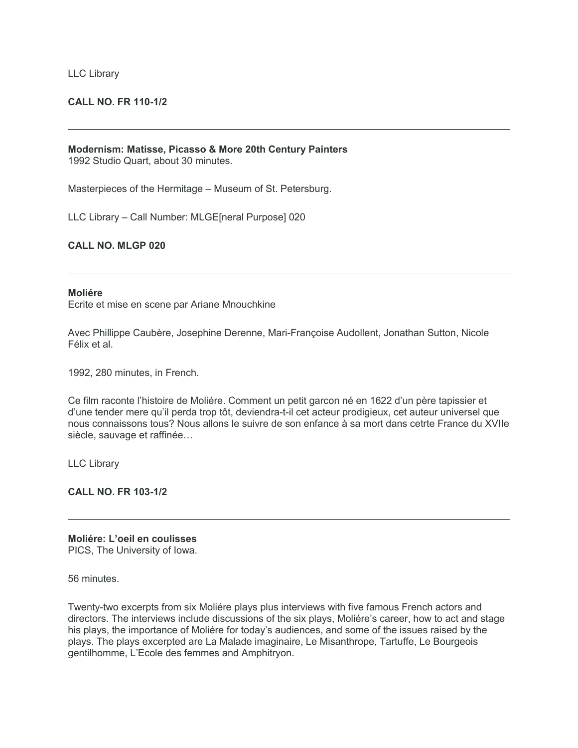LLC Library

**CALL NO. FR 110-1/2**

---

**Modernism: Matisse, Picasso & More 20th Century Painters**
1992 Studio Quart, about 30 minutes.

Masterpieces of the Hermitage – Museum of St. Petersburg.

LLC Library – Call Number: MLGE[neral Purpose] 020

**CALL NO. MLGP 020**

---

**Moliére**
Ecrite et mise en scene par Ariane Mnouchkine

Avec Phillippe Caubère, Josephine Derenne, Mari-Françoise Audollent, Jonathan Sutton, Nicole Félix et al.

1992, 280 minutes, in French.

Ce film raconte l'histoire de Moliére. Comment un petit garcon né en 1622 d'un père tapissier et d'une tender mere qu'il perda trop tôt, deviendra-t-il cet acteur prodigieux, cet auteur universel que nous connaissons tous? Nous allons le suivre de son enfance à sa mort dans cetrte France du XVIIe siècle, sauvage et raffinée…

LLC Library

**CALL NO. FR 103-1/2**

---

**Moliére: L'oeil en coulisses**
PICS, The University of Iowa.

56 minutes.

Twenty-two excerpts from six Moliére plays plus interviews with five famous French actors and directors. The interviews include discussions of the six plays, Moliére's career, how to act and stage his plays, the importance of Moliére for today's audiences, and some of the issues raised by the plays. The plays excerpted are La Malade imaginaire, Le Misanthrope, Tartuffe, Le Bourgeois gentilhomme, L'Ecole des femmes and Amphitryon.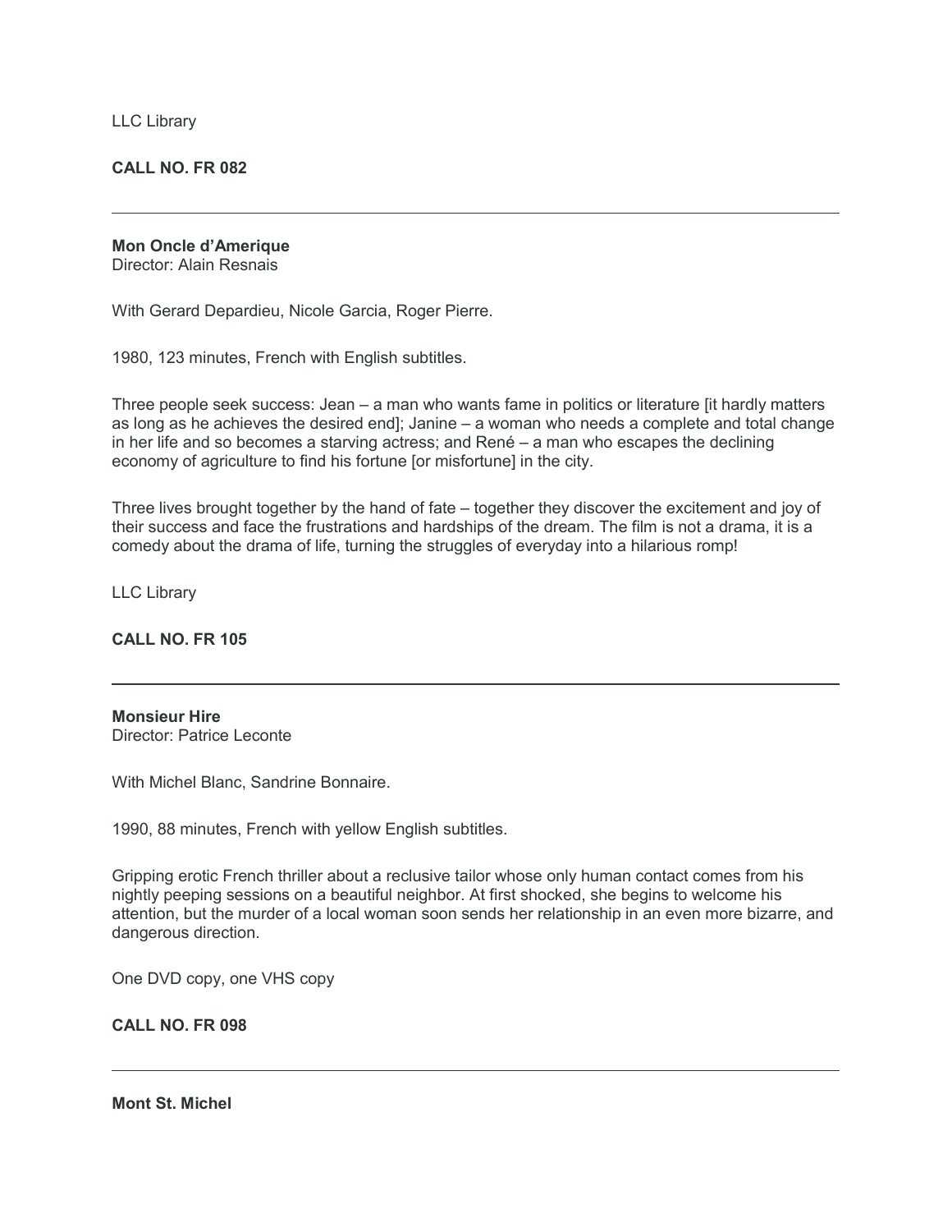LLC Library

**CALL NO. FR 082**

---

**Mon Oncle d'Amerique**
Director: Alain Resnais

With Gerard Depardieu, Nicole Garcia, Roger Pierre.

1980, 123 minutes, French with English subtitles.

Three people seek success: Jean – a man who wants fame in politics or literature [it hardly matters as long as he achieves the desired end]; Janine – a woman who needs a complete and total change in her life and so becomes a starving actress; and René – a man who escapes the declining economy of agriculture to find his fortune [or misfortune] in the city.

Three lives brought together by the hand of fate – together they discover the excitement and joy of their success and face the frustrations and hardships of the dream. The film is not a drama, it is a comedy about the drama of life, turning the struggles of everyday into a hilarious romp!

LLC Library

**CALL NO. FR 105**

---

**Monsieur Hire**
Director: Patrice Leconte

With Michel Blanc, Sandrine Bonnaire.

1990, 88 minutes, French with yellow English subtitles.

Gripping erotic French thriller about a reclusive tailor whose only human contact comes from his nightly peeping sessions on a beautiful neighbor. At first shocked, she begins to welcome his attention, but the murder of a local woman soon sends her relationship in an even more bizarre, and dangerous direction.

One DVD copy, one VHS copy

**CALL NO. FR 098**

---

**Mont St. Michel**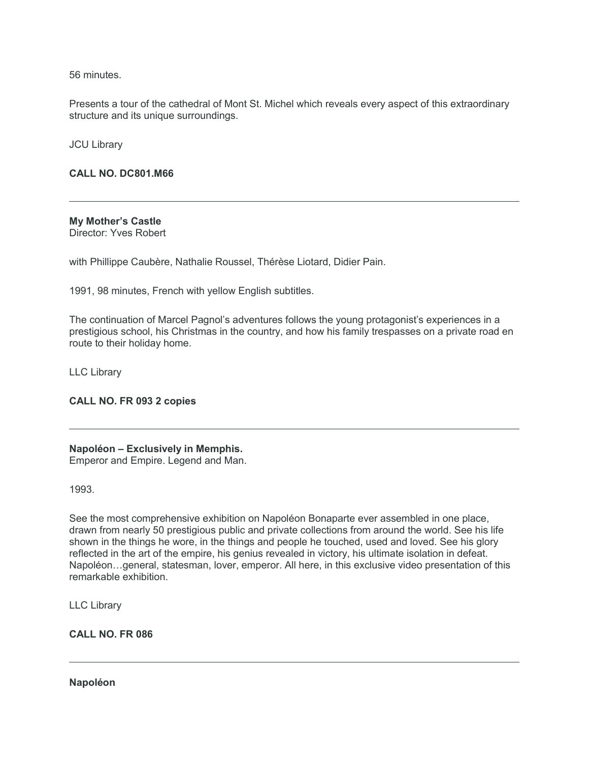56 minutes.

Presents a tour of the cathedral of Mont St. Michel which reveals every aspect of this extraordinary structure and its unique surroundings.

JCU Library

**CALL NO. DC801.M66**

---

**My Mother's Castle**
Director: Yves Robert

with Phillippe Caubère, Nathalie Roussel, Thérèse Liotard, Didier Pain.

1991, 98 minutes, French with yellow English subtitles.

The continuation of Marcel Pagnol's adventures follows the young protagonist's experiences in a prestigious school, his Christmas in the country, and how his family trespasses on a private road en route to their holiday home.

LLC Library

**CALL NO. FR 093 2 copies**

---

**Napoléon – Exclusively in Memphis.**
Emperor and Empire. Legend and Man.

1993.

See the most comprehensive exhibition on Napoléon Bonaparte ever assembled in one place, drawn from nearly 50 prestigious public and private collections from around the world. See his life shown in the things he wore, in the things and people he touched, used and loved. See his glory reflected in the art of the empire, his genius revealed in victory, his ultimate isolation in defeat. Napoléon…general, statesman, lover, emperor. All here, in this exclusive video presentation of this remarkable exhibition.

LLC Library

**CALL NO. FR 086**

---

**Napoléon**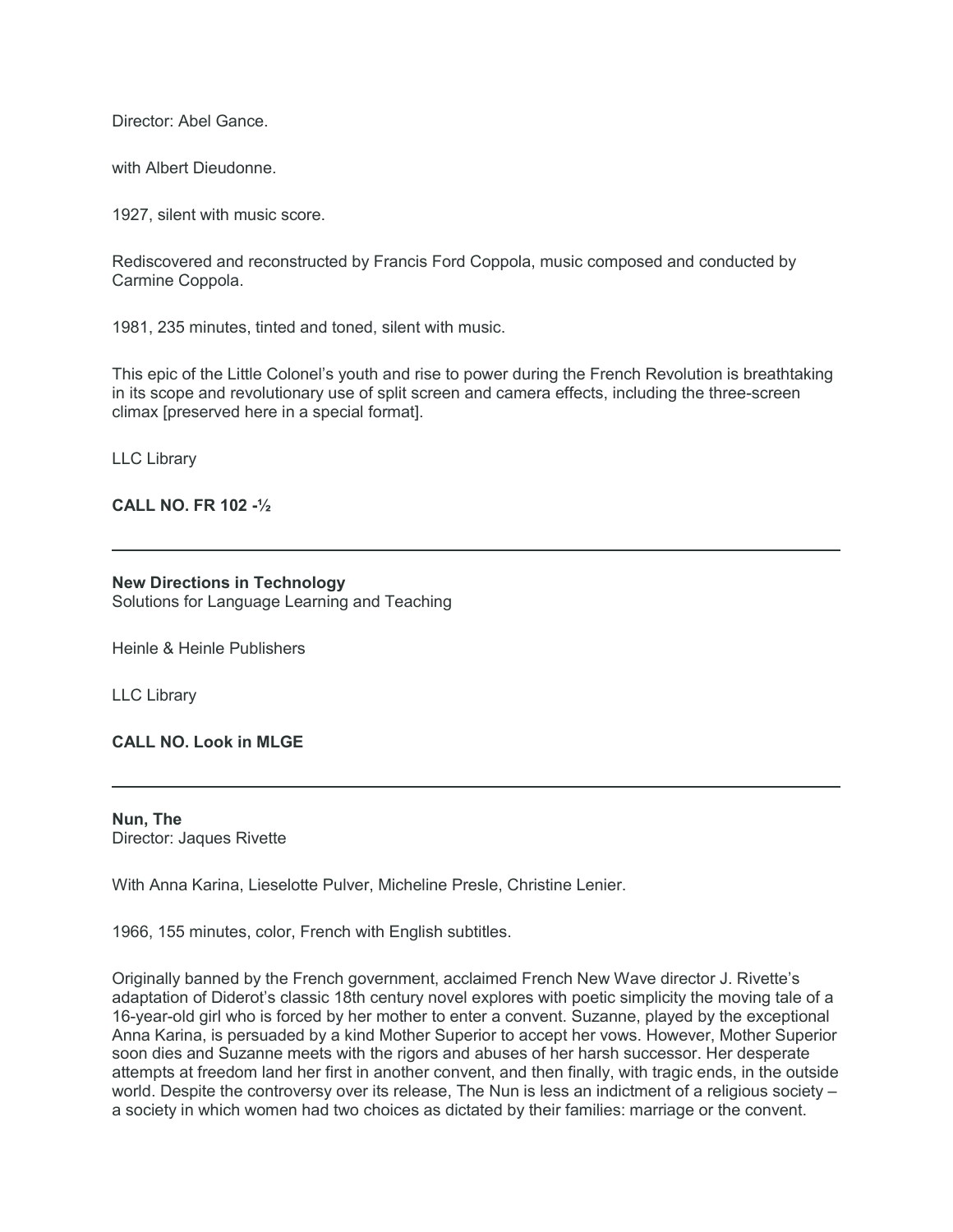Director: Abel Gance.

with Albert Dieudonne.

1927, silent with music score.

Rediscovered and reconstructed by Francis Ford Coppola, music composed and conducted by Carmine Coppola.

1981, 235 minutes, tinted and toned, silent with music.

This epic of the Little Colonel's youth and rise to power during the French Revolution is breathtaking in its scope and revolutionary use of split screen and camera effects, including the three-screen climax [preserved here in a special format].

LLC Library

**CALL NO. FR 102 -½**

---

**New Directions in Technology**
Solutions for Language Learning and Teaching

Heinle & Heinle Publishers

LLC Library

**CALL NO. Look in MLGE**

---

**Nun, The**
Director: Jaques Rivette

With Anna Karina, Lieselotte Pulver, Micheline Presle, Christine Lenier.

1966, 155 minutes, color, French with English subtitles.

Originally banned by the French government, acclaimed French New Wave director J. Rivette's adaptation of Diderot's classic 18th century novel explores with poetic simplicity the moving tale of a 16-year-old girl who is forced by her mother to enter a convent. Suzanne, played by the exceptional Anna Karina, is persuaded by a kind Mother Superior to accept her vows. However, Mother Superior soon dies and Suzanne meets with the rigors and abuses of her harsh successor. Her desperate attempts at freedom land her first in another convent, and then finally, with tragic ends, in the outside world. Despite the controversy over its release, The Nun is less an indictment of a religious society – a society in which women had two choices as dictated by their families: marriage or the convent.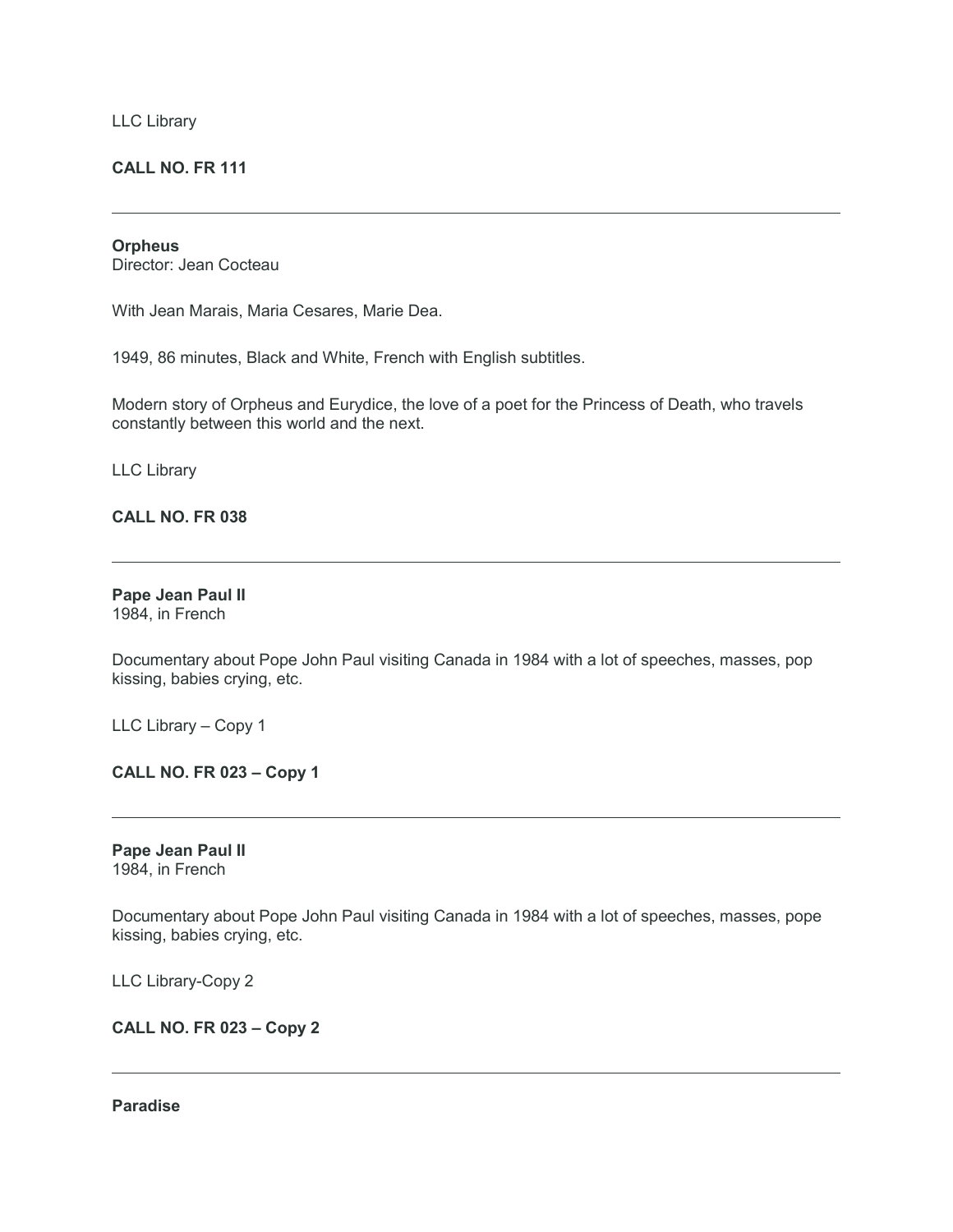LLC Library

**CALL NO. FR 111**

---

**Orpheus**
Director: Jean Cocteau

With Jean Marais, Maria Cesares, Marie Dea.

1949, 86 minutes, Black and White, French with English subtitles.

Modern story of Orpheus and Eurydice, the love of a poet for the Princess of Death, who travels constantly between this world and the next.

LLC Library

**CALL NO. FR 038**

---

**Pape Jean Paul II**
1984, in French

Documentary about Pope John Paul visiting Canada in 1984 with a lot of speeches, masses, pop kissing, babies crying, etc.

LLC Library – Copy 1

**CALL NO. FR 023 – Copy 1**

---

**Pape Jean Paul II**
1984, in French

Documentary about Pope John Paul visiting Canada in 1984 with a lot of speeches, masses, pope kissing, babies crying, etc.

LLC Library-Copy 2

**CALL NO. FR 023 – Copy 2**

---

**Paradise**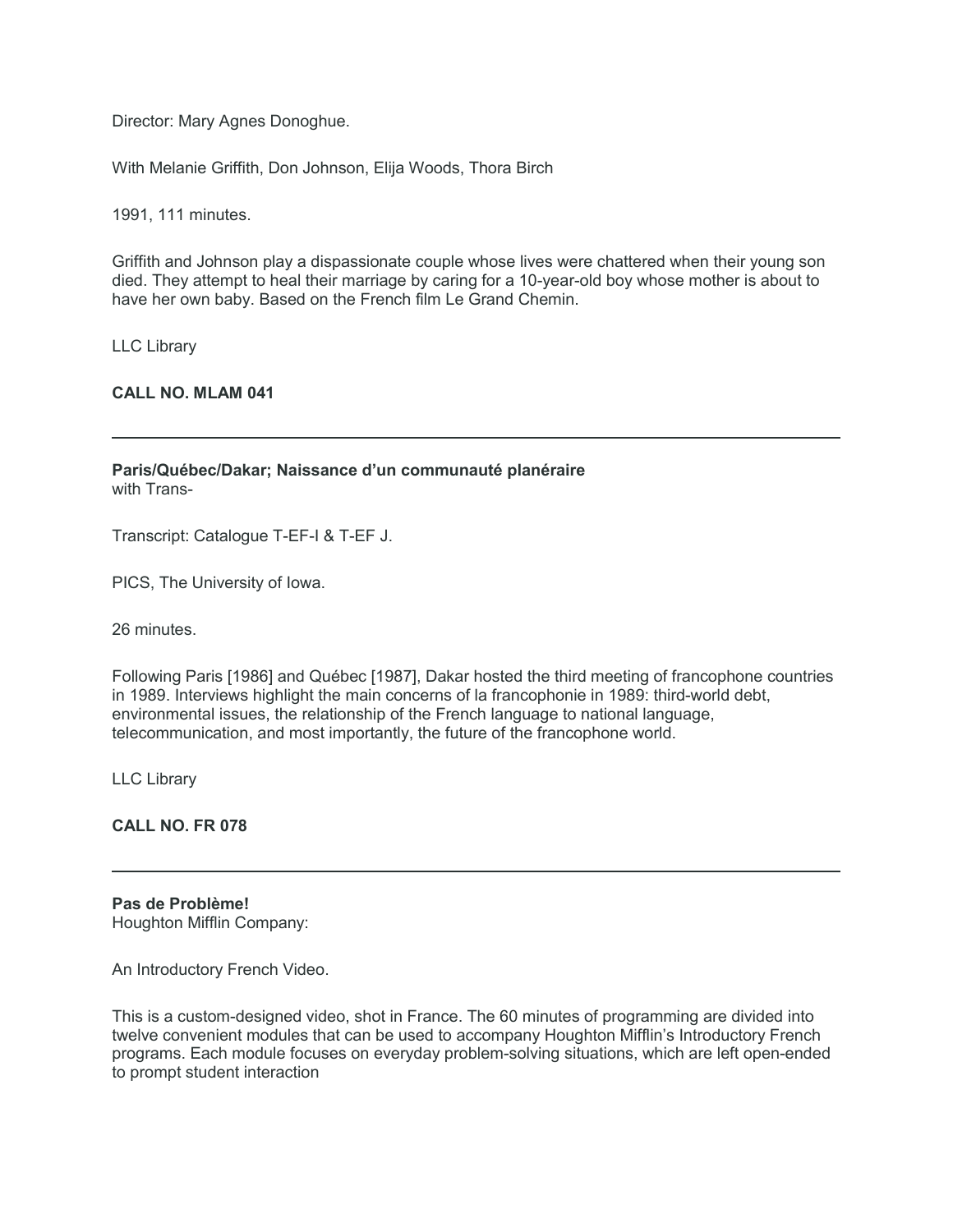Director: Mary Agnes Donoghue.

With Melanie Griffith, Don Johnson, Elija Woods, Thora Birch

1991, 111 minutes.

Griffith and Johnson play a dispassionate couple whose lives were chattered when their young son died. They attempt to heal their marriage by caring for a 10-year-old boy whose mother is about to have her own baby. Based on the French film Le Grand Chemin.

LLC Library

**CALL NO. MLAM 041**

---

**Paris/Québec/Dakar; Naissance d'un communauté planéraire**
with Trans-

Transcript: Catalogue T-EF-I & T-EF J.

PICS, The University of Iowa.

26 minutes.

Following Paris [1986] and Québec [1987], Dakar hosted the third meeting of francophone countries in 1989. Interviews highlight the main concerns of la francophonie in 1989: third-world debt, environmental issues, the relationship of the French language to national language, telecommunication, and most importantly, the future of the francophone world.

LLC Library

**CALL NO. FR 078**

---

**Pas de Problème!**
Houghton Mifflin Company:

An Introductory French Video.

This is a custom-designed video, shot in France. The 60 minutes of programming are divided into twelve convenient modules that can be used to accompany Houghton Mifflin's Introductory French programs. Each module focuses on everyday problem-solving situations, which are left open-ended to prompt student interaction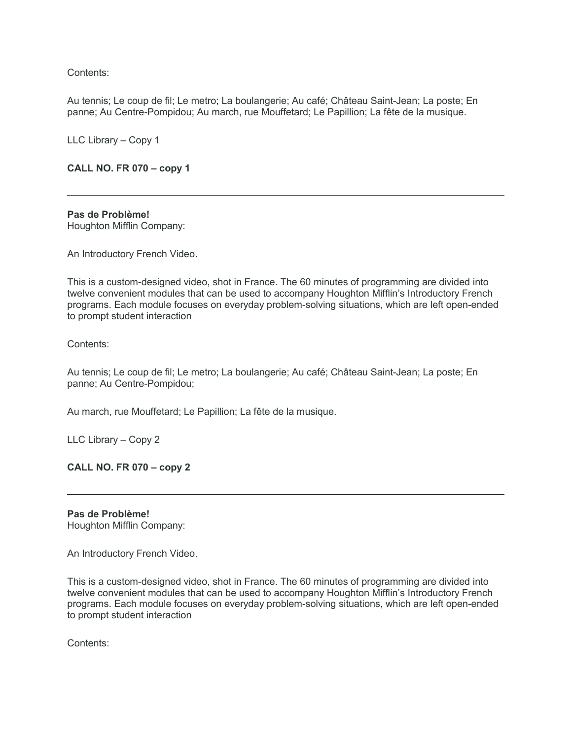Contents:

Au tennis; Le coup de fil; Le metro; La boulangerie; Au café; Château Saint-Jean; La poste; En panne; Au Centre-Pompidou; Au march, rue Mouffetard; Le Papillion; La fête de la musique.

LLC Library – Copy 1

**CALL NO. FR 070 – copy 1**

---

**Pas de Problème!**
Houghton Mifflin Company:

An Introductory French Video.

This is a custom-designed video, shot in France. The 60 minutes of programming are divided into twelve convenient modules that can be used to accompany Houghton Mifflin's Introductory French programs. Each module focuses on everyday problem-solving situations, which are left open-ended to prompt student interaction

Contents:

Au tennis; Le coup de fil; Le metro; La boulangerie; Au café; Château Saint-Jean; La poste; En panne; Au Centre-Pompidou;

Au march, rue Mouffetard; Le Papillion; La fête de la musique.

LLC Library – Copy 2

**CALL NO. FR 070 – copy 2**

---

**Pas de Problème!**
Houghton Mifflin Company:

An Introductory French Video.

This is a custom-designed video, shot in France. The 60 minutes of programming are divided into twelve convenient modules that can be used to accompany Houghton Mifflin's Introductory French programs. Each module focuses on everyday problem-solving situations, which are left open-ended to prompt student interaction

Contents: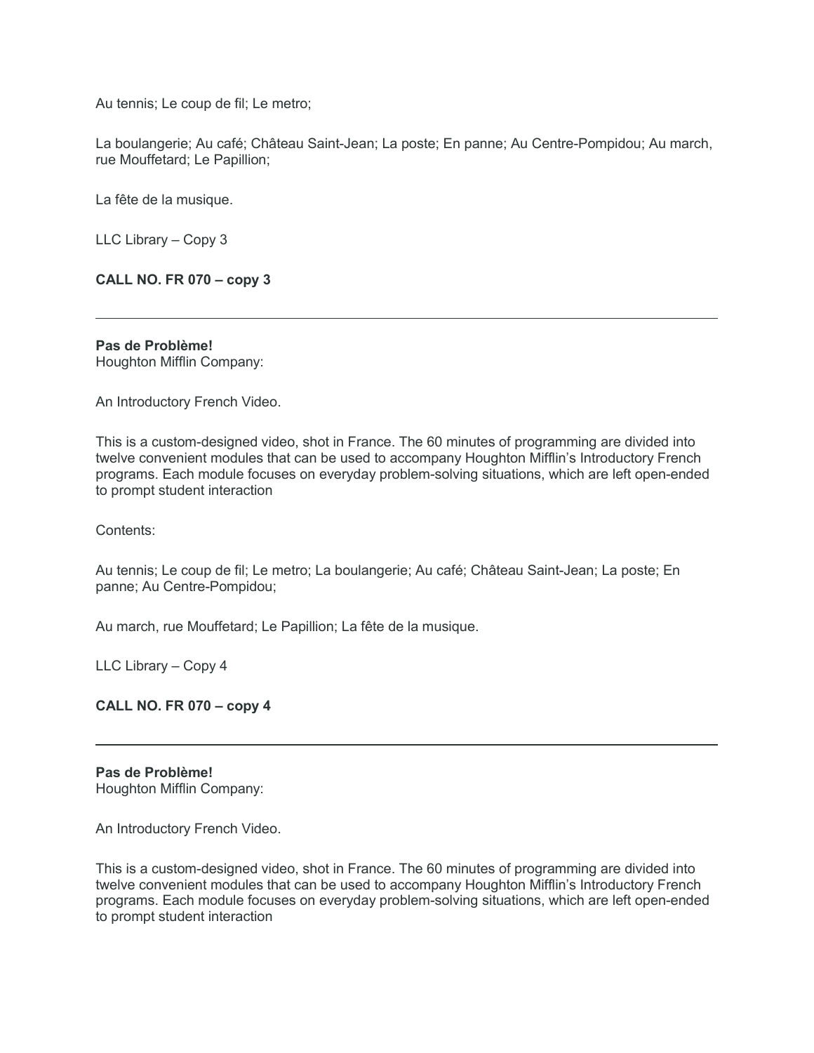Au tennis; Le coup de fil; Le metro;

La boulangerie; Au café; Château Saint-Jean; La poste; En panne; Au Centre-Pompidou; Au march, rue Mouffetard; Le Papillion;

La fête de la musique.

LLC Library – Copy 3

**CALL NO. FR 070 – copy 3**

---

**Pas de Problème!**
Houghton Mifflin Company:

An Introductory French Video.

This is a custom-designed video, shot in France. The 60 minutes of programming are divided into twelve convenient modules that can be used to accompany Houghton Mifflin's Introductory French programs. Each module focuses on everyday problem-solving situations, which are left open-ended to prompt student interaction

Contents:

Au tennis; Le coup de fil; Le metro; La boulangerie; Au café; Château Saint-Jean; La poste; En panne; Au Centre-Pompidou;

Au march, rue Mouffetard; Le Papillion; La fête de la musique.

LLC Library – Copy 4

**CALL NO. FR 070 – copy 4**

---

**Pas de Problème!**
Houghton Mifflin Company:

An Introductory French Video.

This is a custom-designed video, shot in France. The 60 minutes of programming are divided into twelve convenient modules that can be used to accompany Houghton Mifflin's Introductory French programs. Each module focuses on everyday problem-solving situations, which are left open-ended to prompt student interaction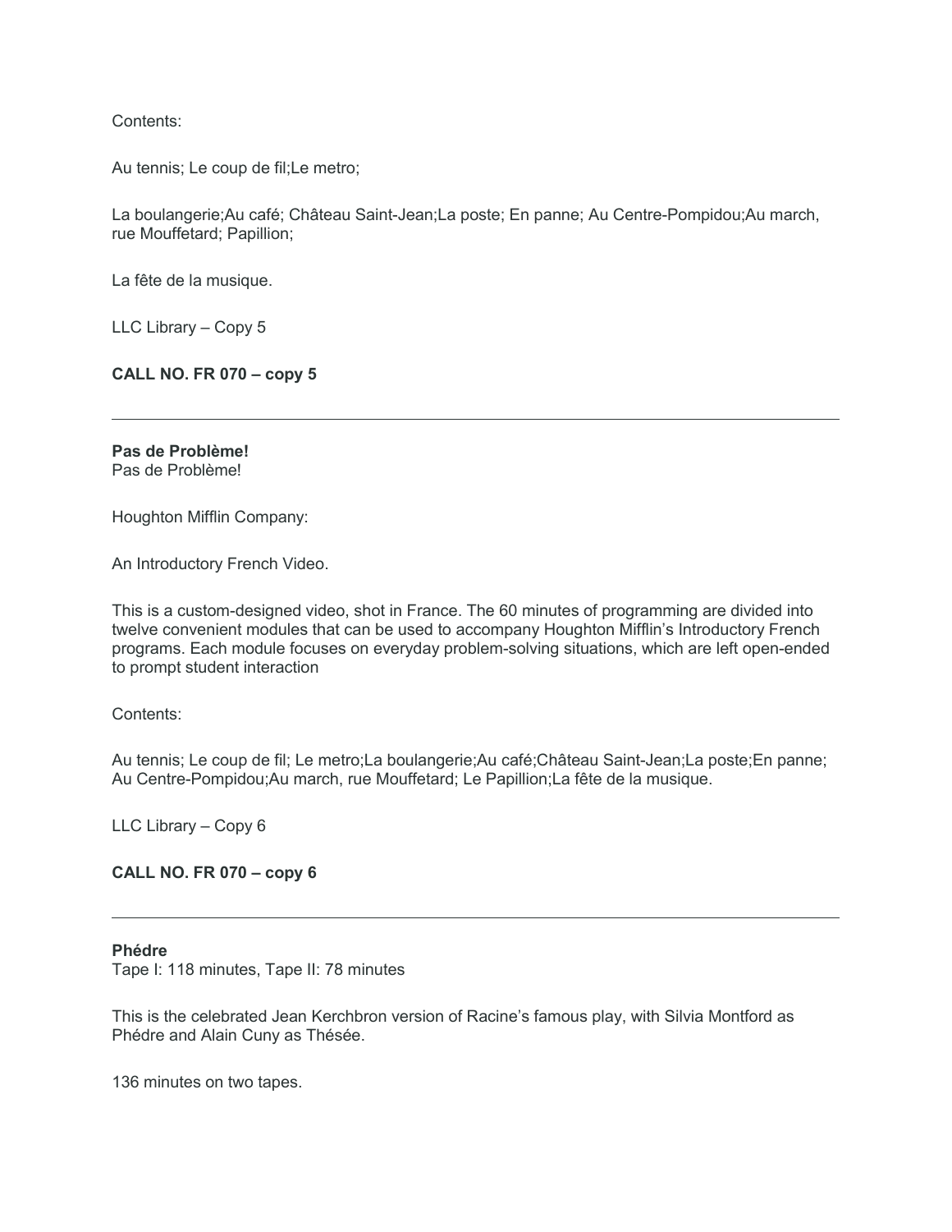Contents:

Au tennis; Le coup de fil;Le metro;

La boulangerie;Au café; Château Saint-Jean;La poste; En panne; Au Centre-Pompidou;Au march, rue Mouffetard; Papillion;

La fête de la musique.

LLC Library – Copy 5

**CALL NO. FR 070 – copy 5**

---

**Pas de Problème!**
Pas de Problème!

Houghton Mifflin Company:

An Introductory French Video.

This is a custom-designed video, shot in France. The 60 minutes of programming are divided into twelve convenient modules that can be used to accompany Houghton Mifflin's Introductory French programs. Each module focuses on everyday problem-solving situations, which are left open-ended to prompt student interaction

Contents:

Au tennis; Le coup de fil; Le metro;La boulangerie;Au café;Château Saint-Jean;La poste;En panne; Au Centre-Pompidou;Au march, rue Mouffetard; Le Papillion;La fête de la musique.

LLC Library – Copy 6

**CALL NO. FR 070 – copy 6**

---

**Phédre**
Tape I: 118 minutes, Tape II: 78 minutes

This is the celebrated Jean Kerchbron version of Racine's famous play, with Silvia Montford as Phédre and Alain Cuny as Thésée.

136 minutes on two tapes.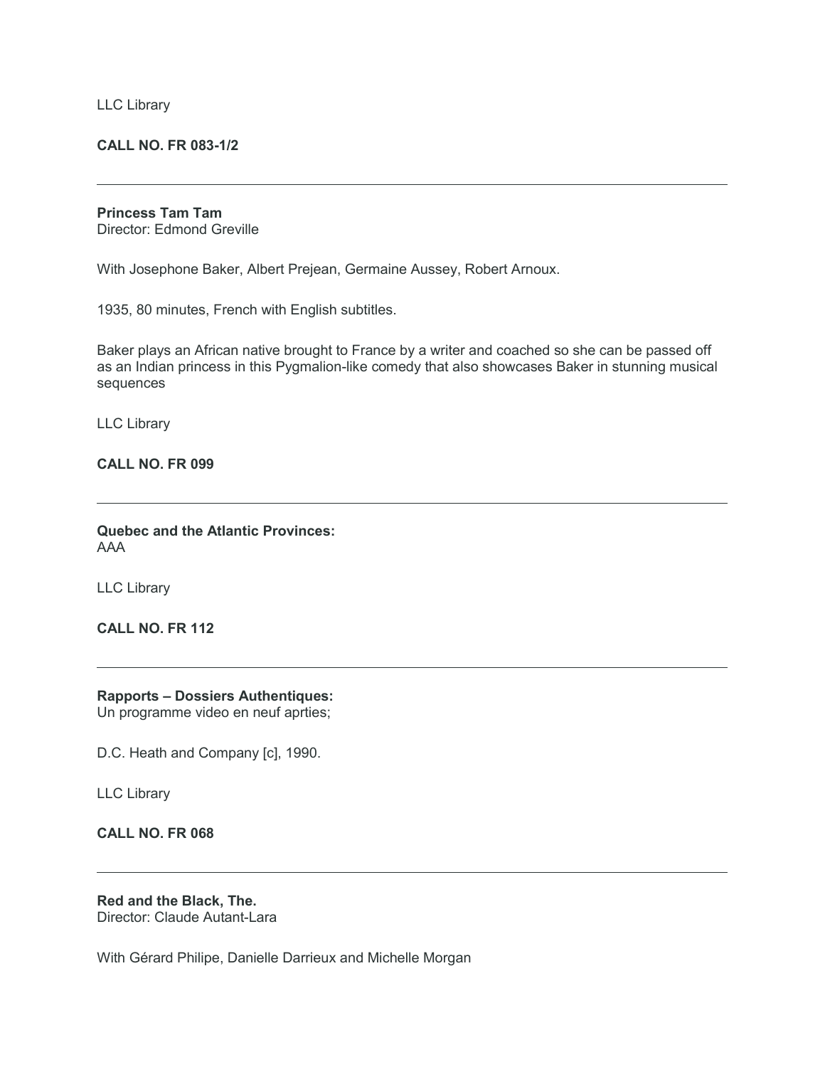LLC Library

**CALL NO. FR 083-1/2**

---

**Princess Tam Tam**
Director: Edmond Greville

With Josephone Baker, Albert Prejean, Germaine Aussey, Robert Arnoux.

1935, 80 minutes, French with English subtitles.

Baker plays an African native brought to France by a writer and coached so she can be passed off as an Indian princess in this Pygmalion-like comedy that also showcases Baker in stunning musical sequences

LLC Library

**CALL NO. FR 099**

---

**Quebec and the Atlantic Provinces:**
AAA

LLC Library

**CALL NO. FR 112**

---

**Rapports – Dossiers Authentiques:**
Un programme video en neuf aprties;

D.C. Heath and Company [c], 1990.

LLC Library

**CALL NO. FR 068**

---

**Red and the Black, The.**
Director: Claude Autant-Lara

With Gérard Philipe, Danielle Darrieux and Michelle Morgan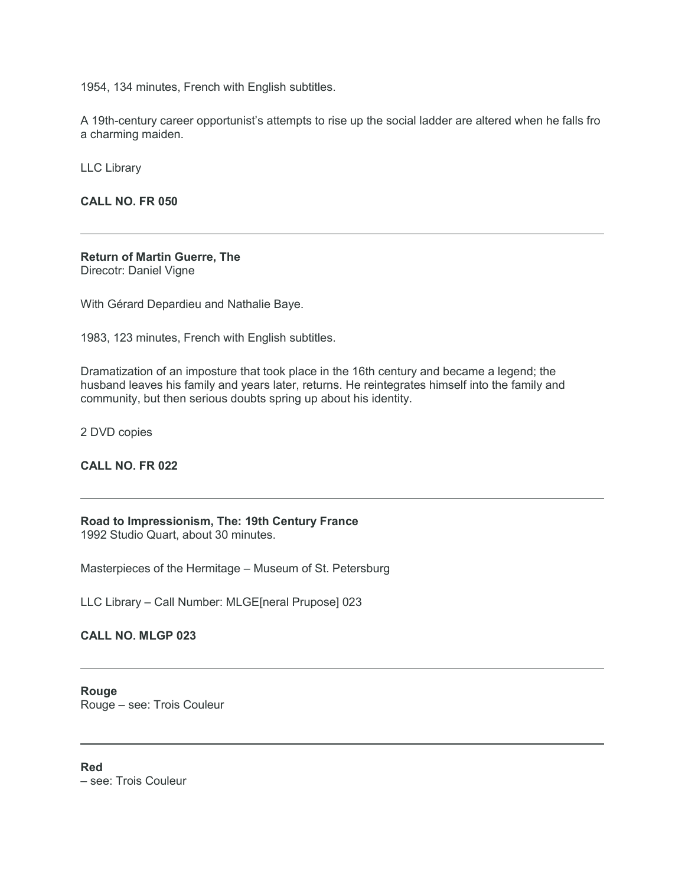1954, 134 minutes, French with English subtitles.

A 19th-century career opportunist's attempts to rise up the social ladder are altered when he falls fro a charming maiden.

LLC Library

**CALL NO. FR 050**

---

**Return of Martin Guerre, The**
Direcotr: Daniel Vigne

With Gérard Depardieu and Nathalie Baye.

1983, 123 minutes, French with English subtitles.

Dramatization of an imposture that took place in the 16th century and became a legend; the husband leaves his family and years later, returns. He reintegrates himself into the family and community, but then serious doubts spring up about his identity.

2 DVD copies

**CALL NO. FR 022**

---

**Road to Impressionism, The: 19th Century France**
1992 Studio Quart, about 30 minutes.

Masterpieces of the Hermitage – Museum of St. Petersburg

LLC Library – Call Number: MLGE[neral Prupose] 023

**CALL NO. MLGP 023**

---

**Rouge**
Rouge – see: Trois Couleur

---

**Red**
– see: Trois Couleur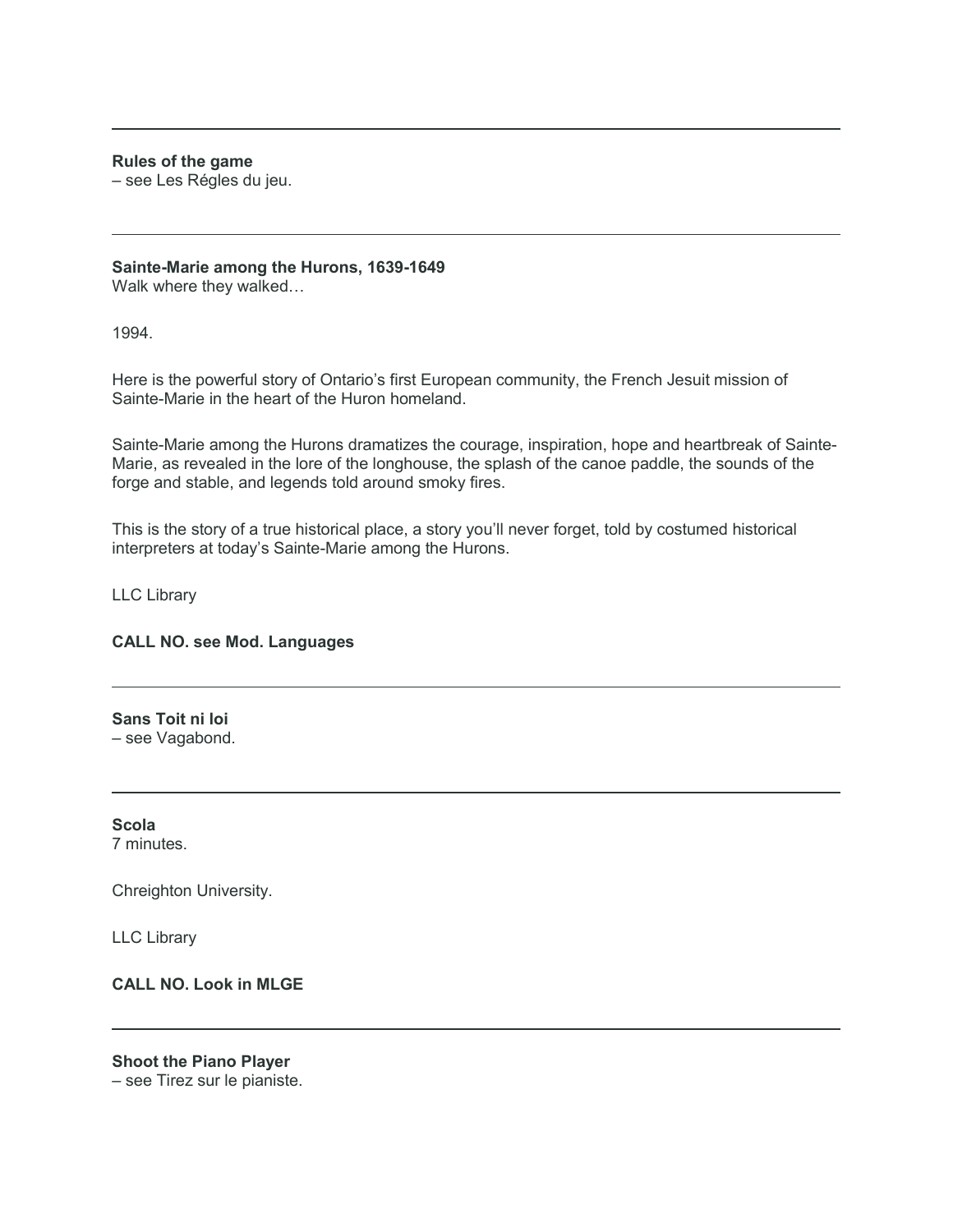---

**Rules of the game**
– see Les Régles du jeu.

---

**Sainte-Marie among the Hurons, 1639-1649**
Walk where they walked…

1994.

Here is the powerful story of Ontario's first European community, the French Jesuit mission of Sainte-Marie in the heart of the Huron homeland.

Sainte-Marie among the Hurons dramatizes the courage, inspiration, hope and heartbreak of Sainte-Marie, as revealed in the lore of the longhouse, the splash of the canoe paddle, the sounds of the forge and stable, and legends told around smoky fires.

This is the story of a true historical place, a story you'll never forget, told by costumed historical interpreters at today's Sainte-Marie among the Hurons.

LLC Library

**CALL NO. see Mod. Languages**

---

**Sans Toit ni loi**
– see Vagabond.

---

**Scola**
7 minutes.

Chreighton University.

LLC Library

**CALL NO. Look in MLGE**

---

**Shoot the Piano Player**
– see Tirez sur le pianiste.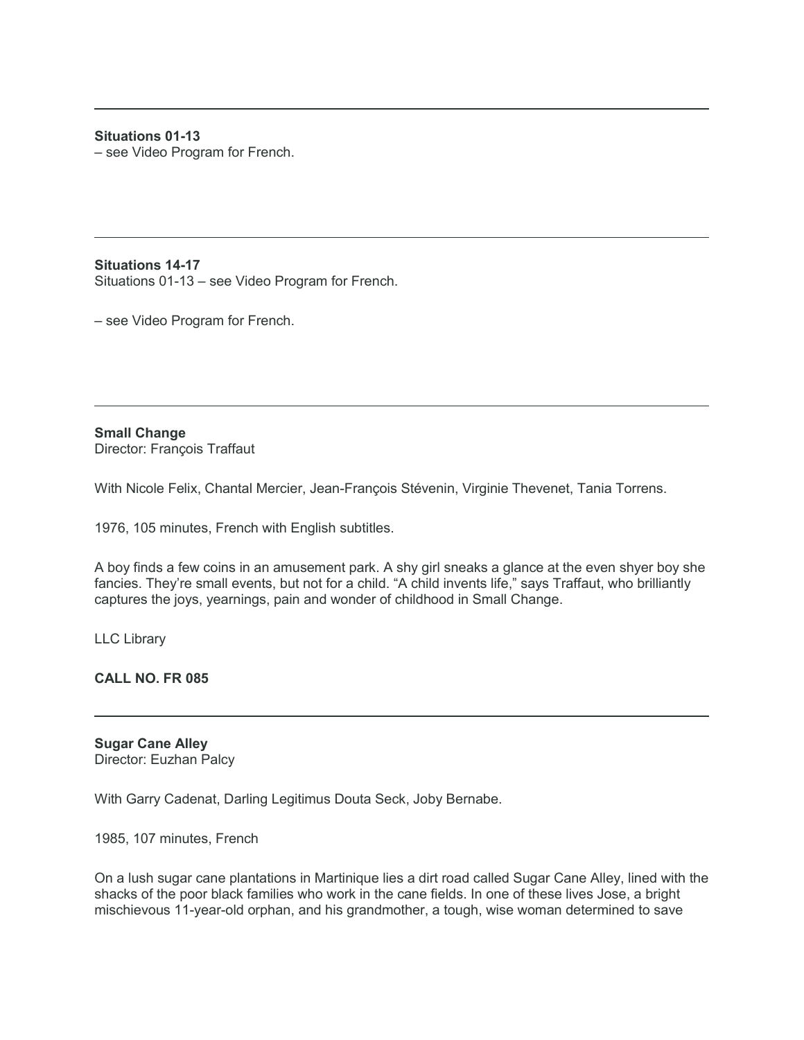---

**Situations 01-13**
– see Video Program for French.

---

**Situations 14-17**
Situations 01-13 – see Video Program for French.

– see Video Program for French.

---

**Small Change**
Director: François Traffaut

With Nicole Felix, Chantal Mercier, Jean-François Stévenin, Virginie Thevenet, Tania Torrens.

1976, 105 minutes, French with English subtitles.

A boy finds a few coins in an amusement park. A shy girl sneaks a glance at the even shyer boy she fancies. They're small events, but not for a child. "A child invents life," says Traffaut, who brilliantly captures the joys, yearnings, pain and wonder of childhood in Small Change.

LLC Library

**CALL NO. FR 085**

---

**Sugar Cane Alley**
Director: Euzhan Palcy

With Garry Cadenat, Darling Legitimus Douta Seck, Joby Bernabe.

1985, 107 minutes, French

On a lush sugar cane plantations in Martinique lies a dirt road called Sugar Cane Alley, lined with the shacks of the poor black families who work in the cane fields. In one of these lives Jose, a bright mischievous 11-year-old orphan, and his grandmother, a tough, wise woman determined to save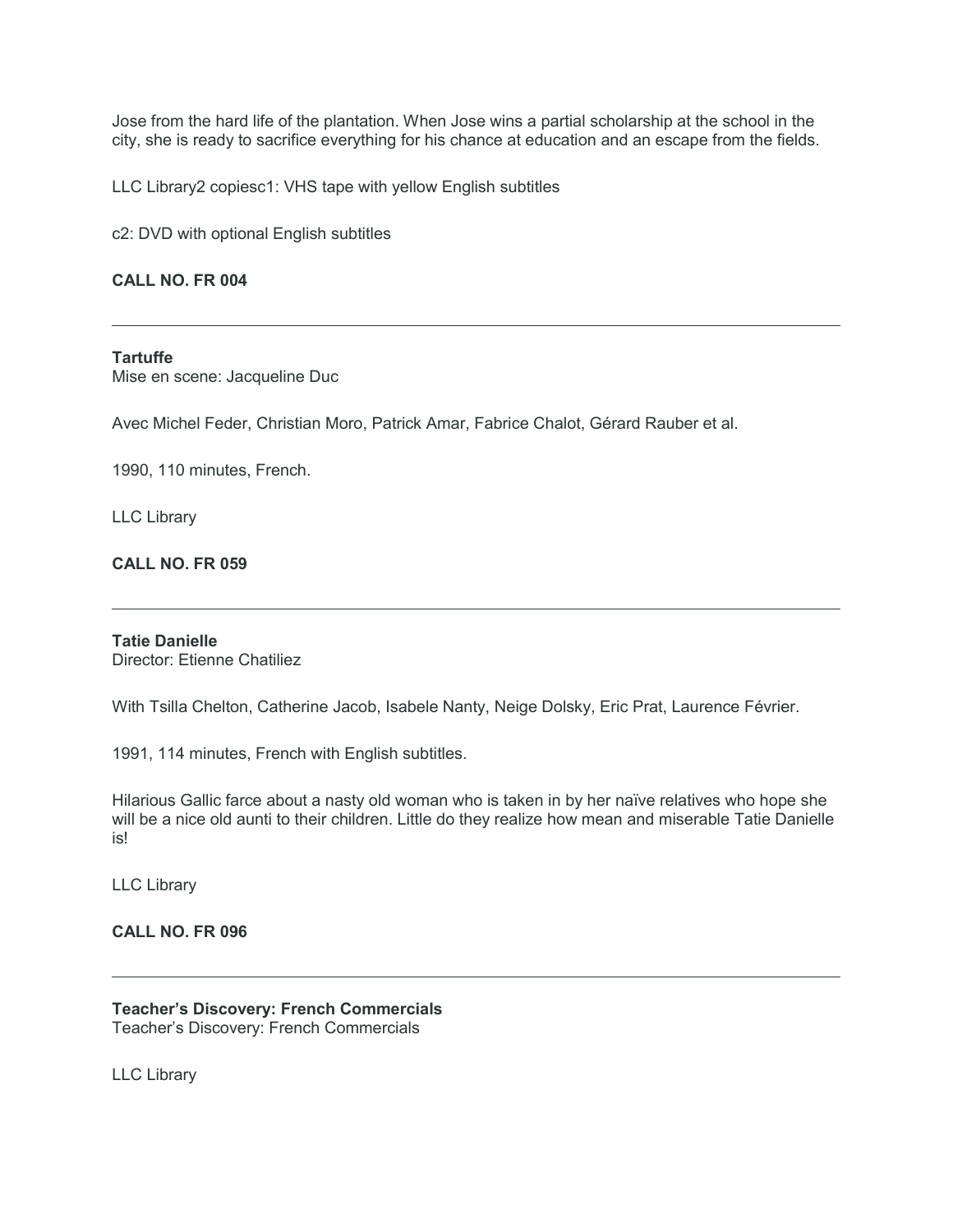Jose from the hard life of the plantation. When Jose wins a partial scholarship at the school in the city, she is ready to sacrifice everything for his chance at education and an escape from the fields.

LLC Library2 copiesc1: VHS tape with yellow English subtitles

c2: DVD with optional English subtitles

**CALL NO. FR 004**

---

**Tartuffe**
Mise en scene: Jacqueline Duc

Avec Michel Feder, Christian Moro, Patrick Amar, Fabrice Chalot, Gérard Rauber et al.

1990, 110 minutes, French.

LLC Library

**CALL NO. FR 059**

---

**Tatie Danielle**
Director: Etienne Chatiliez

With Tsilla Chelton, Catherine Jacob, Isabele Nanty, Neige Dolsky, Eric Prat, Laurence Février.

1991, 114 minutes, French with English subtitles.

Hilarious Gallic farce about a nasty old woman who is taken in by her naïve relatives who hope she will be a nice old aunti to their children. Little do they realize how mean and miserable Tatie Danielle is!

LLC Library

**CALL NO. FR 096**

---

**Teacher's Discovery: French Commercials**
Teacher's Discovery: French Commercials

LLC Library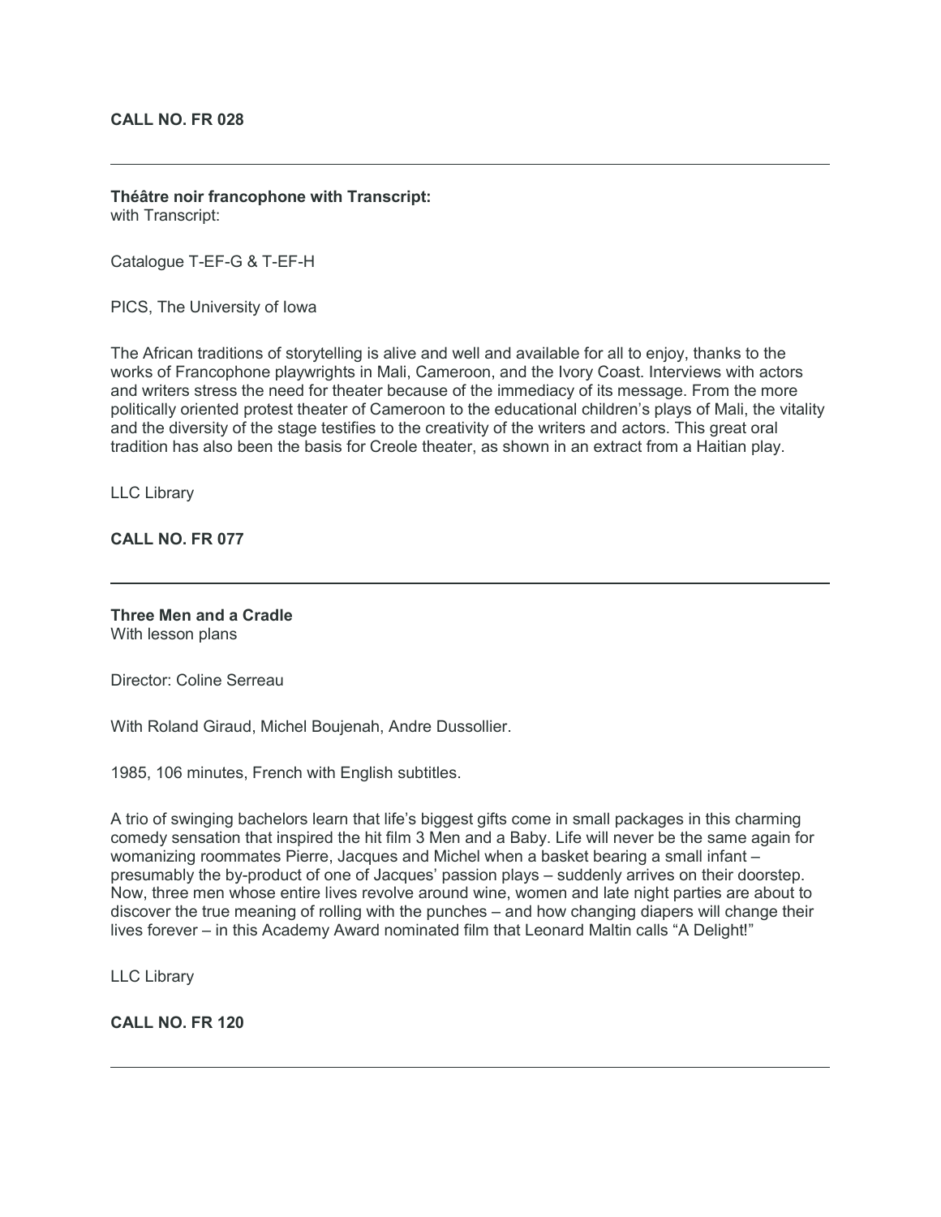**CALL NO. FR 028**

---

**Théâtre noir francophone with Transcript:**
with Transcript:

Catalogue T-EF-G & T-EF-H

PICS, The University of Iowa

The African traditions of storytelling is alive and well and available for all to enjoy, thanks to the works of Francophone playwrights in Mali, Cameroon, and the Ivory Coast. Interviews with actors and writers stress the need for theater because of the immediacy of its message. From the more politically oriented protest theater of Cameroon to the educational children's plays of Mali, the vitality and the diversity of the stage testifies to the creativity of the writers and actors. This great oral tradition has also been the basis for Creole theater, as shown in an extract from a Haitian play.

LLC Library

**CALL NO. FR 077**

---

**Three Men and a Cradle**
With lesson plans

Director: Coline Serreau

With Roland Giraud, Michel Boujenah, Andre Dussollier.

1985, 106 minutes, French with English subtitles.

A trio of swinging bachelors learn that life's biggest gifts come in small packages in this charming comedy sensation that inspired the hit film 3 Men and a Baby. Life will never be the same again for womanizing roommates Pierre, Jacques and Michel when a basket bearing a small infant – presumably the by-product of one of Jacques' passion plays – suddenly arrives on their doorstep. Now, three men whose entire lives revolve around wine, women and late night parties are about to discover the true meaning of rolling with the punches – and how changing diapers will change their lives forever – in this Academy Award nominated film that Leonard Maltin calls "A Delight!"

LLC Library

**CALL NO. FR 120**

---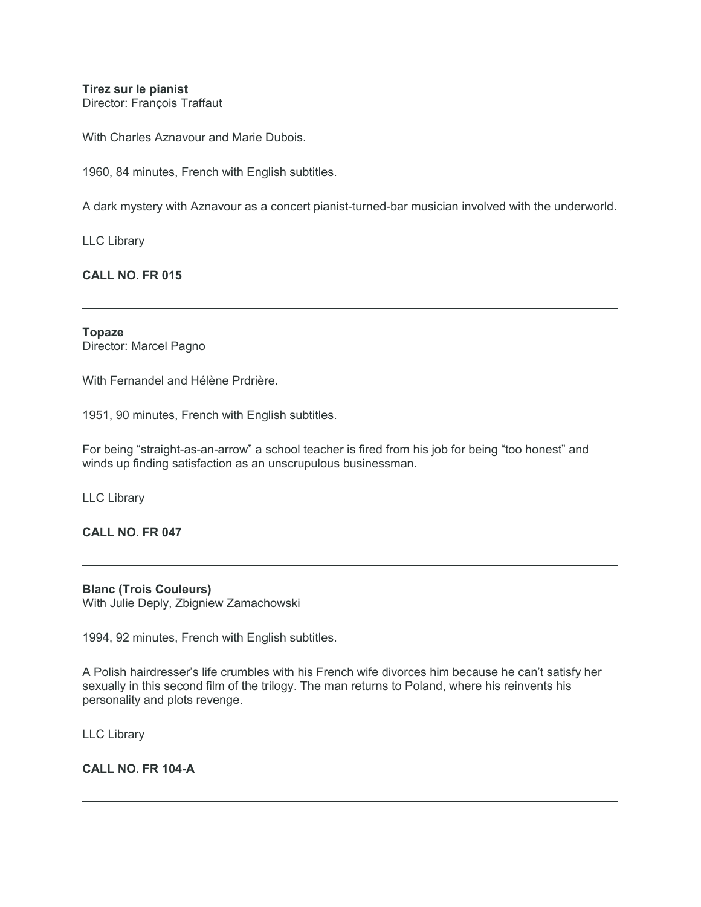**Tirez sur le pianist**
Director: François Traffaut

With Charles Aznavour and Marie Dubois.

1960, 84 minutes, French with English subtitles.

A dark mystery with Aznavour as a concert pianist-turned-bar musician involved with the underworld.

LLC Library

**CALL NO. FR 015**

---

**Topaze**
Director: Marcel Pagno

With Fernandel and Hélène Prdrière.

1951, 90 minutes, French with English subtitles.

For being “straight-as-an-arrow” a school teacher is fired from his job for being “too honest” and winds up finding satisfaction as an unscrupulous businessman.

LLC Library

**CALL NO. FR 047**

---

**Blanc (Trois Couleurs)**
With Julie Deply, Zbigniew Zamachowski

1994, 92 minutes, French with English subtitles.

A Polish hairdresser’s life crumbles with his French wife divorces him because he can’t satisfy her sexually in this second film of the trilogy. The man returns to Poland, where his reinvents his personality and plots revenge.

LLC Library

**CALL NO. FR 104-A**

---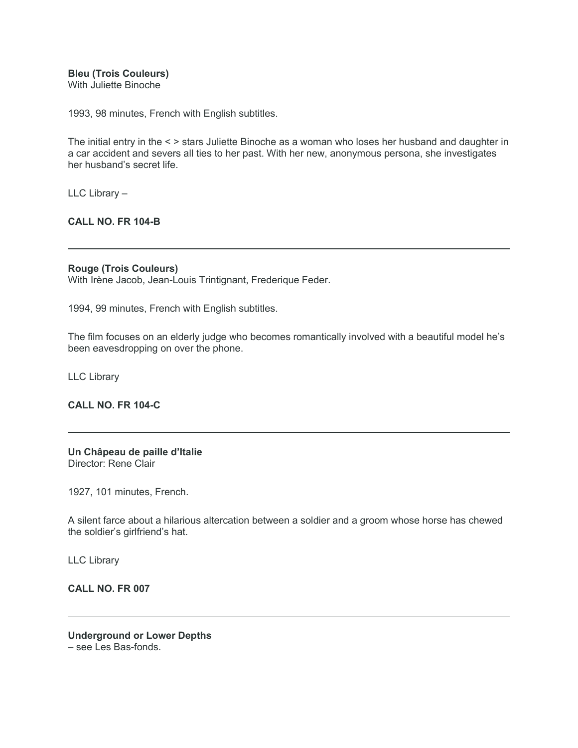**Bleu (Trois Couleurs)**
With Juliette Binoche

1993, 98 minutes, French with English subtitles.

The initial entry in the < > stars Juliette Binoche as a woman who loses her husband and daughter in a car accident and severs all ties to her past. With her new, anonymous persona, she investigates her husband's secret life.

LLC Library –

**CALL NO. FR 104-B**

---

**Rouge (Trois Couleurs)**
With Irène Jacob, Jean-Louis Trintignant, Frederique Feder.

1994, 99 minutes, French with English subtitles.

The film focuses on an elderly judge who becomes romantically involved with a beautiful model he's been eavesdropping on over the phone.

LLC Library

**CALL NO. FR 104-C**

---

**Un Châpeau de paille d'Italie**
Director: Rene Clair

1927, 101 minutes, French.

A silent farce about a hilarious altercation between a soldier and a groom whose horse has chewed the soldier's girlfriend's hat.

LLC Library

**CALL NO. FR 007**

---

**Underground or Lower Depths**
– see Les Bas-fonds.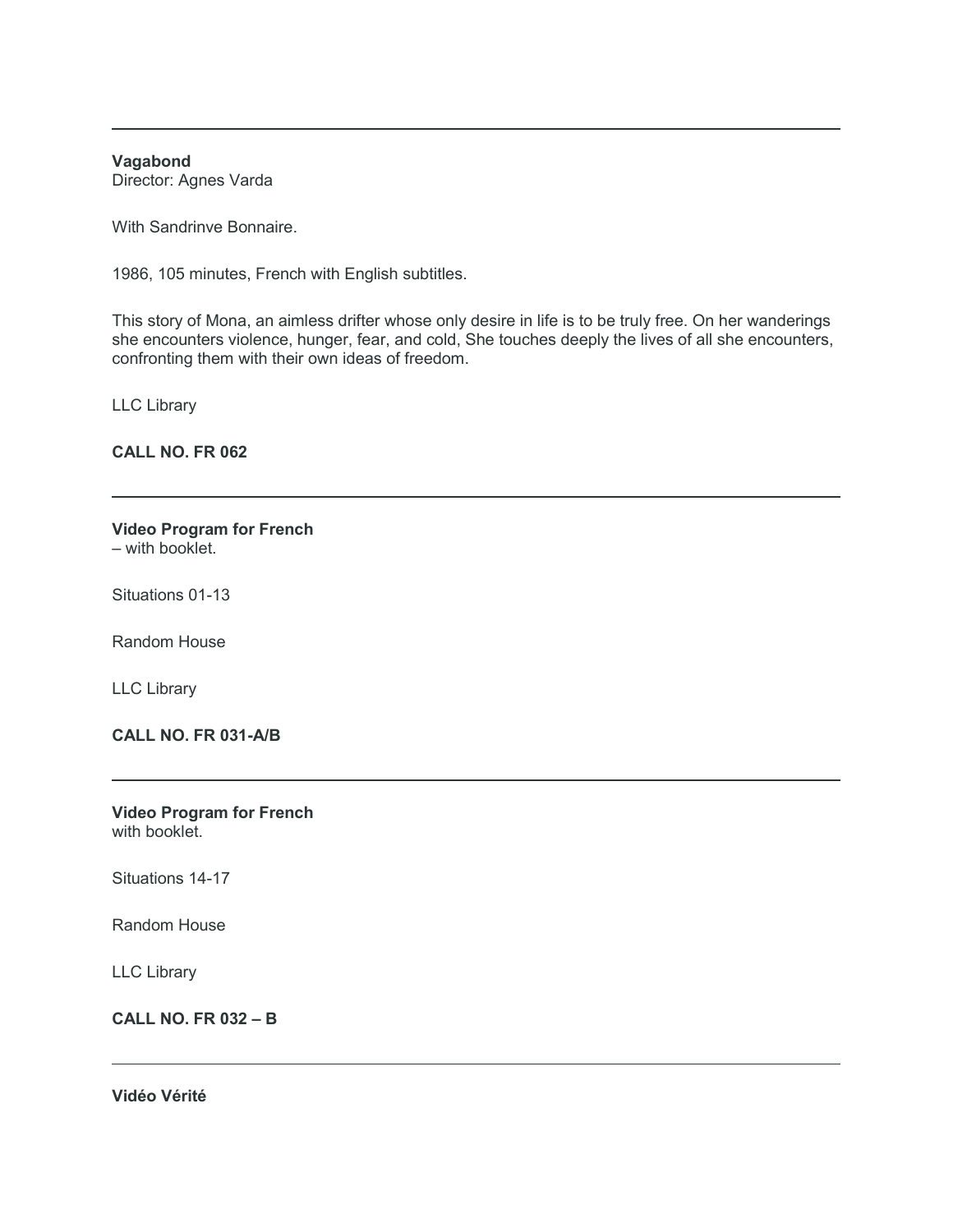---

**Vagabond**
Director: Agnes Varda

With Sandrinve Bonnaire.

1986, 105 minutes, French with English subtitles.

This story of Mona, an aimless drifter whose only desire in life is to be truly free. On her wanderings she encounters violence, hunger, fear, and cold, She touches deeply the lives of all she encounters, confronting them with their own ideas of freedom.

LLC Library

**CALL NO. FR 062**

---

**Video Program for French**
– with booklet.

Situations 01-13

Random House

LLC Library

**CALL NO. FR 031-A/B**

---

**Video Program for French**
with booklet.

Situations 14-17

Random House

LLC Library

**CALL NO. FR 032 – B**

---

**Vidéo Vérité**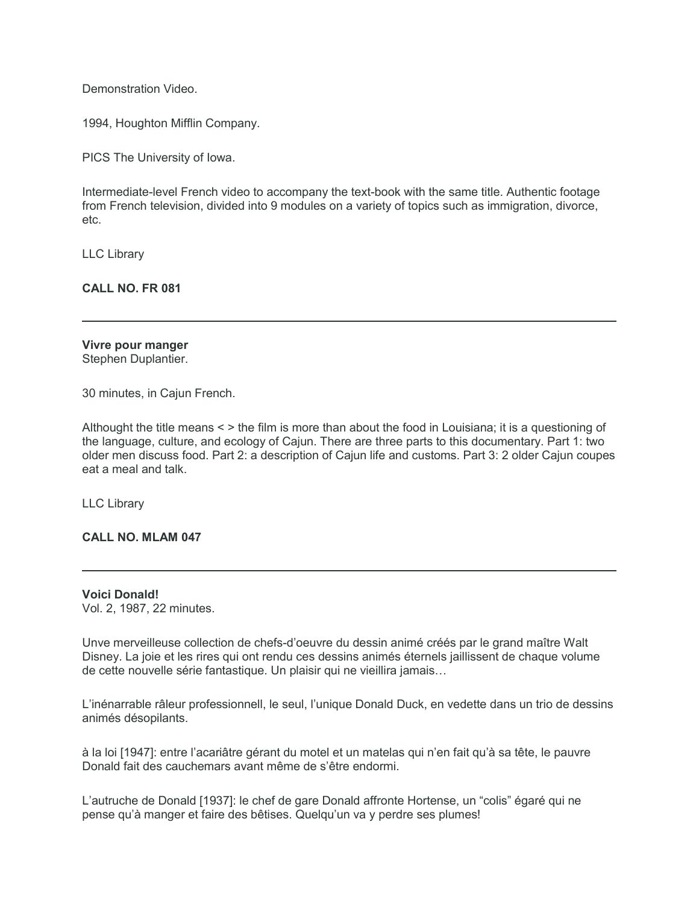Demonstration Video.

1994, Houghton Mifflin Company.

PICS The University of Iowa.

Intermediate-level French video to accompany the text-book with the same title. Authentic footage from French television, divided into 9 modules on a variety of topics such as immigration, divorce, etc.

LLC Library

**CALL NO. FR 081**

---

**Vivre pour manger**
Stephen Duplantier.

30 minutes, in Cajun French.

Althought the title means < > the film is more than about the food in Louisiana; it is a questioning of the language, culture, and ecology of Cajun. There are three parts to this documentary. Part 1: two older men discuss food. Part 2: a description of Cajun life and customs. Part 3: 2 older Cajun coupes eat a meal and talk.

LLC Library

**CALL NO. MLAM 047**

---

**Voici Donald!**
Vol. 2, 1987, 22 minutes.

Unve merveilleuse collection de chefs-d'oeuvre du dessin animé créés par le grand maître Walt Disney. La joie et les rires qui ont rendu ces dessins animés éternels jaillissent de chaque volume de cette nouvelle série fantastique. Un plaisir qui ne vieillira jamais…

L'inénarrable râleur professionnell, le seul, l'unique Donald Duck, en vedette dans un trio de dessins animés désopilants.

à la loi [1947]: entre l'acariâtre gérant du motel et un matelas qui n'en fait qu'à sa tête, le pauvre Donald fait des cauchemars avant même de s'être endormi.

L'autruche de Donald [1937]: le chef de gare Donald affronte Hortense, un "colis" égaré qui ne pense qu'à manger et faire des bêtises. Quelqu'un va y perdre ses plumes!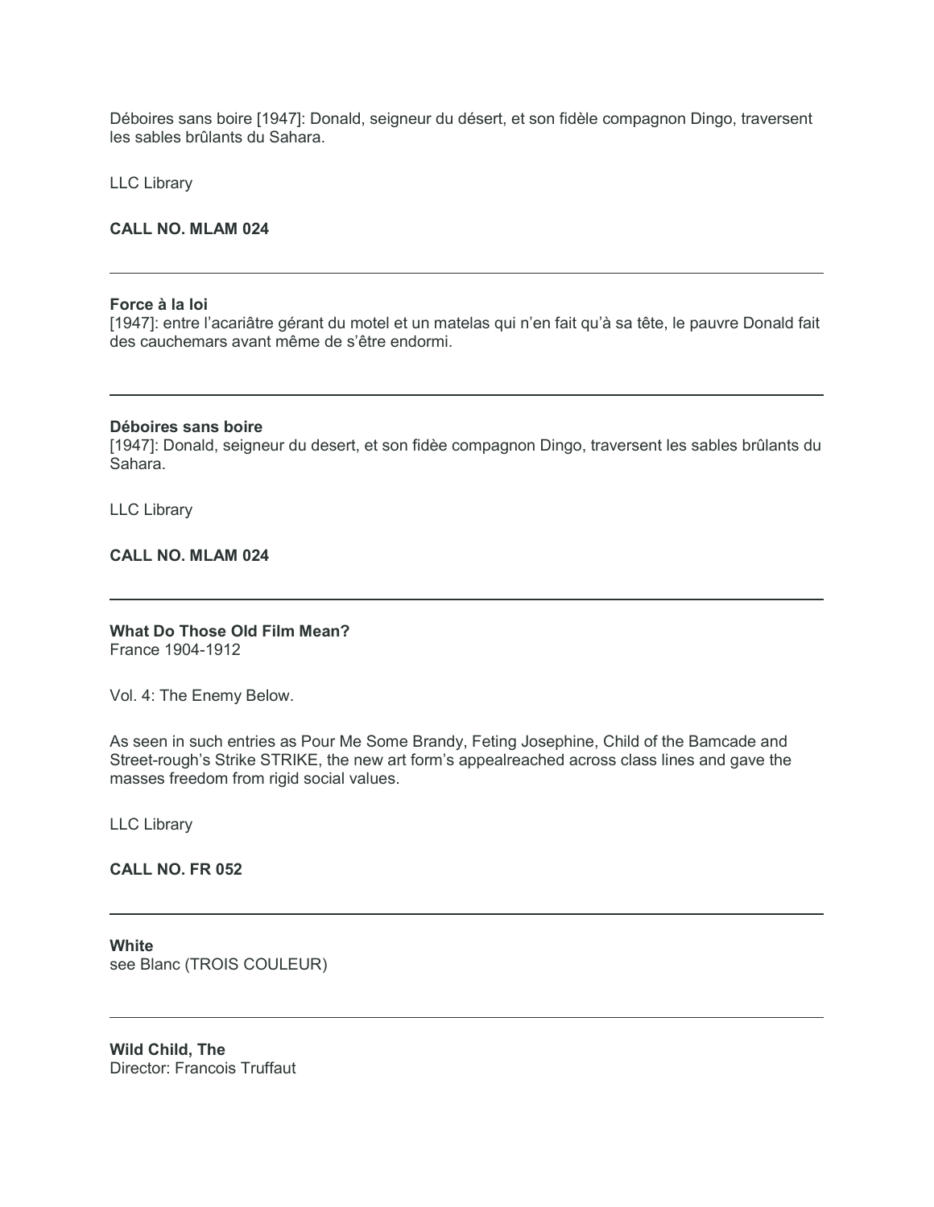Déboires sans boire [1947]: Donald, seigneur du désert, et son fidèle compagnon Dingo, traversent les sables brûlants du Sahara.

LLC Library

**CALL NO. MLAM 024**

---

**Force à la loi**
[1947]: entre l'acariâtre gérant du motel et un matelas qui n'en fait qu'à sa tête, le pauvre Donald fait des cauchemars avant même de s'être endormi.

---

**Déboires sans boire**
[1947]: Donald, seigneur du desert, et son fidèe compagnon Dingo, traversent les sables brûlants du Sahara.

LLC Library

**CALL NO. MLAM 024**

---

**What Do Those Old Film Mean?**
France 1904-1912

Vol. 4: The Enemy Below.

As seen in such entries as Pour Me Some Brandy, Feting Josephine, Child of the Bamcade and Street-rough's Strike STRIKE, the new art form's appealreached across class lines and gave the masses freedom from rigid social values.

LLC Library

**CALL NO. FR 052**

---

**White**
see Blanc (TROIS COULEUR)

---

**Wild Child, The**
Director: Francois Truffaut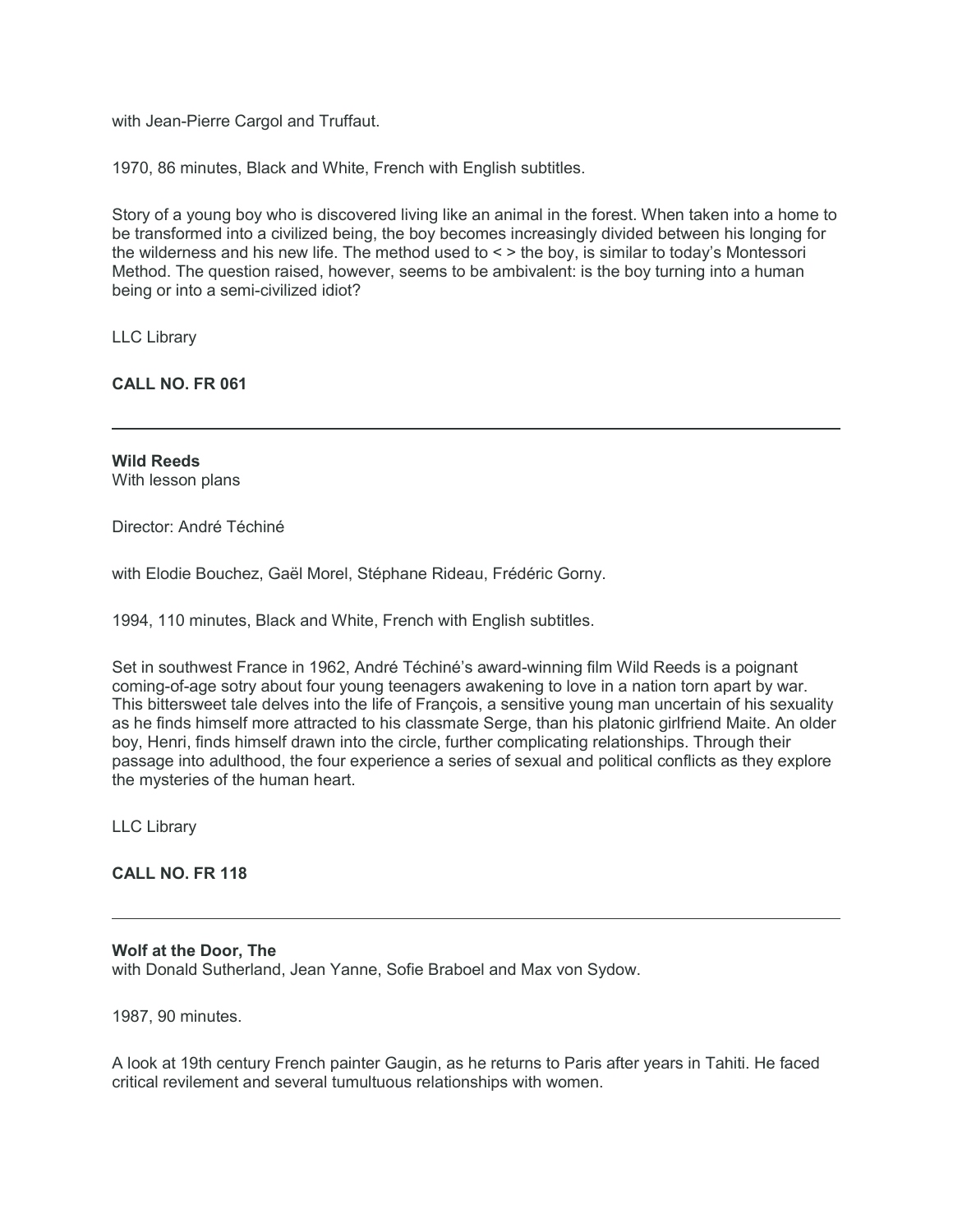with Jean-Pierre Cargol and Truffaut.

1970, 86 minutes, Black and White, French with English subtitles.

Story of a young boy who is discovered living like an animal in the forest. When taken into a home to be transformed into a civilized being, the boy becomes increasingly divided between his longing for the wilderness and his new life. The method used to < > the boy, is similar to today's Montessori Method. The question raised, however, seems to be ambivalent: is the boy turning into a human being or into a semi-civilized idiot?

LLC Library

**CALL NO. FR 061**

---

**Wild Reeds**
With lesson plans

Director: André Téchiné

with Elodie Bouchez, Gaël Morel, Stéphane Rideau, Frédéric Gorny.

1994, 110 minutes, Black and White, French with English subtitles.

Set in southwest France in 1962, André Téchiné's award-winning film Wild Reeds is a poignant coming-of-age sotry about four young teenagers awakening to love in a nation torn apart by war. This bittersweet tale delves into the life of François, a sensitive young man uncertain of his sexuality as he finds himself more attracted to his classmate Serge, than his platonic girlfriend Maite. An older boy, Henri, finds himself drawn into the circle, further complicating relationships. Through their passage into adulthood, the four experience a series of sexual and political conflicts as they explore the mysteries of the human heart.

LLC Library

**CALL NO. FR 118**

---

**Wolf at the Door, The**
with Donald Sutherland, Jean Yanne, Sofie Braboel and Max von Sydow.

1987, 90 minutes.

A look at 19th century French painter Gaugin, as he returns to Paris after years in Tahiti. He faced critical revilement and several tumultuous relationships with women.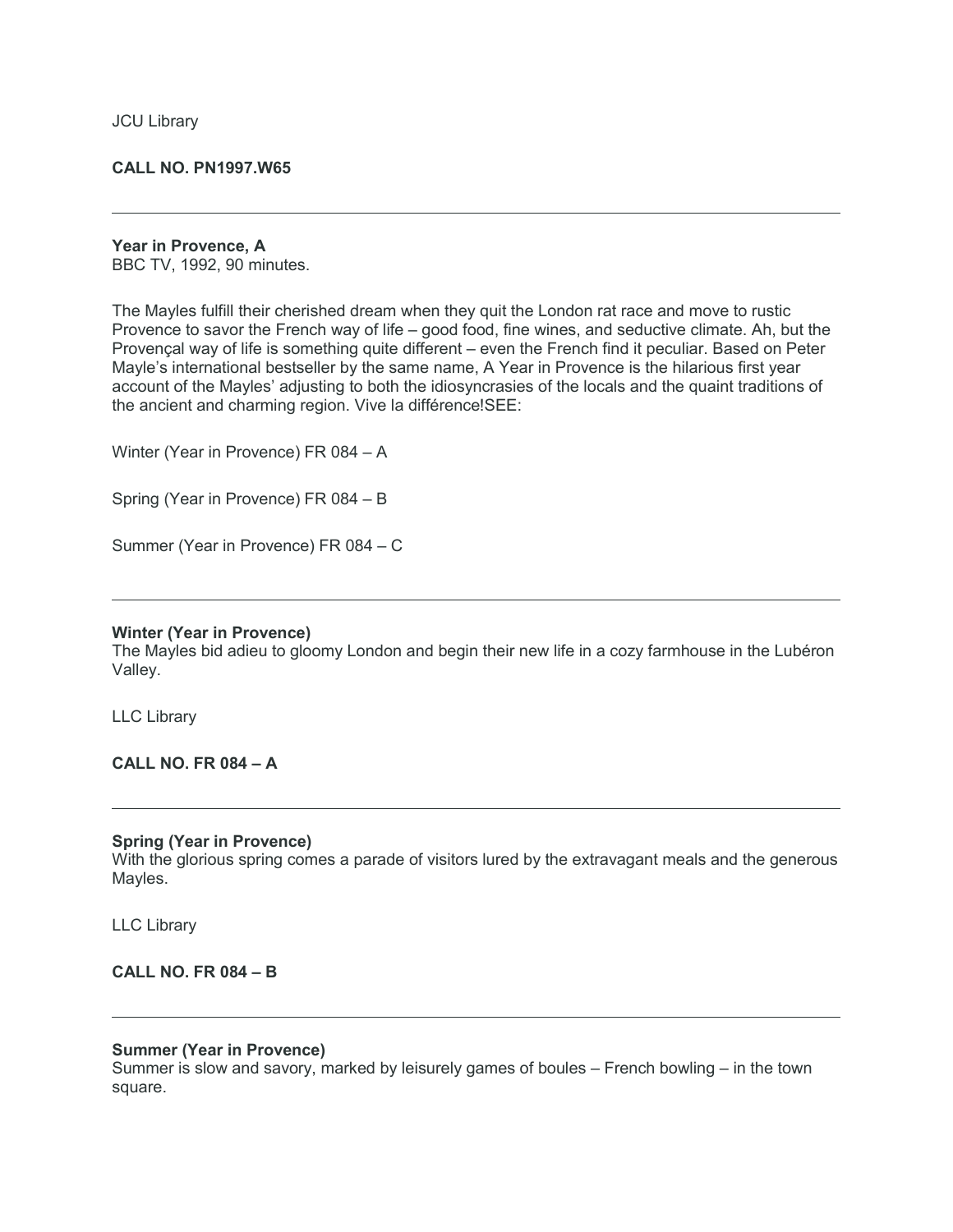JCU Library

**CALL NO. PN1997.W65**

---

**Year in Provence, A**
BBC TV, 1992, 90 minutes.

The Mayles fulfill their cherished dream when they quit the London rat race and move to rustic Provence to savor the French way of life – good food, fine wines, and seductive climate. Ah, but the Provençal way of life is something quite different – even the French find it peculiar. Based on Peter Mayle's international bestseller by the same name, A Year in Provence is the hilarious first year account of the Mayles' adjusting to both the idiosyncrasies of the locals and the quaint traditions of the ancient and charming region. Vive la différence!SEE:

Winter (Year in Provence) FR 084 – A

Spring (Year in Provence) FR 084 – B

Summer (Year in Provence) FR 084 – C

---

**Winter (Year in Provence)**
The Mayles bid adieu to gloomy London and begin their new life in a cozy farmhouse in the Lubéron Valley.

LLC Library

**CALL NO. FR 084 – A**

---

**Spring (Year in Provence)**
With the glorious spring comes a parade of visitors lured by the extravagant meals and the generous Mayles.

LLC Library

**CALL NO. FR 084 – B**

---

**Summer (Year in Provence)**
Summer is slow and savory, marked by leisurely games of boules – French bowling – in the town square.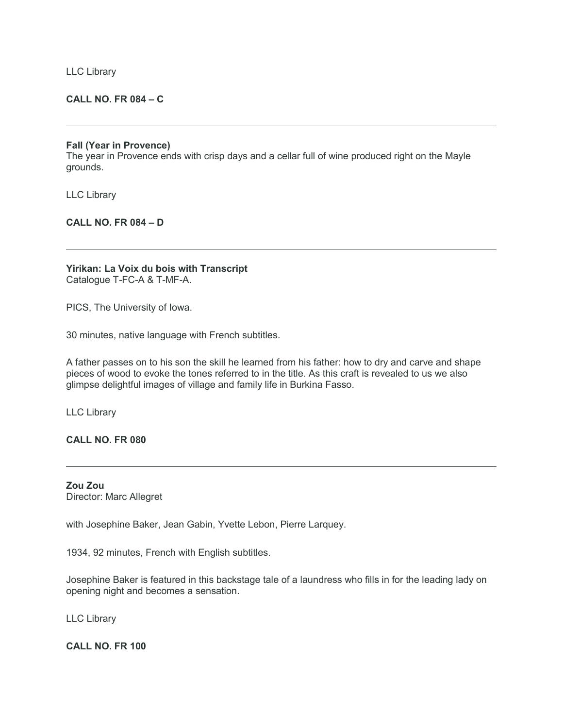LLC Library

**CALL NO. FR 084 – C**

---

**Fall (Year in Provence)**
The year in Provence ends with crisp days and a cellar full of wine produced right on the Mayle grounds.

LLC Library

**CALL NO. FR 084 – D**

---

**Yirikan: La Voix du bois with Transcript**
Catalogue T-FC-A & T-MF-A.

PICS, The University of Iowa.

30 minutes, native language with French subtitles.

A father passes on to his son the skill he learned from his father: how to dry and carve and shape pieces of wood to evoke the tones referred to in the title. As this craft is revealed to us we also glimpse delightful images of village and family life in Burkina Fasso.

LLC Library

**CALL NO. FR 080**

---

**Zou Zou**
Director: Marc Allegret

with Josephine Baker, Jean Gabin, Yvette Lebon, Pierre Larquey.

1934, 92 minutes, French with English subtitles.

Josephine Baker is featured in this backstage tale of a laundress who fills in for the leading lady on opening night and becomes a sensation.

LLC Library

**CALL NO. FR 100**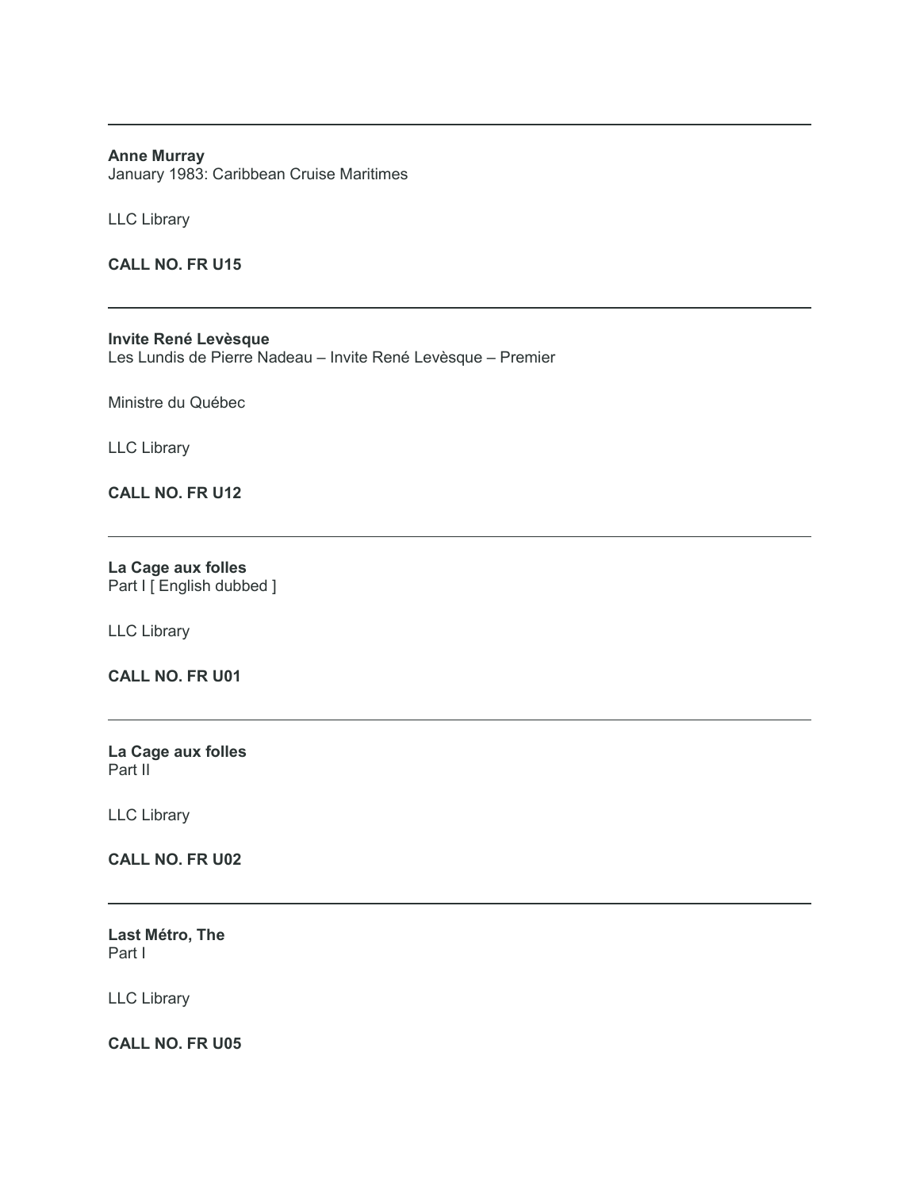---

**Anne Murray**
January 1983: Caribbean Cruise Maritimes

LLC Library

**CALL NO. FR U15**

---

**Invite René Levèsque**
Les Lundis de Pierre Nadeau – Invite René Levèsque – Premier

Ministre du Québec

LLC Library

**CALL NO. FR U12**

---

**La Cage aux folles**
Part I [ English dubbed ]

LLC Library

**CALL NO. FR U01**

---

**La Cage aux folles**
Part II

LLC Library

**CALL NO. FR U02**

---

**Last Métro, The**
Part I

LLC Library

**CALL NO. FR U05**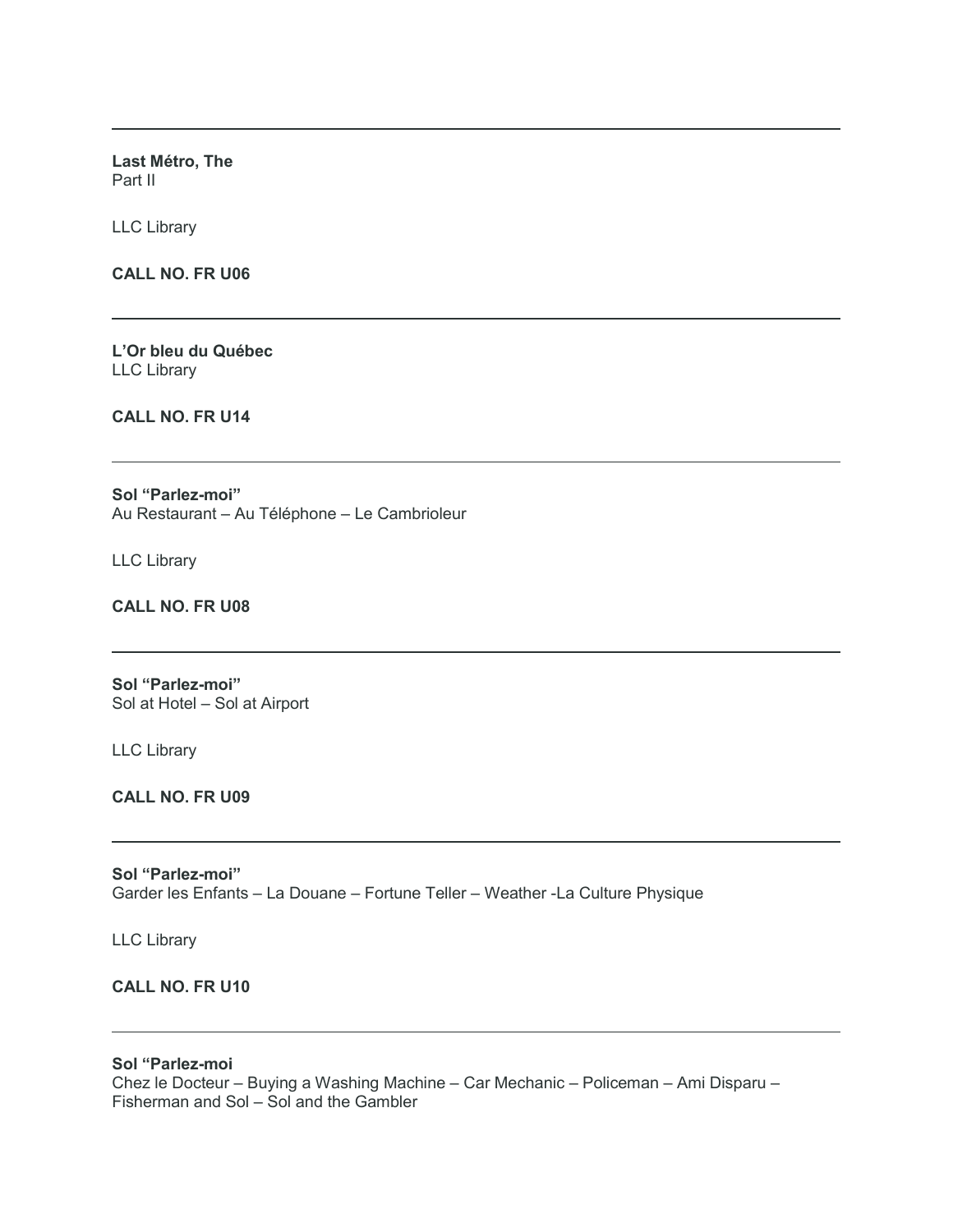---

**Last Métro, The**
Part II

LLC Library

**CALL NO. FR U06**

---

**L'Or bleu du Québec**
LLC Library

**CALL NO. FR U14**

---

**Sol "Parlez-moi"**
Au Restaurant – Au Téléphone – Le Cambrioleur

LLC Library

**CALL NO. FR U08**

---

**Sol "Parlez-moi"**
Sol at Hotel – Sol at Airport

LLC Library

**CALL NO. FR U09**

---

**Sol "Parlez-moi"**
Garder les Enfants – La Douane – Fortune Teller – Weather -La Culture Physique

LLC Library

**CALL NO. FR U10**

---

**Sol "Parlez-moi**
Chez le Docteur – Buying a Washing Machine – Car Mechanic – Policeman – Ami Disparu – Fisherman and Sol – Sol and the Gambler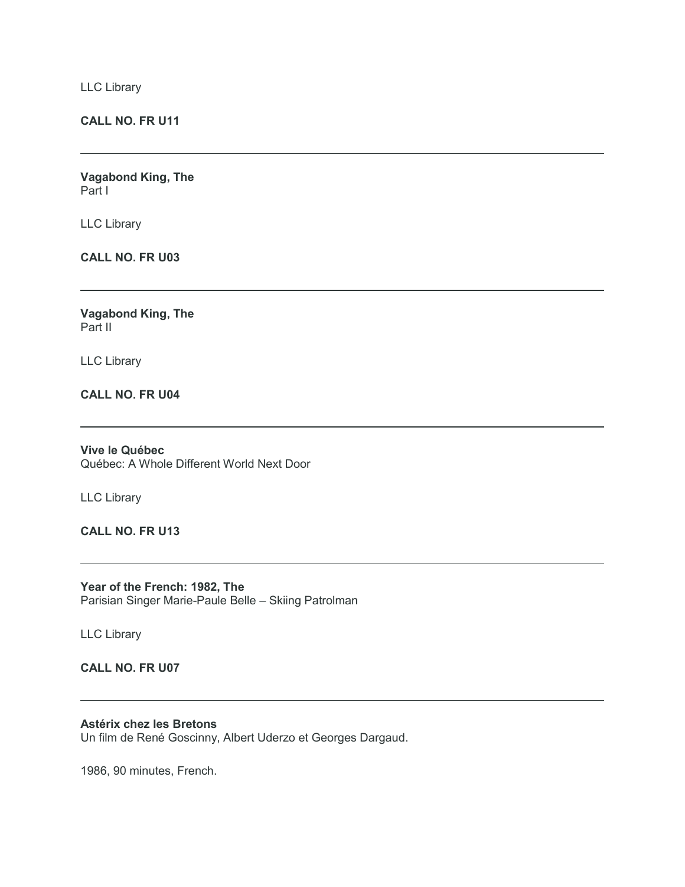LLC Library

**CALL NO. FR U11**

---

**Vagabond King, The**
Part I

LLC Library

**CALL NO. FR U03**

---

**Vagabond King, The**
Part II

LLC Library

**CALL NO. FR U04**

---

**Vive le Québec**
Québec: A Whole Different World Next Door

LLC Library

**CALL NO. FR U13**

---

**Year of the French: 1982, The**
Parisian Singer Marie-Paule Belle – Skiing Patrolman

LLC Library

**CALL NO. FR U07**

---

**Astérix chez les Bretons**
Un film de René Goscinny, Albert Uderzo et Georges Dargaud.

1986, 90 minutes, French.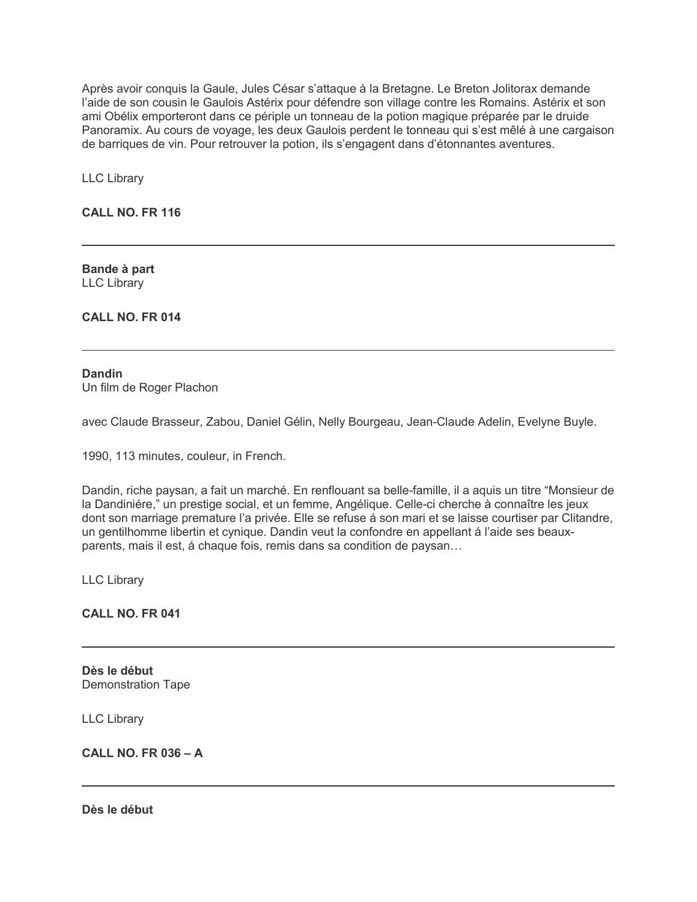Après avoir conquis la Gaule, Jules César s'attaque à la Bretagne. Le Breton Jolitorax demande l'aide de son cousin le Gaulois Astérix pour défendre son village contre les Romains. Astérix et son ami Obélix emporteront dans ce périple un tonneau de la potion magique préparée par le druide Panoramix. Au cours de voyage, les deux Gaulois perdent le tonneau qui s'est mêlé à une cargaison de barriques de vin. Pour retrouver la potion, ils s'engagent dans d'étonnantes aventures.

LLC Library

**CALL NO. FR 116**

---

**Bande à part**
LLC Library

**CALL NO. FR 014**

---

**Dandin**
Un film de Roger Plachon

avec Claude Brasseur, Zabou, Daniel Gélin, Nelly Bourgeau, Jean-Claude Adelin, Evelyne Buyle.

1990, 113 minutes, couleur, in French.

Dandin, riche paysan, a fait un marché. En renflouant sa belle-famille, il a aquis un titre "Monsieur de la Dandiniére," un prestige social, et un femme, Angélique. Celle-ci cherche à connaître les jeux dont son marriage premature l'a privée. Elle se refuse á son mari et se laisse courtiser par Clitandre, un gentilhomme libertin et cynique. Dandin veut la confondre en appellant á l'aide ses beaux-parents, mais il est, á chaque fois, remis dans sa condition de paysan…

LLC Library

**CALL NO. FR 041**

---

**Dès le début**
Demonstration Tape

LLC Library

**CALL NO. FR 036 – A**

---

**Dès le début**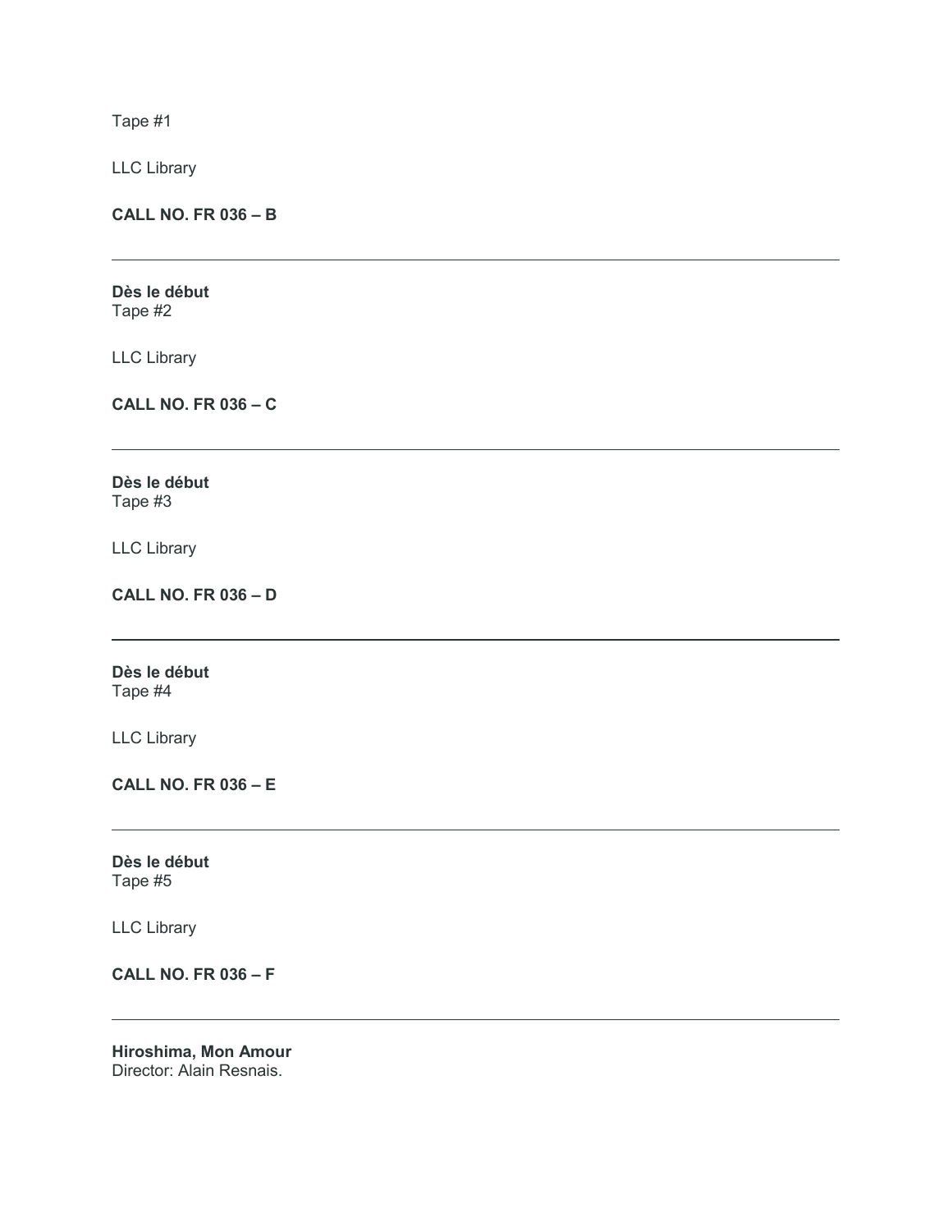Tape #1

LLC Library

**CALL NO. FR 036 – B**

---

**Dès le début**
Tape #2

LLC Library

**CALL NO. FR 036 – C**

---

**Dès le début**
Tape #3

LLC Library

**CALL NO. FR 036 – D**

---

**Dès le début**
Tape #4

LLC Library

**CALL NO. FR 036 – E**

---

**Dès le début**
Tape #5

LLC Library

**CALL NO. FR 036 – F**

---

**Hiroshima, Mon Amour**
Director: Alain Resnais.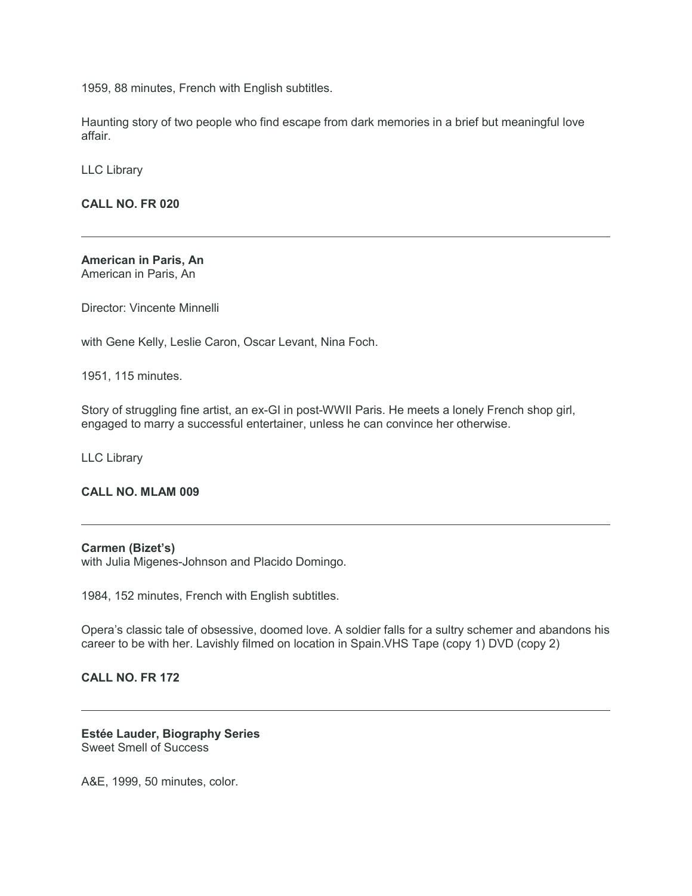1959, 88 minutes, French with English subtitles.

Haunting story of two people who find escape from dark memories in a brief but meaningful love affair.

LLC Library

**CALL NO. FR 020**

---

**American in Paris, An**
American in Paris, An

Director: Vincente Minnelli

with Gene Kelly, Leslie Caron, Oscar Levant, Nina Foch.

1951, 115 minutes.

Story of struggling fine artist, an ex-GI in post-WWII Paris. He meets a lonely French shop girl, engaged to marry a successful entertainer, unless he can convince her otherwise.

LLC Library

**CALL NO. MLAM 009**

---

**Carmen (Bizet's)**
with Julia Migenes-Johnson and Placido Domingo.

1984, 152 minutes, French with English subtitles.

Opera's classic tale of obsessive, doomed love. A soldier falls for a sultry schemer and abandons his career to be with her. Lavishly filmed on location in Spain.VHS Tape (copy 1) DVD (copy 2)

**CALL NO. FR 172**

---

**Estée Lauder, Biography Series**
Sweet Smell of Success

A&E, 1999, 50 minutes, color.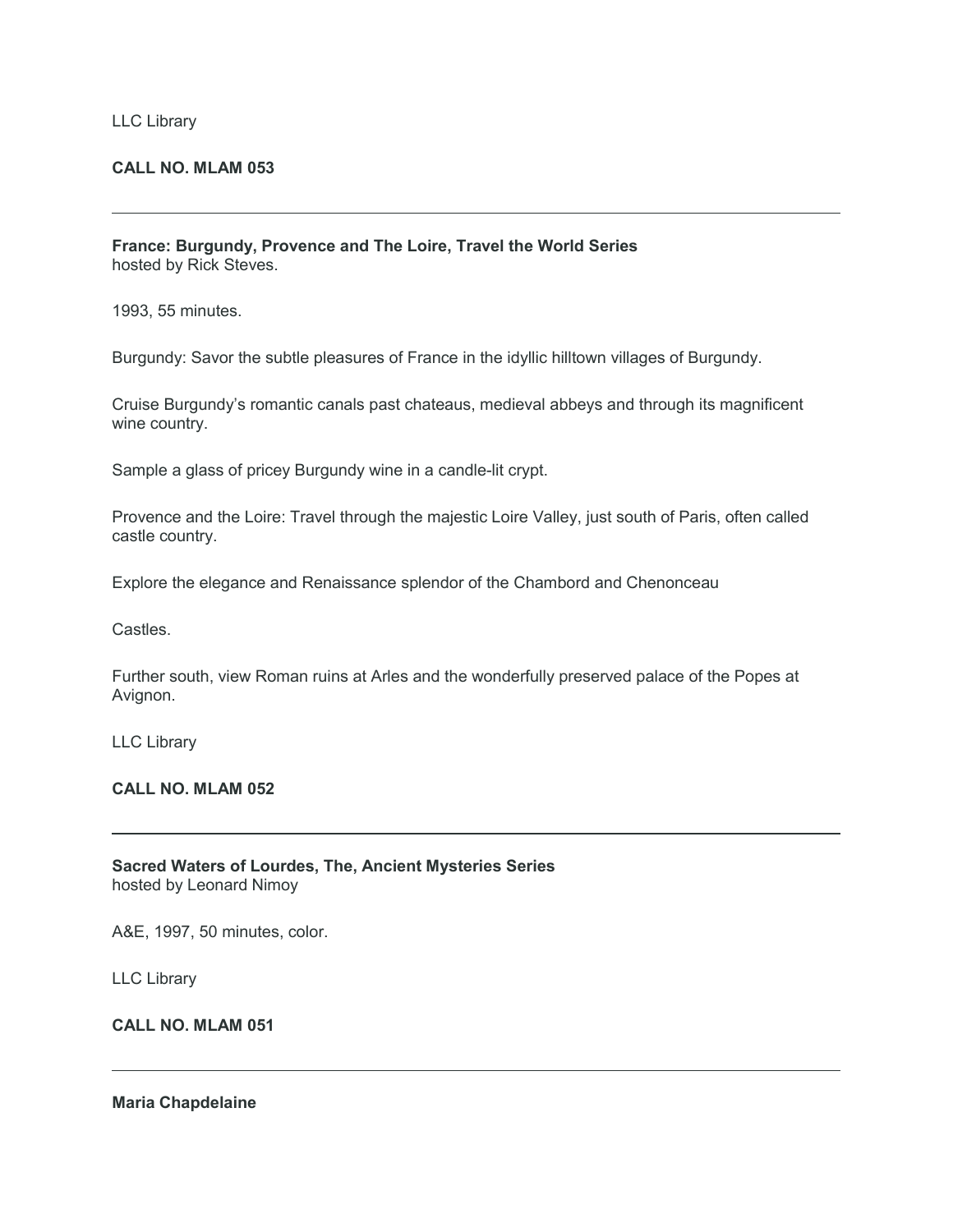LLC Library

**CALL NO. MLAM 053**

---

**France: Burgundy, Provence and The Loire, Travel the World Series**
hosted by Rick Steves.

1993, 55 minutes.

Burgundy: Savor the subtle pleasures of France in the idyllic hilltown villages of Burgundy.

Cruise Burgundy's romantic canals past chateaus, medieval abbeys and through its magnificent wine country.

Sample a glass of pricey Burgundy wine in a candle-lit crypt.

Provence and the Loire: Travel through the majestic Loire Valley, just south of Paris, often called castle country.

Explore the elegance and Renaissance splendor of the Chambord and Chenonceau

Castles.

Further south, view Roman ruins at Arles and the wonderfully preserved palace of the Popes at Avignon.

LLC Library

**CALL NO. MLAM 052**

---

**Sacred Waters of Lourdes, The, Ancient Mysteries Series**
hosted by Leonard Nimoy

A&E, 1997, 50 minutes, color.

LLC Library

**CALL NO. MLAM 051**

---

**Maria Chapdelaine**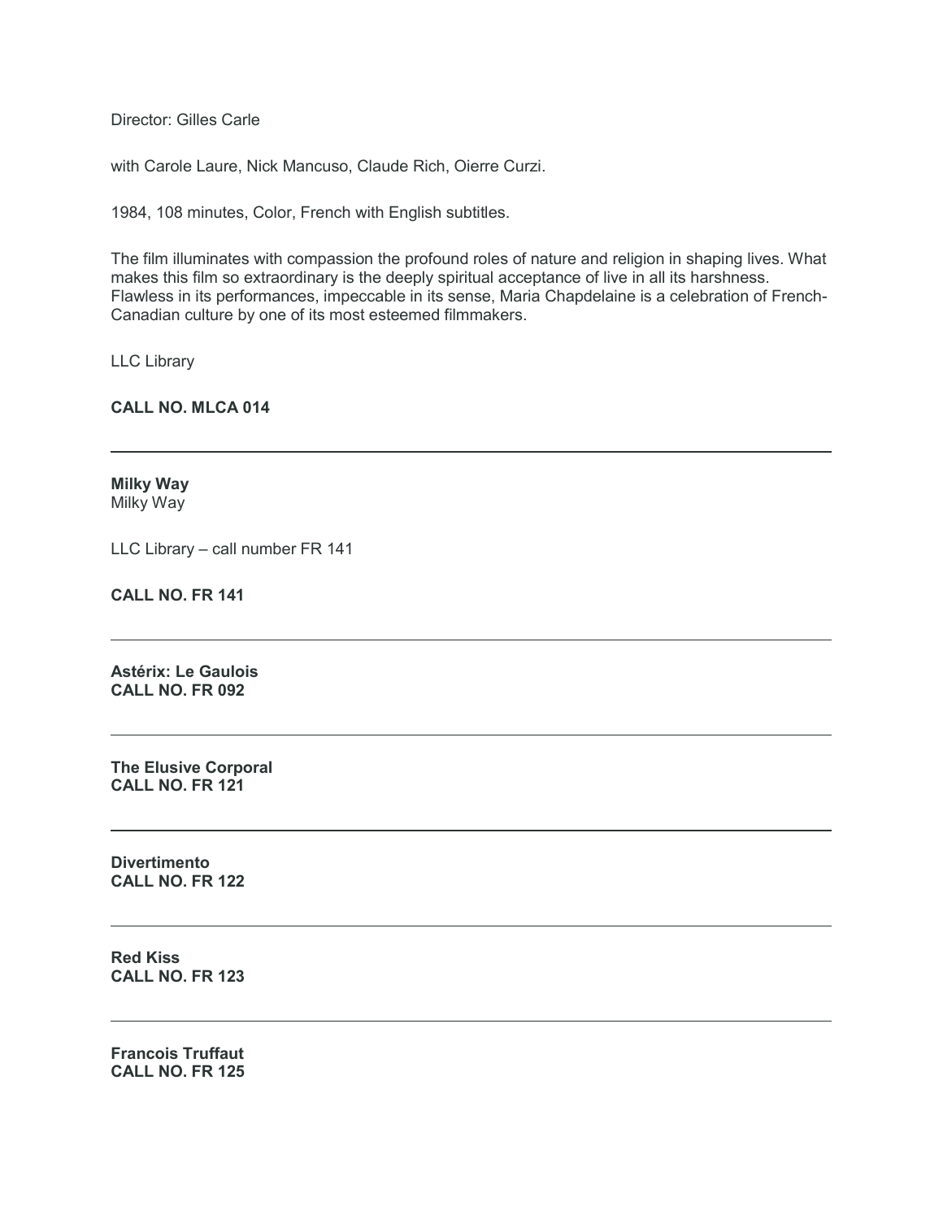Director: Gilles Carle

with Carole Laure, Nick Mancuso, Claude Rich, Oierre Curzi.

1984, 108 minutes, Color, French with English subtitles.

The film illuminates with compassion the profound roles of nature and religion in shaping lives. What makes this film so extraordinary is the deeply spiritual acceptance of live in all its harshness. Flawless in its performances, impeccable in its sense, Maria Chapdelaine is a celebration of French-Canadian culture by one of its most esteemed filmmakers.

LLC Library

**CALL NO. MLCA 014**

---

**Milky Way**
Milky Way

LLC Library – call number FR 141

**CALL NO. FR 141**

---

**Astérix: Le Gaulois**
**CALL NO. FR 092**

---

**The Elusive Corporal**
**CALL NO. FR 121**

---

**Divertimento**
**CALL NO. FR 122**

---

**Red Kiss**
**CALL NO. FR 123**

---

**Francois Truffaut**
**CALL NO. FR 125**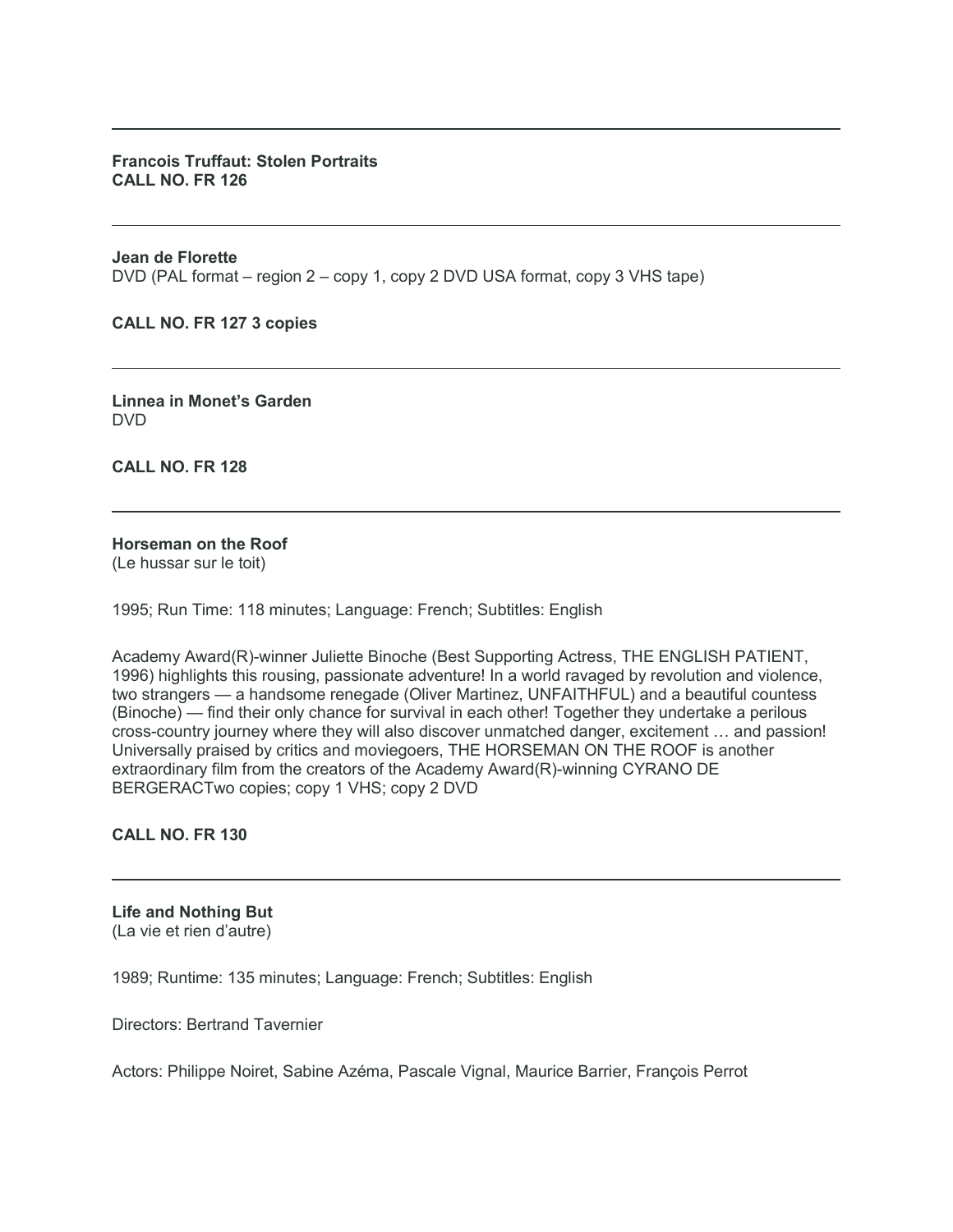---

**Francois Truffaut: Stolen Portraits**
**CALL NO. FR 126**

---

**Jean de Florette**
DVD (PAL format – region 2 – copy 1, copy 2 DVD USA format, copy 3 VHS tape)

**CALL NO. FR 127 3 copies**

---

**Linnea in Monet's Garden**
DVD

**CALL NO. FR 128**

---

**Horseman on the Roof**
(Le hussar sur le toit)

1995; Run Time: 118 minutes; Language: French; Subtitles: English

Academy Award(R)-winner Juliette Binoche (Best Supporting Actress, THE ENGLISH PATIENT, 1996) highlights this rousing, passionate adventure! In a world ravaged by revolution and violence, two strangers — a handsome renegade (Oliver Martinez, UNFAITHFUL) and a beautiful countess (Binoche) — find their only chance for survival in each other! Together they undertake a perilous cross-country journey where they will also discover unmatched danger, excitement … and passion! Universally praised by critics and moviegoers, THE HORSEMAN ON THE ROOF is another extraordinary film from the creators of the Academy Award(R)-winning CYRANO DE BERGERACTwo copies; copy 1 VHS; copy 2 DVD

**CALL NO. FR 130**

---

**Life and Nothing But**
(La vie et rien d'autre)

1989; Runtime: 135 minutes; Language: French; Subtitles: English

Directors: Bertrand Tavernier

Actors: Philippe Noiret, Sabine Azéma, Pascale Vignal, Maurice Barrier, François Perrot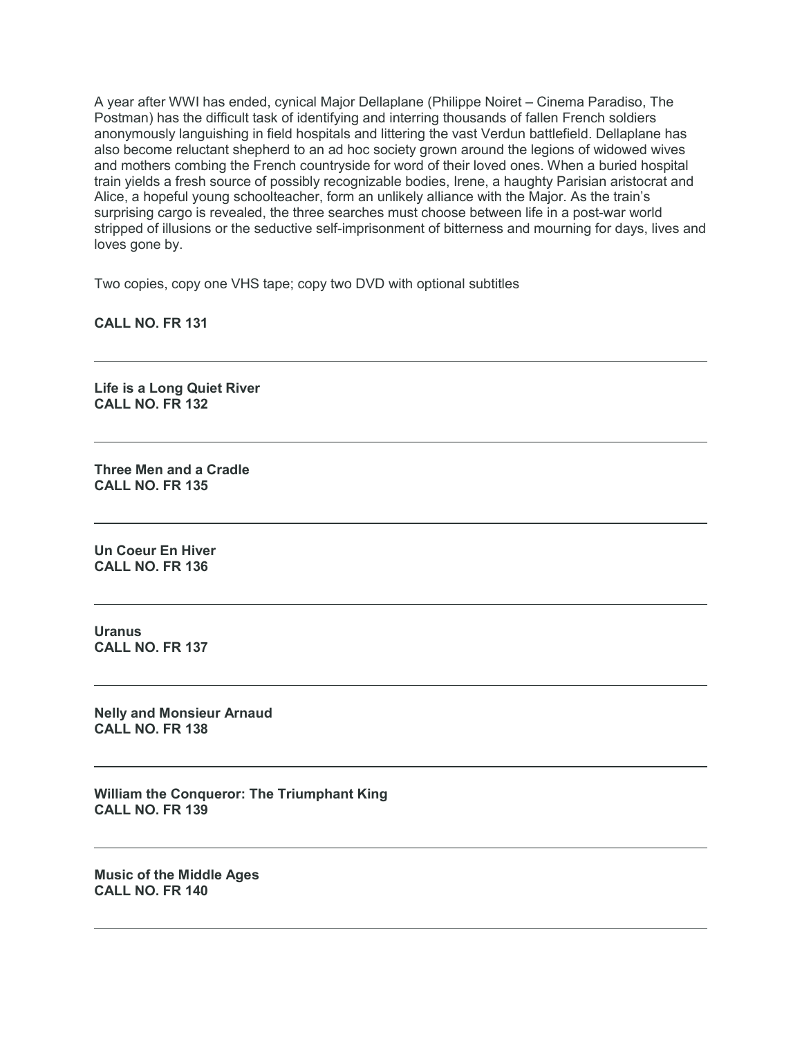A year after WWI has ended, cynical Major Dellaplane (Philippe Noiret – Cinema Paradiso, The Postman) has the difficult task of identifying and interring thousands of fallen French soldiers anonymously languishing in field hospitals and littering the vast Verdun battlefield. Dellaplane has also become reluctant shepherd to an ad hoc society grown around the legions of widowed wives and mothers combing the French countryside for word of their loved ones. When a buried hospital train yields a fresh source of possibly recognizable bodies, Irene, a haughty Parisian aristocrat and Alice, a hopeful young schoolteacher, form an unlikely alliance with the Major. As the train's surprising cargo is revealed, the three searches must choose between life in a post-war world stripped of illusions or the seductive self-imprisonment of bitterness and mourning for days, lives and loves gone by.

Two copies, copy one VHS tape; copy two DVD with optional subtitles

**CALL NO. FR 131**

---

**Life is a Long Quiet River**
**CALL NO. FR 132**

---

**Three Men and a Cradle**
**CALL NO. FR 135**

---

**Un Coeur En Hiver**
**CALL NO. FR 136**

---

**Uranus**
**CALL NO. FR 137**

---

**Nelly and Monsieur Arnaud**
**CALL NO. FR 138**

---

**William the Conqueror: The Triumphant King**
**CALL NO. FR 139**

---

**Music of the Middle Ages**
**CALL NO. FR 140**

---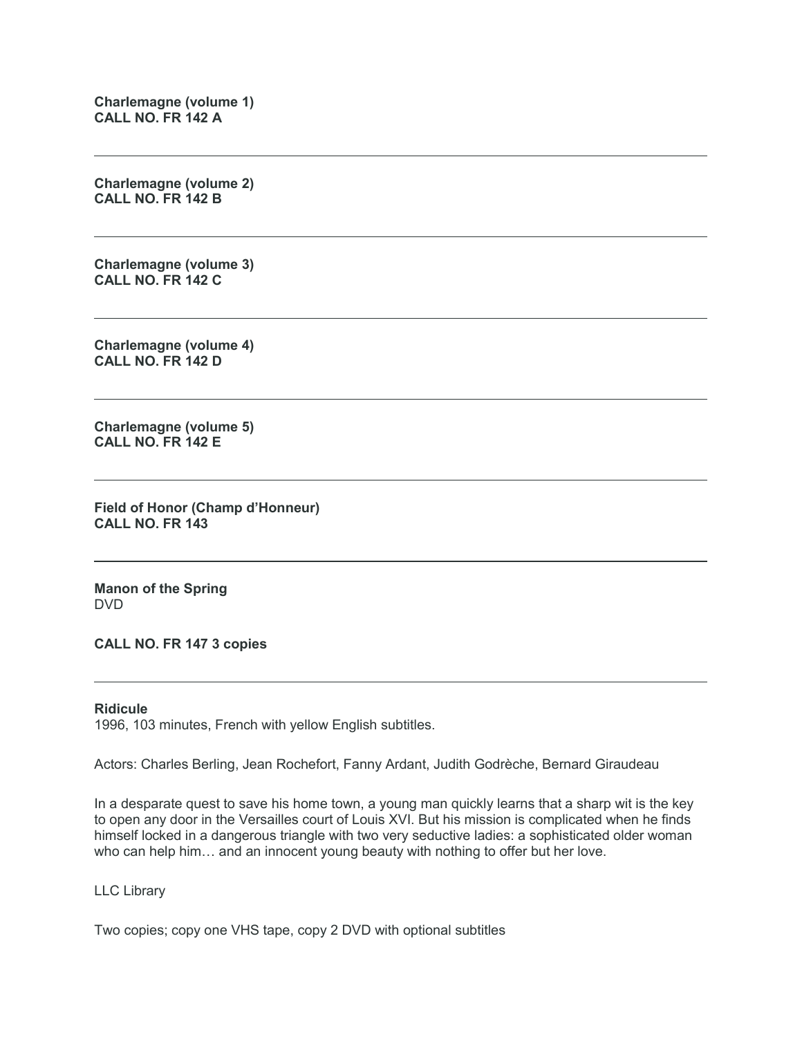**Charlemagne (volume 1)**
**CALL NO. FR 142 A**

---

**Charlemagne (volume 2)**
**CALL NO. FR 142 B**

---

**Charlemagne (volume 3)**
**CALL NO. FR 142 C**

---

**Charlemagne (volume 4)**
**CALL NO. FR 142 D**

---

**Charlemagne (volume 5)**
**CALL NO. FR 142 E**

---

**Field of Honor (Champ d'Honneur)**
**CALL NO. FR 143**

---

**Manon of the Spring**
DVD

**CALL NO. FR 147 3 copies**

---

**Ridicule**
1996, 103 minutes, French with yellow English subtitles.

Actors: Charles Berling, Jean Rochefort, Fanny Ardant, Judith Godrèche, Bernard Giraudeau

In a desparate quest to save his home town, a young man quickly learns that a sharp wit is the key to open any door in the Versailles court of Louis XVI. But his mission is complicated when he finds himself locked in a dangerous triangle with two very seductive ladies: a sophisticated older woman who can help him… and an innocent young beauty with nothing to offer but her love.

LLC Library

Two copies; copy one VHS tape, copy 2 DVD with optional subtitles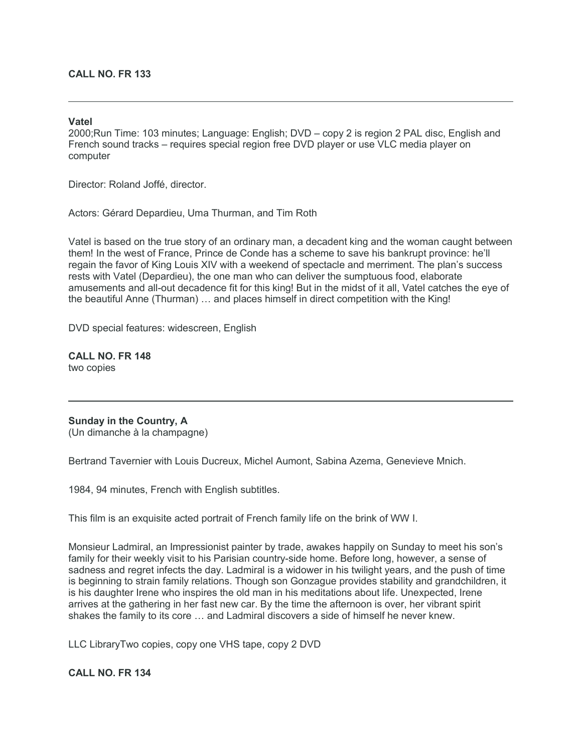**CALL NO. FR 133**

---

**Vatel**
2000;Run Time: 103 minutes; Language: English; DVD – copy 2 is region 2 PAL disc, English and French sound tracks – requires special region free DVD player or use VLC media player on computer

Director: Roland Joffé, director.

Actors: Gérard Depardieu, Uma Thurman, and Tim Roth

Vatel is based on the true story of an ordinary man, a decadent king and the woman caught between them! In the west of France, Prince de Conde has a scheme to save his bankrupt province: he'll regain the favor of King Louis XIV with a weekend of spectacle and merriment. The plan's success rests with Vatel (Depardieu), the one man who can deliver the sumptuous food, elaborate amusements and all-out decadence fit for this king! But in the midst of it all, Vatel catches the eye of the beautiful Anne (Thurman) … and places himself in direct competition with the King!

DVD special features: widescreen, English

**CALL NO. FR 148**
two copies

---

**Sunday in the Country, A**
(Un dimanche à la champagne)

Bertrand Tavernier with Louis Ducreux, Michel Aumont, Sabina Azema, Genevieve Mnich.

1984, 94 minutes, French with English subtitles.

This film is an exquisite acted portrait of French family life on the brink of WW I.

Monsieur Ladmiral, an Impressionist painter by trade, awakes happily on Sunday to meet his son's family for their weekly visit to his Parisian country-side home. Before long, however, a sense of sadness and regret infects the day. Ladmiral is a widower in his twilight years, and the push of time is beginning to strain family relations. Though son Gonzague provides stability and grandchildren, it is his daughter Irene who inspires the old man in his meditations about life. Unexpected, Irene arrives at the gathering in her fast new car. By the time the afternoon is over, her vibrant spirit shakes the family to its core … and Ladmiral discovers a side of himself he never knew.

LLC LibraryTwo copies, copy one VHS tape, copy 2 DVD

**CALL NO. FR 134**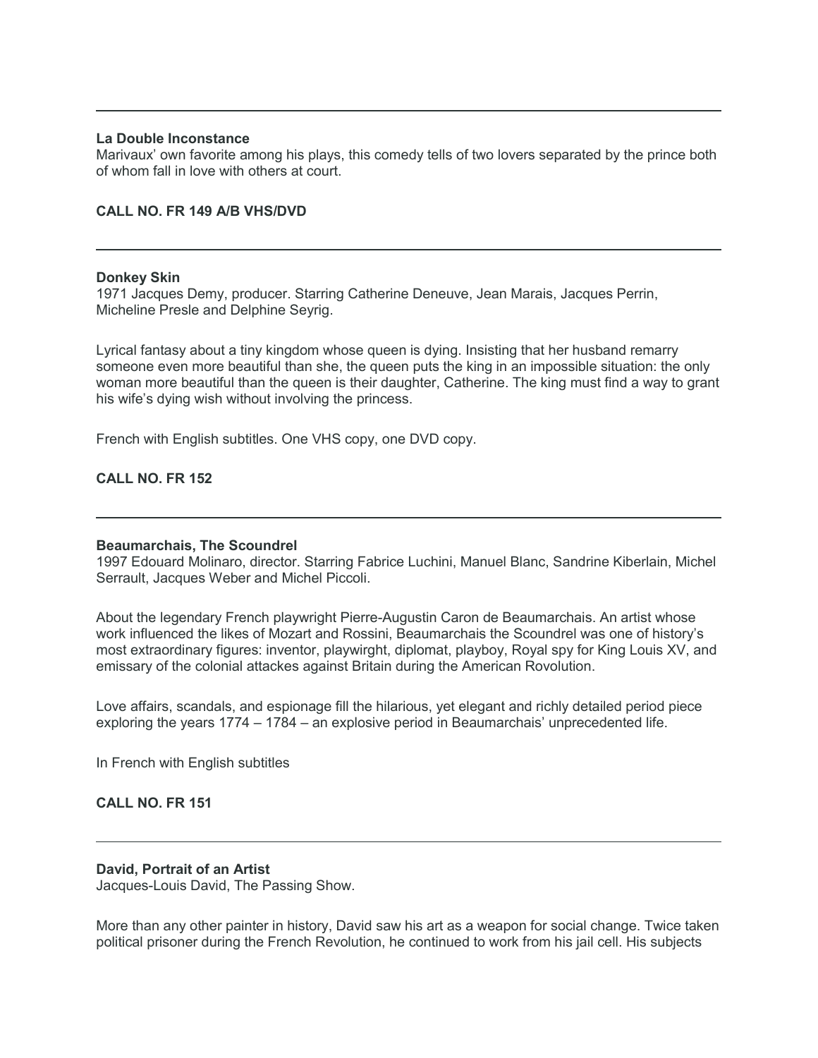---

**La Double Inconstance**
Marivaux' own favorite among his plays, this comedy tells of two lovers separated by the prince both of whom fall in love with others at court.

**CALL NO. FR 149 A/B VHS/DVD**

---

**Donkey Skin**
1971 Jacques Demy, producer. Starring Catherine Deneuve, Jean Marais, Jacques Perrin, Micheline Presle and Delphine Seyrig.

Lyrical fantasy about a tiny kingdom whose queen is dying. Insisting that her husband remarry someone even more beautiful than she, the queen puts the king in an impossible situation: the only woman more beautiful than the queen is their daughter, Catherine. The king must find a way to grant his wife's dying wish without involving the princess.

French with English subtitles. One VHS copy, one DVD copy.

**CALL NO. FR 152**

---

**Beaumarchais, The Scoundrel**
1997 Edouard Molinaro, director. Starring Fabrice Luchini, Manuel Blanc, Sandrine Kiberlain, Michel Serrault, Jacques Weber and Michel Piccoli.

About the legendary French playwright Pierre-Augustin Caron de Beaumarchais. An artist whose work influenced the likes of Mozart and Rossini, Beaumarchais the Scoundrel was one of history's most extraordinary figures: inventor, playwirght, diplomat, playboy, Royal spy for King Louis XV, and emissary of the colonial attackes against Britain during the American Rovolution.

Love affairs, scandals, and espionage fill the hilarious, yet elegant and richly detailed period piece exploring the years 1774 – 1784 – an explosive period in Beaumarchais' unprecedented life.

In French with English subtitles

**CALL NO. FR 151**

---

**David, Portrait of an Artist**
Jacques-Louis David, The Passing Show.

More than any other painter in history, David saw his art as a weapon for social change. Twice taken political prisoner during the French Revolution, he continued to work from his jail cell. His subjects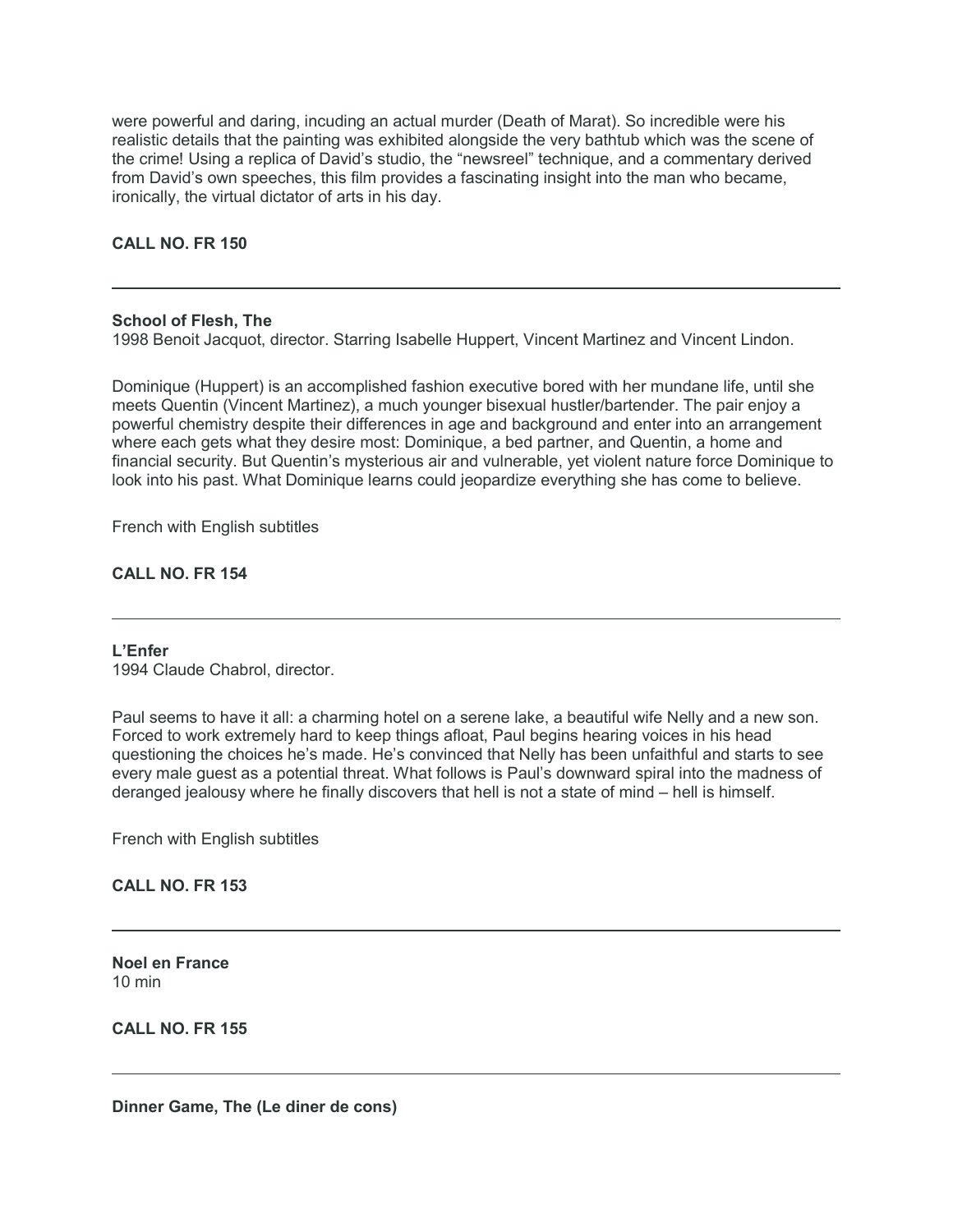were powerful and daring, incuding an actual murder (Death of Marat). So incredible were his realistic details that the painting was exhibited alongside the very bathtub which was the scene of the crime! Using a replica of David's studio, the "newsreel" technique, and a commentary derived from David's own speeches, this film provides a fascinating insight into the man who became, ironically, the virtual dictator of arts in his day.

**CALL NO. FR 150**

---

**School of Flesh, The**
1998 Benoit Jacquot, director. Starring Isabelle Huppert, Vincent Martinez and Vincent Lindon.

Dominique (Huppert) is an accomplished fashion executive bored with her mundane life, until she meets Quentin (Vincent Martinez), a much younger bisexual hustler/bartender. The pair enjoy a powerful chemistry despite their differences in age and background and enter into an arrangement where each gets what they desire most: Dominique, a bed partner, and Quentin, a home and financial security. But Quentin's mysterious air and vulnerable, yet violent nature force Dominique to look into his past. What Dominique learns could jeopardize everything she has come to believe.

French with English subtitles

**CALL NO. FR 154**

---

**L'Enfer**
1994 Claude Chabrol, director.

Paul seems to have it all: a charming hotel on a serene lake, a beautiful wife Nelly and a new son. Forced to work extremely hard to keep things afloat, Paul begins hearing voices in his head questioning the choices he's made. He's convinced that Nelly has been unfaithful and starts to see every male guest as a potential threat. What follows is Paul's downward spiral into the madness of deranged jealousy where he finally discovers that hell is not a state of mind – hell is himself.

French with English subtitles

**CALL NO. FR 153**

---

**Noel en France**
10 min

**CALL NO. FR 155**

---

**Dinner Game, The (Le diner de cons)**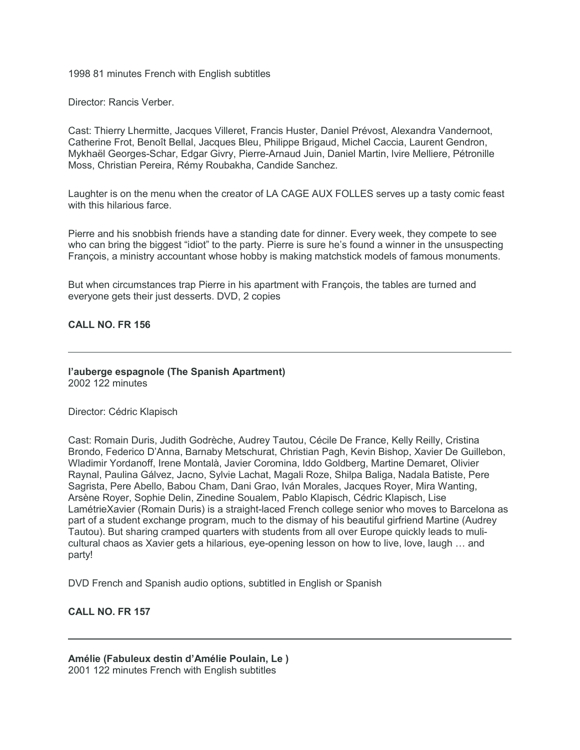1998 81 minutes French with English subtitles

Director: Rancis Verber.

Cast: Thierry Lhermitte, Jacques Villeret, Francis Huster, Daniel Prévost, Alexandra Vandernoot, Catherine Frot, Benoît Bellal, Jacques Bleu, Philippe Brigaud, Michel Caccia, Laurent Gendron, Mykhaël Georges-Schar, Edgar Givry, Pierre-Arnaud Juin, Daniel Martin, Ivire Melliere, Pétronille Moss, Christian Pereira, Rémy Roubakha, Candide Sanchez.

Laughter is on the menu when the creator of LA CAGE AUX FOLLES serves up a tasty comic feast with this hilarious farce.

Pierre and his snobbish friends have a standing date for dinner. Every week, they compete to see who can bring the biggest "idiot" to the party. Pierre is sure he's found a winner in the unsuspecting François, a ministry accountant whose hobby is making matchstick models of famous monuments.

But when circumstances trap Pierre in his apartment with François, the tables are turned and everyone gets their just desserts. DVD, 2 copies

**CALL NO. FR 156**

---

**l'auberge espagnole (The Spanish Apartment)**
2002 122 minutes

Director: Cédric Klapisch

Cast: Romain Duris, Judith Godrèche, Audrey Tautou, Cécile De France, Kelly Reilly, Cristina Brondo, Federico D'Anna, Barnaby Metschurat, Christian Pagh, Kevin Bishop, Xavier De Guillebon, Wladimir Yordanoff, Irene Montalà, Javier Coromina, Iddo Goldberg, Martine Demaret, Olivier Raynal, Paulina Gálvez, Jacno, Sylvie Lachat, Magali Roze, Shilpa Baliga, Nadala Batiste, Pere Sagrista, Pere Abello, Babou Cham, Dani Grao, Iván Morales, Jacques Royer, Mira Wanting, Arsène Royer, Sophie Delin, Zinedine Soualem, Pablo Klapisch, Cédric Klapisch, Lise LamétrieXavier (Romain Duris) is a straight-laced French college senior who moves to Barcelona as part of a student exchange program, much to the dismay of his beautiful girfriend Martine (Audrey Tautou). But sharing cramped quarters with students from all over Europe quickly leads to muli-cultural chaos as Xavier gets a hilarious, eye-opening lesson on how to live, love, laugh … and party!

DVD French and Spanish audio options, subtitled in English or Spanish

**CALL NO. FR 157**

---

**Amélie (Fabuleux destin d'Amélie Poulain, Le )**
2001 122 minutes French with English subtitles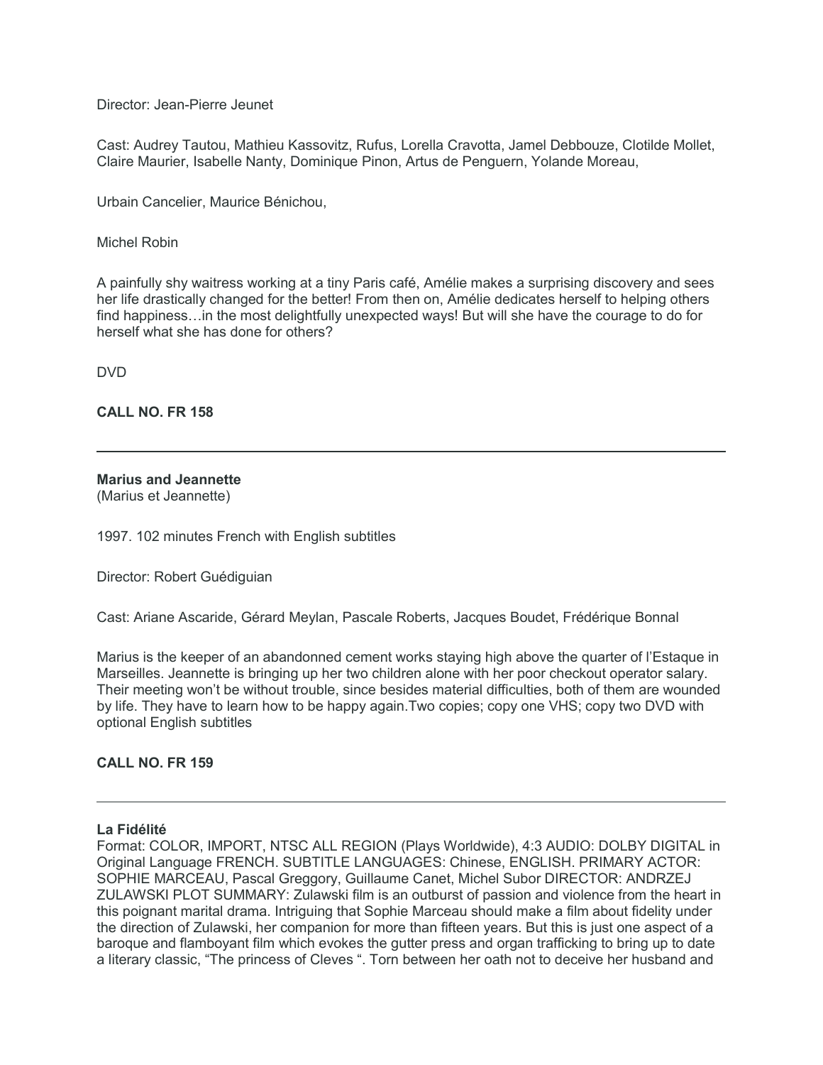Director: Jean-Pierre Jeunet

Cast: Audrey Tautou, Mathieu Kassovitz, Rufus, Lorella Cravotta, Jamel Debbouze, Clotilde Mollet, Claire Maurier, Isabelle Nanty, Dominique Pinon, Artus de Penguern, Yolande Moreau,

Urbain Cancelier, Maurice Bénichou,

Michel Robin

A painfully shy waitress working at a tiny Paris café, Amélie makes a surprising discovery and sees her life drastically changed for the better! From then on, Amélie dedicates herself to helping others find happiness…in the most delightfully unexpected ways! But will she have the courage to do for herself what she has done for others?

DVD

**CALL NO. FR 158**

---

**Marius and Jeannette**
(Marius et Jeannette)

1997. 102 minutes French with English subtitles

Director: Robert Guédiguian

Cast: Ariane Ascaride, Gérard Meylan, Pascale Roberts, Jacques Boudet, Frédérique Bonnal

Marius is the keeper of an abandonned cement works staying high above the quarter of l'Estaque in Marseilles. Jeannette is bringing up her two children alone with her poor checkout operator salary. Their meeting won't be without trouble, since besides material difficulties, both of them are wounded by life. They have to learn how to be happy again.Two copies; copy one VHS; copy two DVD with optional English subtitles

**CALL NO. FR 159**

---

**La Fidélité**
Format: COLOR, IMPORT, NTSC ALL REGION (Plays Worldwide), 4:3 AUDIO: DOLBY DIGITAL in Original Language FRENCH. SUBTITLE LANGUAGES: Chinese, ENGLISH. PRIMARY ACTOR: SOPHIE MARCEAU, Pascal Greggory, Guillaume Canet, Michel Subor DIRECTOR: ANDRZEJ ZULAWSKI PLOT SUMMARY: Zulawski film is an outburst of passion and violence from the heart in this poignant marital drama. Intriguing that Sophie Marceau should make a film about fidelity under the direction of Zulawski, her companion for more than fifteen years. But this is just one aspect of a baroque and flamboyant film which evokes the gutter press and organ trafficking to bring up to date a literary classic, "The princess of Cleves ". Torn between her oath not to deceive her husband and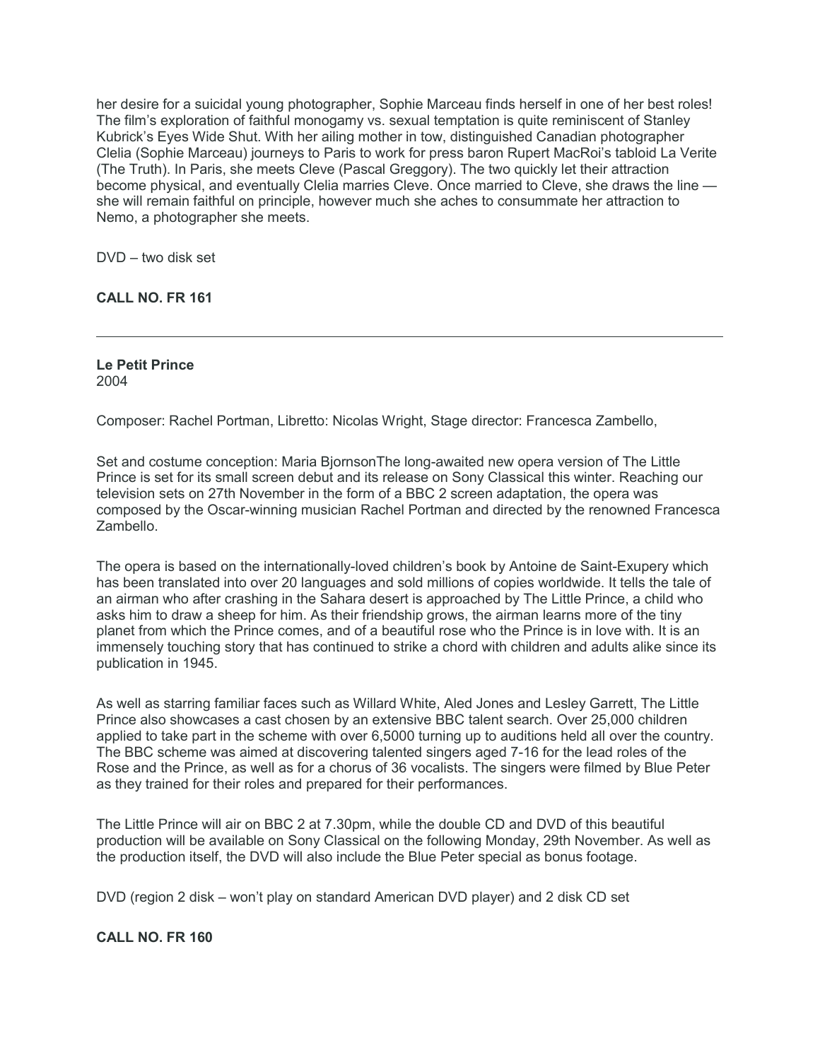her desire for a suicidal young photographer, Sophie Marceau finds herself in one of her best roles! The film's exploration of faithful monogamy vs. sexual temptation is quite reminiscent of Stanley Kubrick's Eyes Wide Shut. With her ailing mother in tow, distinguished Canadian photographer Clelia (Sophie Marceau) journeys to Paris to work for press baron Rupert MacRoi's tabloid La Verite (The Truth). In Paris, she meets Cleve (Pascal Greggory). The two quickly let their attraction become physical, and eventually Clelia marries Cleve. Once married to Cleve, she draws the line — she will remain faithful on principle, however much she aches to consummate her attraction to Nemo, a photographer she meets.

DVD – two disk set

**CALL NO. FR 161**

---

**Le Petit Prince**
2004

Composer: Rachel Portman, Libretto: Nicolas Wright, Stage director: Francesca Zambello,

Set and costume conception: Maria BjornsonThe long-awaited new opera version of The Little Prince is set for its small screen debut and its release on Sony Classical this winter. Reaching our television sets on 27th November in the form of a BBC 2 screen adaptation, the opera was composed by the Oscar-winning musician Rachel Portman and directed by the renowned Francesca Zambello.

The opera is based on the internationally-loved children's book by Antoine de Saint-Exupery which has been translated into over 20 languages and sold millions of copies worldwide. It tells the tale of an airman who after crashing in the Sahara desert is approached by The Little Prince, a child who asks him to draw a sheep for him. As their friendship grows, the airman learns more of the tiny planet from which the Prince comes, and of a beautiful rose who the Prince is in love with. It is an immensely touching story that has continued to strike a chord with children and adults alike since its publication in 1945.

As well as starring familiar faces such as Willard White, Aled Jones and Lesley Garrett, The Little Prince also showcases a cast chosen by an extensive BBC talent search. Over 25,000 children applied to take part in the scheme with over 6,5000 turning up to auditions held all over the country. The BBC scheme was aimed at discovering talented singers aged 7-16 for the lead roles of the Rose and the Prince, as well as for a chorus of 36 vocalists. The singers were filmed by Blue Peter as they trained for their roles and prepared for their performances.

The Little Prince will air on BBC 2 at 7.30pm, while the double CD and DVD of this beautiful production will be available on Sony Classical on the following Monday, 29th November. As well as the production itself, the DVD will also include the Blue Peter special as bonus footage.

DVD (region 2 disk – won't play on standard American DVD player) and 2 disk CD set

**CALL NO. FR 160**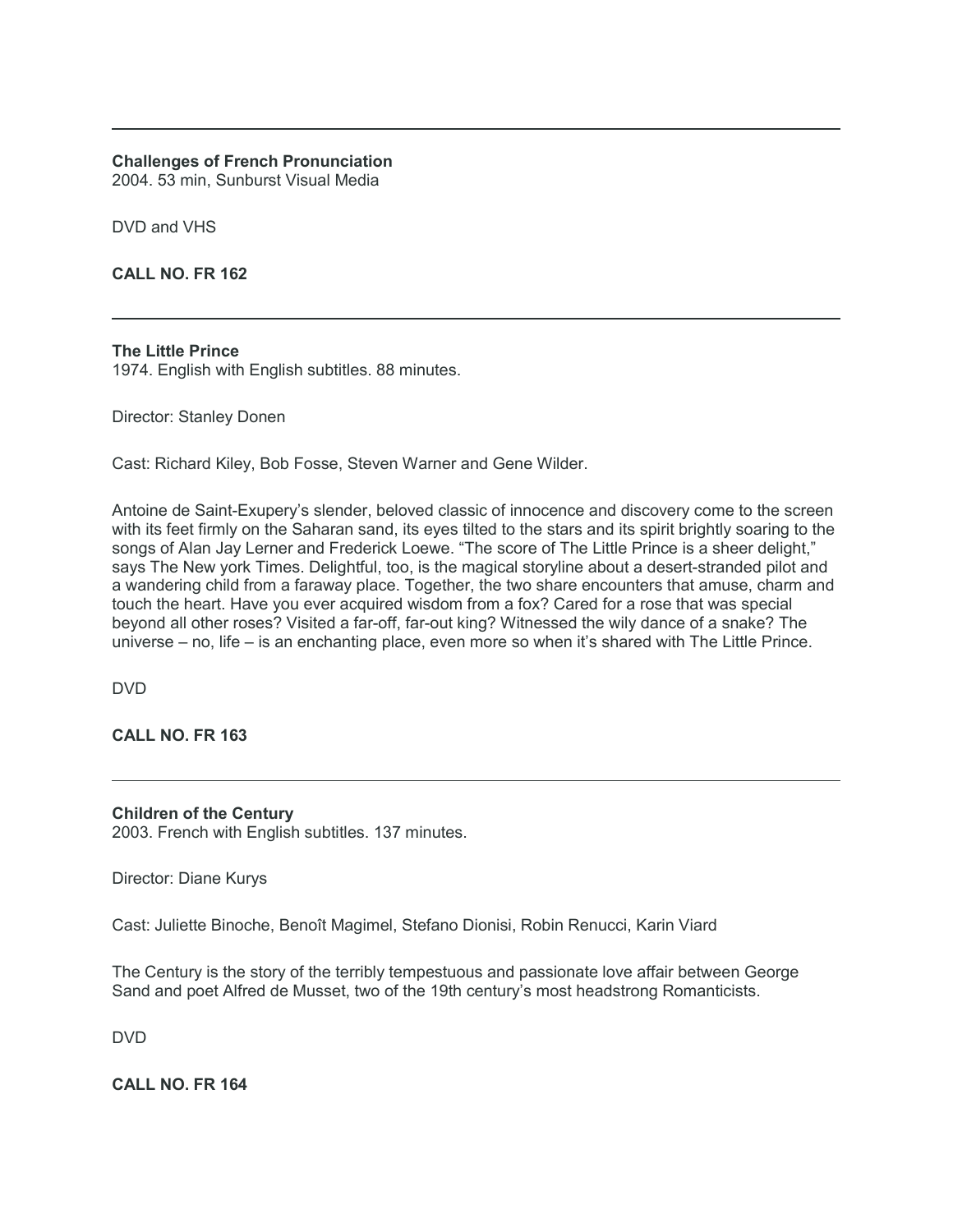---

**Challenges of French Pronunciation**
2004. 53 min, Sunburst Visual Media

DVD and VHS

**CALL NO. FR 162**

---

**The Little Prince**
1974. English with English subtitles. 88 minutes.

Director: Stanley Donen

Cast: Richard Kiley, Bob Fosse, Steven Warner and Gene Wilder.

Antoine de Saint-Exupery's slender, beloved classic of innocence and discovery come to the screen with its feet firmly on the Saharan sand, its eyes tilted to the stars and its spirit brightly soaring to the songs of Alan Jay Lerner and Frederick Loewe. "The score of The Little Prince is a sheer delight," says The New york Times. Delightful, too, is the magical storyline about a desert-stranded pilot and a wandering child from a faraway place. Together, the two share encounters that amuse, charm and touch the heart. Have you ever acquired wisdom from a fox? Cared for a rose that was special beyond all other roses? Visited a far-off, far-out king? Witnessed the wily dance of a snake? The universe – no, life – is an enchanting place, even more so when it's shared with The Little Prince.

DVD

**CALL NO. FR 163**

---

**Children of the Century**
2003. French with English subtitles. 137 minutes.

Director: Diane Kurys

Cast: Juliette Binoche, Benoît Magimel, Stefano Dionisi, Robin Renucci, Karin Viard

The Century is the story of the terribly tempestuous and passionate love affair between George Sand and poet Alfred de Musset, two of the 19th century's most headstrong Romanticists.

DVD

**CALL NO. FR 164**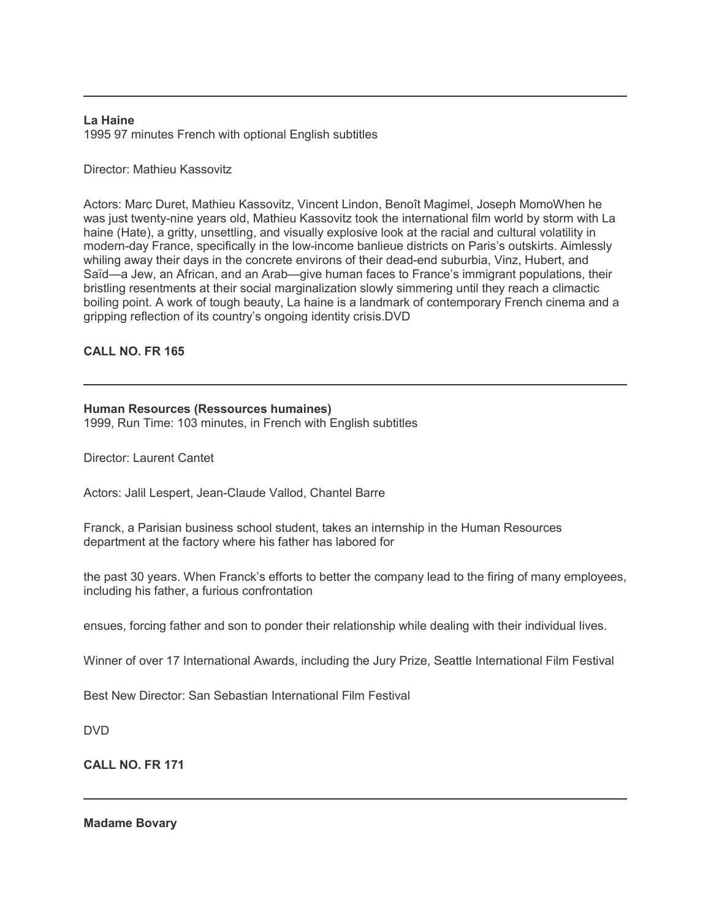---

**La Haine**
1995 97 minutes French with optional English subtitles

Director: Mathieu Kassovitz

Actors: Marc Duret, Mathieu Kassovitz, Vincent Lindon, Benoît Magimel, Joseph MomoWhen he was just twenty-nine years old, Mathieu Kassovitz took the international film world by storm with La haine (Hate), a gritty, unsettling, and visually explosive look at the racial and cultural volatility in modern-day France, specifically in the low-income banlieue districts on Paris's outskirts. Aimlessly whiling away their days in the concrete environs of their dead-end suburbia, Vinz, Hubert, and Saïd—a Jew, an African, and an Arab—give human faces to France's immigrant populations, their bristling resentments at their social marginalization slowly simmering until they reach a climactic boiling point. A work of tough beauty, La haine is a landmark of contemporary French cinema and a gripping reflection of its country's ongoing identity crisis.DVD

**CALL NO. FR 165**

---

**Human Resources (Ressources humaines)**
1999, Run Time: 103 minutes, in French with English subtitles

Director: Laurent Cantet

Actors: Jalil Lespert, Jean-Claude Vallod, Chantel Barre

Franck, a Parisian business school student, takes an internship in the Human Resources department at the factory where his father has labored for

the past 30 years. When Franck's efforts to better the company lead to the firing of many employees, including his father, a furious confrontation

ensues, forcing father and son to ponder their relationship while dealing with their individual lives.

Winner of over 17 International Awards, including the Jury Prize, Seattle International Film Festival

Best New Director: San Sebastian International Film Festival

DVD

**CALL NO. FR 171**

---

**Madame Bovary**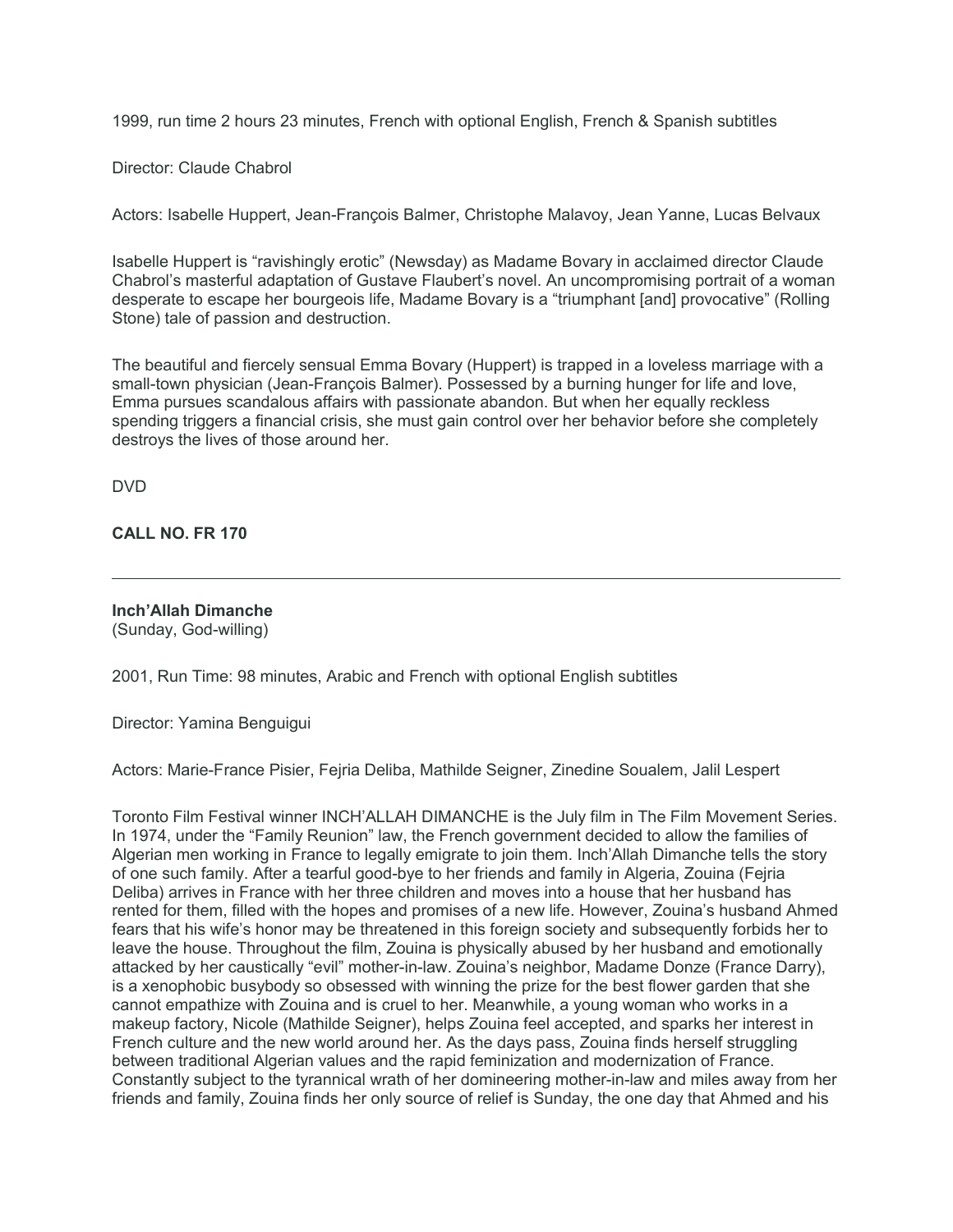1999, run time 2 hours 23 minutes, French with optional English, French & Spanish subtitles

Director: Claude Chabrol

Actors: Isabelle Huppert, Jean-François Balmer, Christophe Malavoy, Jean Yanne, Lucas Belvaux

Isabelle Huppert is “ravishingly erotic” (Newsday) as Madame Bovary in acclaimed director Claude Chabrol’s masterful adaptation of Gustave Flaubert’s novel. An uncompromising portrait of a woman desperate to escape her bourgeois life, Madame Bovary is a “triumphant [and] provocative” (Rolling Stone) tale of passion and destruction.

The beautiful and fiercely sensual Emma Bovary (Huppert) is trapped in a loveless marriage with a small-town physician (Jean-François Balmer). Possessed by a burning hunger for life and love, Emma pursues scandalous affairs with passionate abandon. But when her equally reckless spending triggers a financial crisis, she must gain control over her behavior before she completely destroys the lives of those around her.

DVD

**CALL NO. FR 170**

---

**Inch’Allah Dimanche**
(Sunday, God-willing)

2001, Run Time: 98 minutes, Arabic and French with optional English subtitles

Director: Yamina Benguigui

Actors: Marie-France Pisier, Fejria Deliba, Mathilde Seigner, Zinedine Soualem, Jalil Lespert

Toronto Film Festival winner INCH’ALLAH DIMANCHE is the July film in The Film Movement Series. In 1974, under the “Family Reunion” law, the French government decided to allow the families of Algerian men working in France to legally emigrate to join them. Inch’Allah Dimanche tells the story of one such family. After a tearful good-bye to her friends and family in Algeria, Zouina (Fejria Deliba) arrives in France with her three children and moves into a house that her husband has rented for them, filled with the hopes and promises of a new life. However, Zouina’s husband Ahmed fears that his wife’s honor may be threatened in this foreign society and subsequently forbids her to leave the house. Throughout the film, Zouina is physically abused by her husband and emotionally attacked by her caustically “evil” mother-in-law. Zouina’s neighbor, Madame Donze (France Darry), is a xenophobic busybody so obsessed with winning the prize for the best flower garden that she cannot empathize with Zouina and is cruel to her. Meanwhile, a young woman who works in a makeup factory, Nicole (Mathilde Seigner), helps Zouina feel accepted, and sparks her interest in French culture and the new world around her. As the days pass, Zouina finds herself struggling between traditional Algerian values and the rapid feminization and modernization of France. Constantly subject to the tyrannical wrath of her domineering mother-in-law and miles away from her friends and family, Zouina finds her only source of relief is Sunday, the one day that Ahmed and his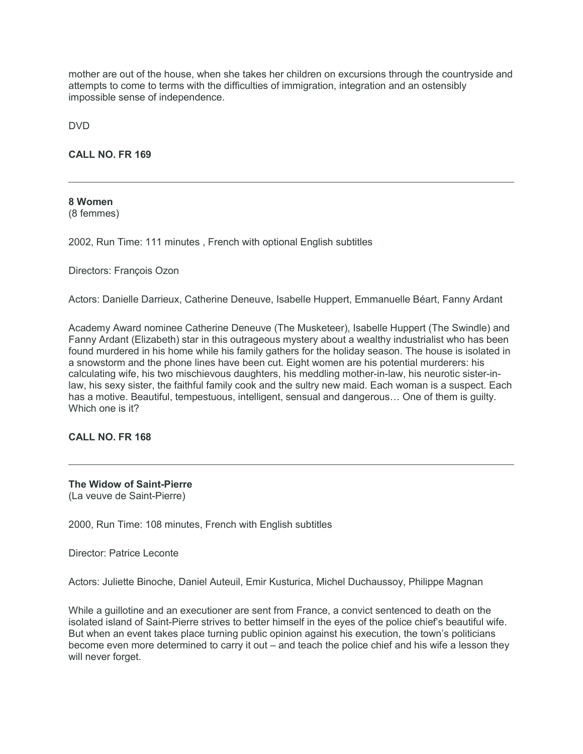mother are out of the house, when she takes her children on excursions through the countryside and attempts to come to terms with the difficulties of immigration, integration and an ostensibly impossible sense of independence.

DVD

**CALL NO. FR 169**

---

**8 Women**
(8 femmes)

2002, Run Time: 111 minutes , French with optional English subtitles

Directors: François Ozon

Actors: Danielle Darrieux, Catherine Deneuve, Isabelle Huppert, Emmanuelle Béart, Fanny Ardant

Academy Award nominee Catherine Deneuve (The Musketeer), Isabelle Huppert (The Swindle) and Fanny Ardant (Elizabeth) star in this outrageous mystery about a wealthy industrialist who has been found murdered in his home while his family gathers for the holiday season. The house is isolated in a snowstorm and the phone lines have been cut. Eight women are his potential murderers: his calculating wife, his two mischievous daughters, his meddling mother-in-law, his neurotic sister-in-law, his sexy sister, the faithful family cook and the sultry new maid. Each woman is a suspect. Each has a motive. Beautiful, tempestuous, intelligent, sensual and dangerous… One of them is guilty. Which one is it?

**CALL NO. FR 168**

---

**The Widow of Saint-Pierre**
(La veuve de Saint-Pierre)

2000, Run Time: 108 minutes, French with English subtitles

Director: Patrice Leconte

Actors: Juliette Binoche, Daniel Auteuil, Emir Kusturica, Michel Duchaussoy, Philippe Magnan

While a guillotine and an executioner are sent from France, a convict sentenced to death on the isolated island of Saint-Pierre strives to better himself in the eyes of the police chief's beautiful wife. But when an event takes place turning public opinion against his execution, the town's politicians become even more determined to carry it out – and teach the police chief and his wife a lesson they will never forget.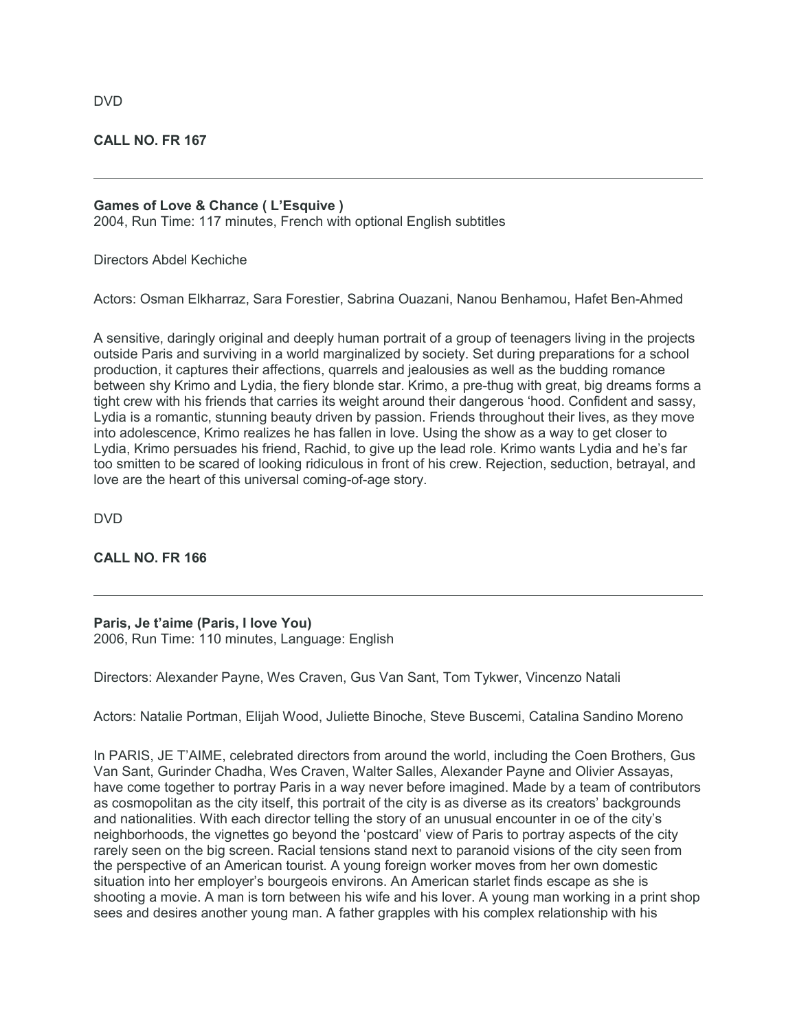DVD

**CALL NO. FR 167**

---

**Games of Love & Chance ( L'Esquive )**
2004, Run Time: 117 minutes, French with optional English subtitles

Directors Abdel Kechiche

Actors: Osman Elkharraz, Sara Forestier, Sabrina Ouazani, Nanou Benhamou, Hafet Ben-Ahmed

A sensitive, daringly original and deeply human portrait of a group of teenagers living in the projects outside Paris and surviving in a world marginalized by society. Set during preparations for a school production, it captures their affections, quarrels and jealousies as well as the budding romance between shy Krimo and Lydia, the fiery blonde star. Krimo, a pre-thug with great, big dreams forms a tight crew with his friends that carries its weight around their dangerous 'hood. Confident and sassy, Lydia is a romantic, stunning beauty driven by passion. Friends throughout their lives, as they move into adolescence, Krimo realizes he has fallen in love. Using the show as a way to get closer to Lydia, Krimo persuades his friend, Rachid, to give up the lead role. Krimo wants Lydia and he's far too smitten to be scared of looking ridiculous in front of his crew. Rejection, seduction, betrayal, and love are the heart of this universal coming-of-age story.

DVD

**CALL NO. FR 166**

---

**Paris, Je t'aime (Paris, I love You)**
2006, Run Time: 110 minutes, Language: English

Directors: Alexander Payne, Wes Craven, Gus Van Sant, Tom Tykwer, Vincenzo Natali

Actors: Natalie Portman, Elijah Wood, Juliette Binoche, Steve Buscemi, Catalina Sandino Moreno

In PARIS, JE T'AIME, celebrated directors from around the world, including the Coen Brothers, Gus Van Sant, Gurinder Chadha, Wes Craven, Walter Salles, Alexander Payne and Olivier Assayas, have come together to portray Paris in a way never before imagined. Made by a team of contributors as cosmopolitan as the city itself, this portrait of the city is as diverse as its creators' backgrounds and nationalities. With each director telling the story of an unusual encounter in oe of the city's neighborhoods, the vignettes go beyond the 'postcard' view of Paris to portray aspects of the city rarely seen on the big screen. Racial tensions stand next to paranoid visions of the city seen from the perspective of an American tourist. A young foreign worker moves from her own domestic situation into her employer's bourgeois environs. An American starlet finds escape as she is shooting a movie. A man is torn between his wife and his lover. A young man working in a print shop sees and desires another young man. A father grapples with his complex relationship with his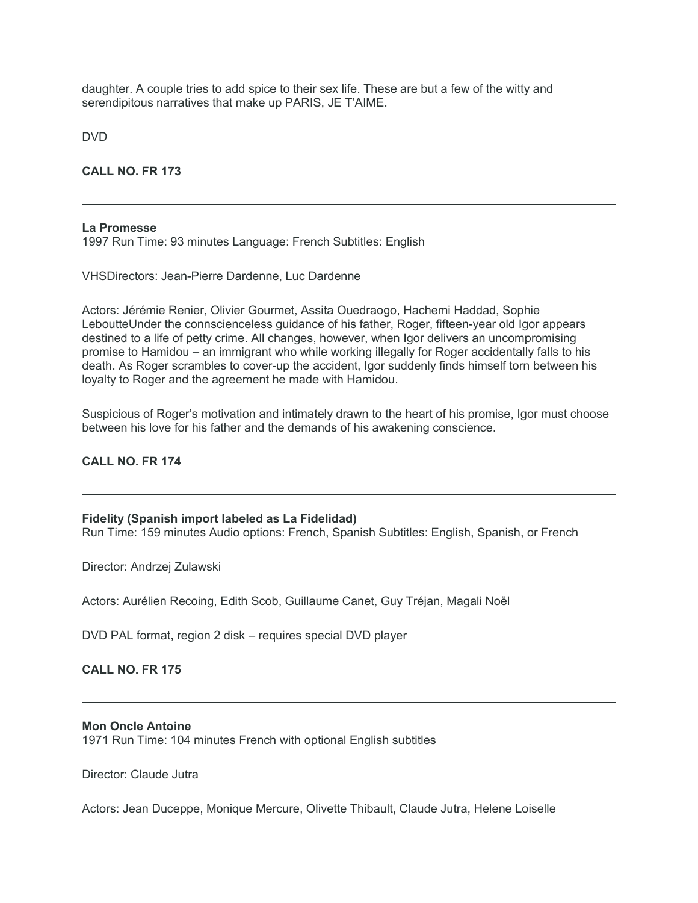daughter. A couple tries to add spice to their sex life. These are but a few of the witty and serendipitous narratives that make up PARIS, JE T'AIME.

DVD

**CALL NO. FR 173**

---

**La Promesse**
1997 Run Time: 93 minutes Language: French Subtitles: English

VHSDirectors: Jean-Pierre Dardenne, Luc Dardenne

Actors: Jérémie Renier, Olivier Gourmet, Assita Ouedraogo, Hachemi Haddad, Sophie LeboutteUnder the connscienceless guidance of his father, Roger, fifteen-year old Igor appears destined to a life of petty crime. All changes, however, when Igor delivers an uncompromising promise to Hamidou – an immigrant who while working illegally for Roger accidentally falls to his death. As Roger scrambles to cover-up the accident, Igor suddenly finds himself torn between his loyalty to Roger and the agreement he made with Hamidou.

Suspicious of Roger's motivation and intimately drawn to the heart of his promise, Igor must choose between his love for his father and the demands of his awakening conscience.

**CALL NO. FR 174**

---

**Fidelity (Spanish import labeled as La Fidelidad)**
Run Time: 159 minutes Audio options: French, Spanish Subtitles: English, Spanish, or French

Director: Andrzej Zulawski

Actors: Aurélien Recoing, Edith Scob, Guillaume Canet, Guy Tréjan, Magali Noël

DVD PAL format, region 2 disk – requires special DVD player

**CALL NO. FR 175**

---

**Mon Oncle Antoine**
1971 Run Time: 104 minutes French with optional English subtitles

Director: Claude Jutra

Actors: Jean Duceppe, Monique Mercure, Olivette Thibault, Claude Jutra, Helene Loiselle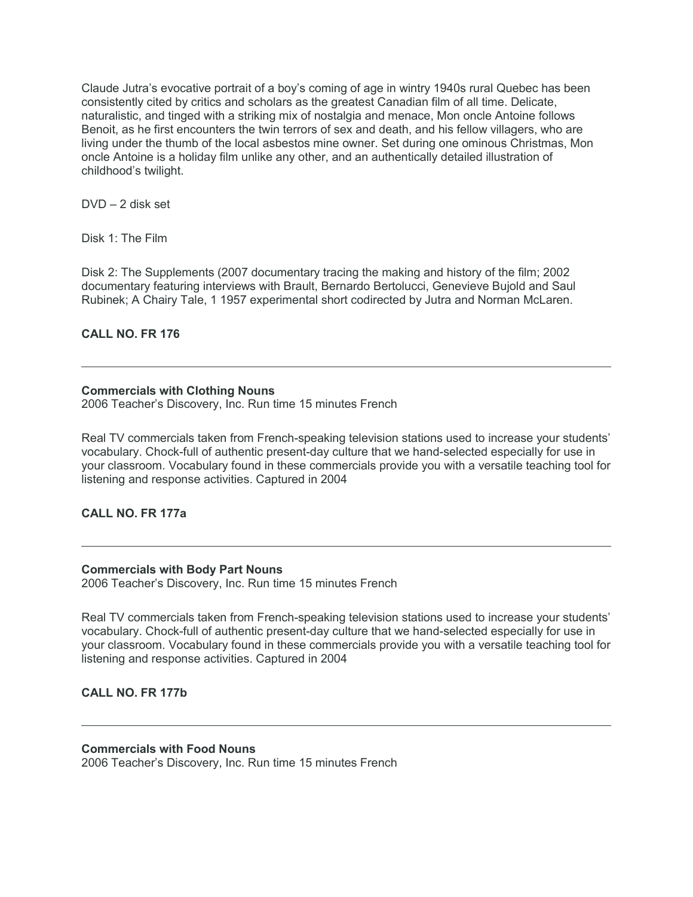Claude Jutra's evocative portrait of a boy's coming of age in wintry 1940s rural Quebec has been consistently cited by critics and scholars as the greatest Canadian film of all time. Delicate, naturalistic, and tinged with a striking mix of nostalgia and menace, Mon oncle Antoine follows Benoit, as he first encounters the twin terrors of sex and death, and his fellow villagers, who are living under the thumb of the local asbestos mine owner. Set during one ominous Christmas, Mon oncle Antoine is a holiday film unlike any other, and an authentically detailed illustration of childhood's twilight.

DVD – 2 disk set

Disk 1: The Film

Disk 2: The Supplements (2007 documentary tracing the making and history of the film; 2002 documentary featuring interviews with Brault, Bernardo Bertolucci, Genevieve Bujold and Saul Rubinek; A Chairy Tale, 1 1957 experimental short codirected by Jutra and Norman McLaren.

**CALL NO. FR 176**

---

**Commercials with Clothing Nouns**
2006 Teacher's Discovery, Inc. Run time 15 minutes French

Real TV commercials taken from French-speaking television stations used to increase your students' vocabulary. Chock-full of authentic present-day culture that we hand-selected especially for use in your classroom. Vocabulary found in these commercials provide you with a versatile teaching tool for listening and response activities. Captured in 2004

**CALL NO. FR 177a**

---

**Commercials with Body Part Nouns**
2006 Teacher's Discovery, Inc. Run time 15 minutes French

Real TV commercials taken from French-speaking television stations used to increase your students' vocabulary. Chock-full of authentic present-day culture that we hand-selected especially for use in your classroom. Vocabulary found in these commercials provide you with a versatile teaching tool for listening and response activities. Captured in 2004

**CALL NO. FR 177b**

---

**Commercials with Food Nouns**
2006 Teacher's Discovery, Inc. Run time 15 minutes French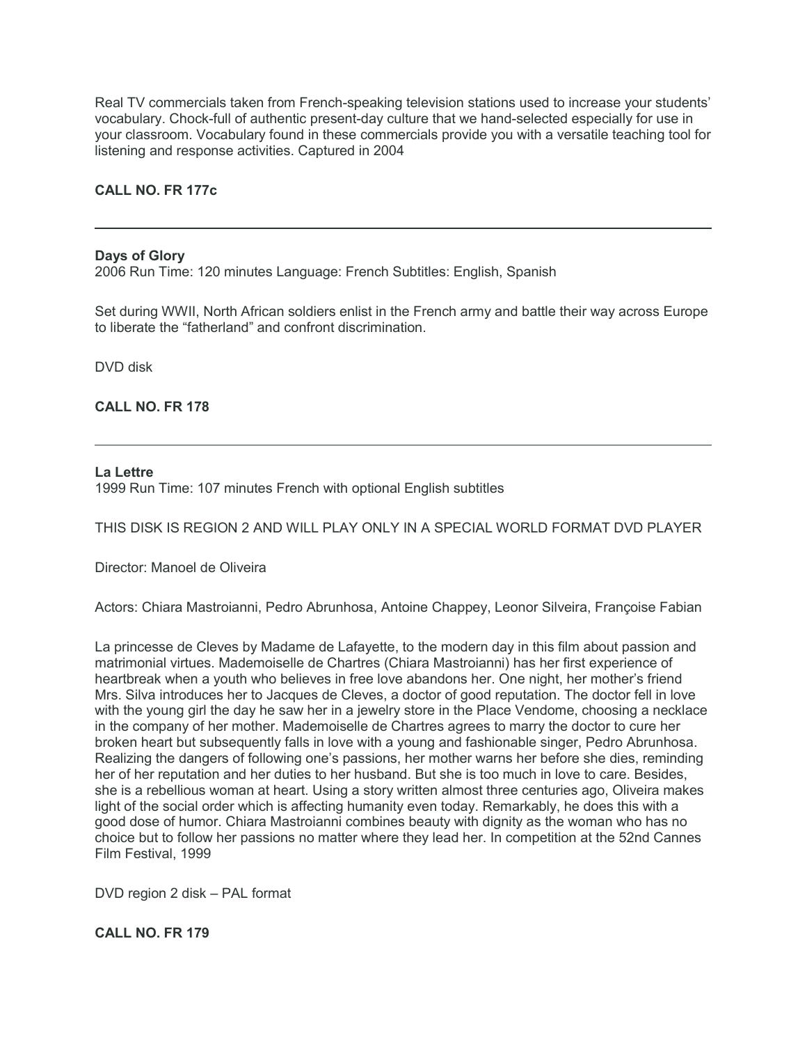Real TV commercials taken from French-speaking television stations used to increase your students' vocabulary. Chock-full of authentic present-day culture that we hand-selected especially for use in your classroom. Vocabulary found in these commercials provide you with a versatile teaching tool for listening and response activities. Captured in 2004

**CALL NO. FR 177c**

---

**Days of Glory**
2006 Run Time: 120 minutes Language: French Subtitles: English, Spanish

Set during WWII, North African soldiers enlist in the French army and battle their way across Europe to liberate the "fatherland" and confront discrimination.

DVD disk

**CALL NO. FR 178**

---

**La Lettre**
1999 Run Time: 107 minutes French with optional English subtitles

THIS DISK IS REGION 2 AND WILL PLAY ONLY IN A SPECIAL WORLD FORMAT DVD PLAYER

Director: Manoel de Oliveira

Actors: Chiara Mastroianni, Pedro Abrunhosa, Antoine Chappey, Leonor Silveira, Françoise Fabian

La princesse de Cleves by Madame de Lafayette, to the modern day in this film about passion and matrimonial virtues. Mademoiselle de Chartres (Chiara Mastroianni) has her first experience of heartbreak when a youth who believes in free love abandons her. One night, her mother's friend Mrs. Silva introduces her to Jacques de Cleves, a doctor of good reputation. The doctor fell in love with the young girl the day he saw her in a jewelry store in the Place Vendome, choosing a necklace in the company of her mother. Mademoiselle de Chartres agrees to marry the doctor to cure her broken heart but subsequently falls in love with a young and fashionable singer, Pedro Abrunhosa. Realizing the dangers of following one's passions, her mother warns her before she dies, reminding her of her reputation and her duties to her husband. But she is too much in love to care. Besides, she is a rebellious woman at heart. Using a story written almost three centuries ago, Oliveira makes light of the social order which is affecting humanity even today. Remarkably, he does this with a good dose of humor. Chiara Mastroianni combines beauty with dignity as the woman who has no choice but to follow her passions no matter where they lead her. In competition at the 52nd Cannes Film Festival, 1999

DVD region 2 disk – PAL format

**CALL NO. FR 179**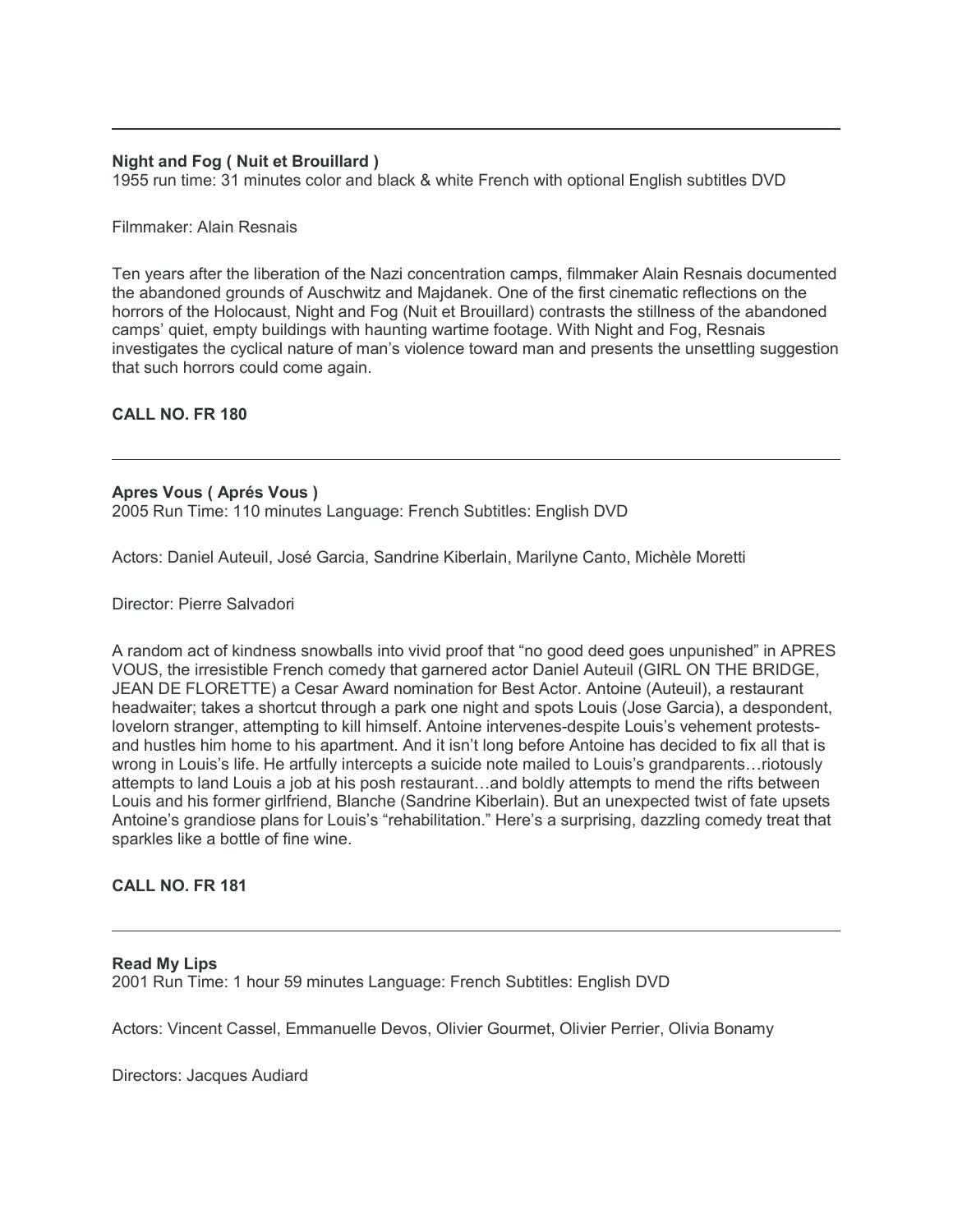---

**Night and Fog ( Nuit et Brouillard )**
1955 run time: 31 minutes color and black & white French with optional English subtitles DVD

Filmmaker: Alain Resnais

Ten years after the liberation of the Nazi concentration camps, filmmaker Alain Resnais documented the abandoned grounds of Auschwitz and Majdanek. One of the first cinematic reflections on the horrors of the Holocaust, Night and Fog (Nuit et Brouillard) contrasts the stillness of the abandoned camps' quiet, empty buildings with haunting wartime footage. With Night and Fog, Resnais investigates the cyclical nature of man's violence toward man and presents the unsettling suggestion that such horrors could come again.

**CALL NO. FR 180**

---

**Apres Vous ( Aprés Vous )**
2005 Run Time: 110 minutes Language: French Subtitles: English DVD

Actors: Daniel Auteuil, José Garcia, Sandrine Kiberlain, Marilyne Canto, Michèle Moretti

Director: Pierre Salvadori

A random act of kindness snowballs into vivid proof that "no good deed goes unpunished" in APRES VOUS, the irresistible French comedy that garnered actor Daniel Auteuil (GIRL ON THE BRIDGE, JEAN DE FLORETTE) a Cesar Award nomination for Best Actor. Antoine (Auteuil), a restaurant headwaiter; takes a shortcut through a park one night and spots Louis (Jose Garcia), a despondent, lovelorn stranger, attempting to kill himself. Antoine intervenes-despite Louis's vehement protests-and hustles him home to his apartment. And it isn't long before Antoine has decided to fix all that is wrong in Louis's life. He artfully intercepts a suicide note mailed to Louis's grandparents…riotously attempts to land Louis a job at his posh restaurant…and boldly attempts to mend the rifts between Louis and his former girlfriend, Blanche (Sandrine Kiberlain). But an unexpected twist of fate upsets Antoine's grandiose plans for Louis's "rehabilitation." Here's a surprising, dazzling comedy treat that sparkles like a bottle of fine wine.

**CALL NO. FR 181**

---

**Read My Lips**
2001 Run Time: 1 hour 59 minutes Language: French Subtitles: English DVD

Actors: Vincent Cassel, Emmanuelle Devos, Olivier Gourmet, Olivier Perrier, Olivia Bonamy

Directors: Jacques Audiard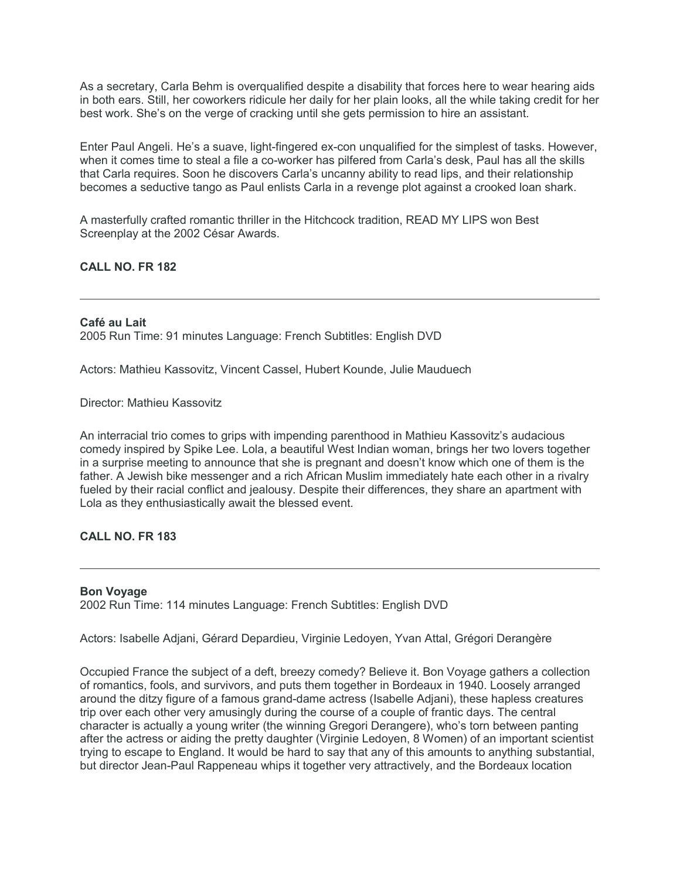As a secretary, Carla Behm is overqualified despite a disability that forces here to wear hearing aids in both ears. Still, her coworkers ridicule her daily for her plain looks, all the while taking credit for her best work. She's on the verge of cracking until she gets permission to hire an assistant.

Enter Paul Angeli. He's a suave, light-fingered ex-con unqualified for the simplest of tasks. However, when it comes time to steal a file a co-worker has pilfered from Carla's desk, Paul has all the skills that Carla requires. Soon he discovers Carla's uncanny ability to read lips, and their relationship becomes a seductive tango as Paul enlists Carla in a revenge plot against a crooked loan shark.

A masterfully crafted romantic thriller in the Hitchcock tradition, READ MY LIPS won Best Screenplay at the 2002 César Awards.

**CALL NO. FR 182**

---

**Café au Lait**
2005 Run Time: 91 minutes Language: French Subtitles: English DVD

Actors: Mathieu Kassovitz, Vincent Cassel, Hubert Kounde, Julie Mauduech

Director: Mathieu Kassovitz

An interracial trio comes to grips with impending parenthood in Mathieu Kassovitz's audacious comedy inspired by Spike Lee. Lola, a beautiful West Indian woman, brings her two lovers together in a surprise meeting to announce that she is pregnant and doesn't know which one of them is the father. A Jewish bike messenger and a rich African Muslim immediately hate each other in a rivalry fueled by their racial conflict and jealousy. Despite their differences, they share an apartment with Lola as they enthusiastically await the blessed event.

**CALL NO. FR 183**

---

**Bon Voyage**
2002 Run Time: 114 minutes Language: French Subtitles: English DVD

Actors: Isabelle Adjani, Gérard Depardieu, Virginie Ledoyen, Yvan Attal, Grégori Derangère

Occupied France the subject of a deft, breezy comedy? Believe it. Bon Voyage gathers a collection of romantics, fools, and survivors, and puts them together in Bordeaux in 1940. Loosely arranged around the ditzy figure of a famous grand-dame actress (Isabelle Adjani), these hapless creatures trip over each other very amusingly during the course of a couple of frantic days. The central character is actually a young writer (the winning Gregori Derangere), who's torn between panting after the actress or aiding the pretty daughter (Virginie Ledoyen, 8 Women) of an important scientist trying to escape to England. It would be hard to say that any of this amounts to anything substantial, but director Jean-Paul Rappeneau whips it together very attractively, and the Bordeaux location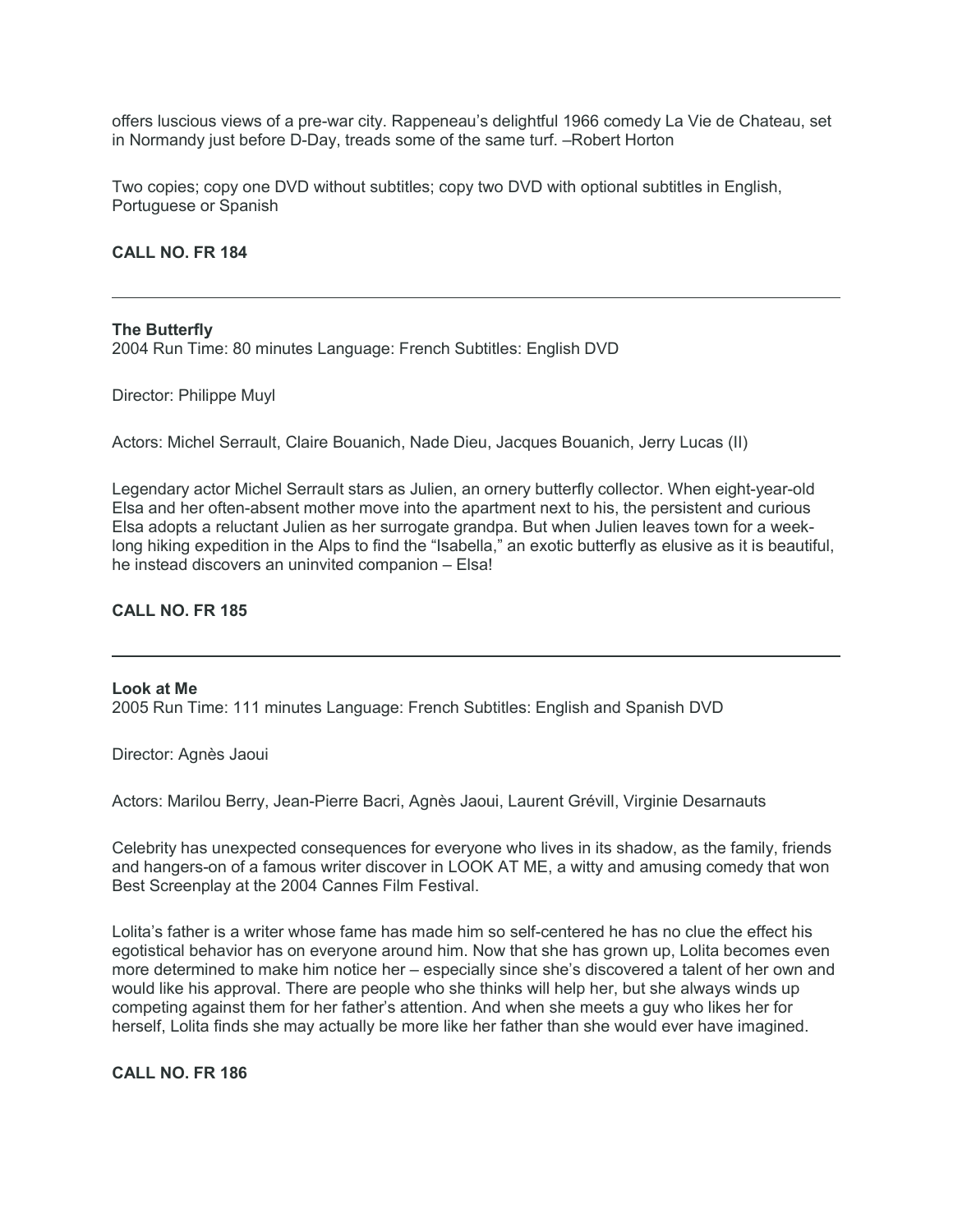offers luscious views of a pre-war city. Rappeneau's delightful 1966 comedy La Vie de Chateau, set in Normandy just before D-Day, treads some of the same turf. –Robert Horton

Two copies; copy one DVD without subtitles; copy two DVD with optional subtitles in English, Portuguese or Spanish

**CALL NO. FR 184**

---

**The Butterfly**
2004 Run Time: 80 minutes Language: French Subtitles: English DVD

Director: Philippe Muyl

Actors: Michel Serrault, Claire Bouanich, Nade Dieu, Jacques Bouanich, Jerry Lucas (II)

Legendary actor Michel Serrault stars as Julien, an ornery butterfly collector. When eight-year-old Elsa and her often-absent mother move into the apartment next to his, the persistent and curious Elsa adopts a reluctant Julien as her surrogate grandpa. But when Julien leaves town for a week-long hiking expedition in the Alps to find the "Isabella," an exotic butterfly as elusive as it is beautiful, he instead discovers an uninvited companion – Elsa!

**CALL NO. FR 185**

---

**Look at Me**
2005 Run Time: 111 minutes Language: French Subtitles: English and Spanish DVD

Director: Agnès Jaoui

Actors: Marilou Berry, Jean-Pierre Bacri, Agnès Jaoui, Laurent Grévill, Virginie Desarnauts

Celebrity has unexpected consequences for everyone who lives in its shadow, as the family, friends and hangers-on of a famous writer discover in LOOK AT ME, a witty and amusing comedy that won Best Screenplay at the 2004 Cannes Film Festival.

Lolita's father is a writer whose fame has made him so self-centered he has no clue the effect his egotistical behavior has on everyone around him. Now that she has grown up, Lolita becomes even more determined to make him notice her – especially since she's discovered a talent of her own and would like his approval. There are people who she thinks will help her, but she always winds up competing against them for her father's attention. And when she meets a guy who likes her for herself, Lolita finds she may actually be more like her father than she would ever have imagined.

**CALL NO. FR 186**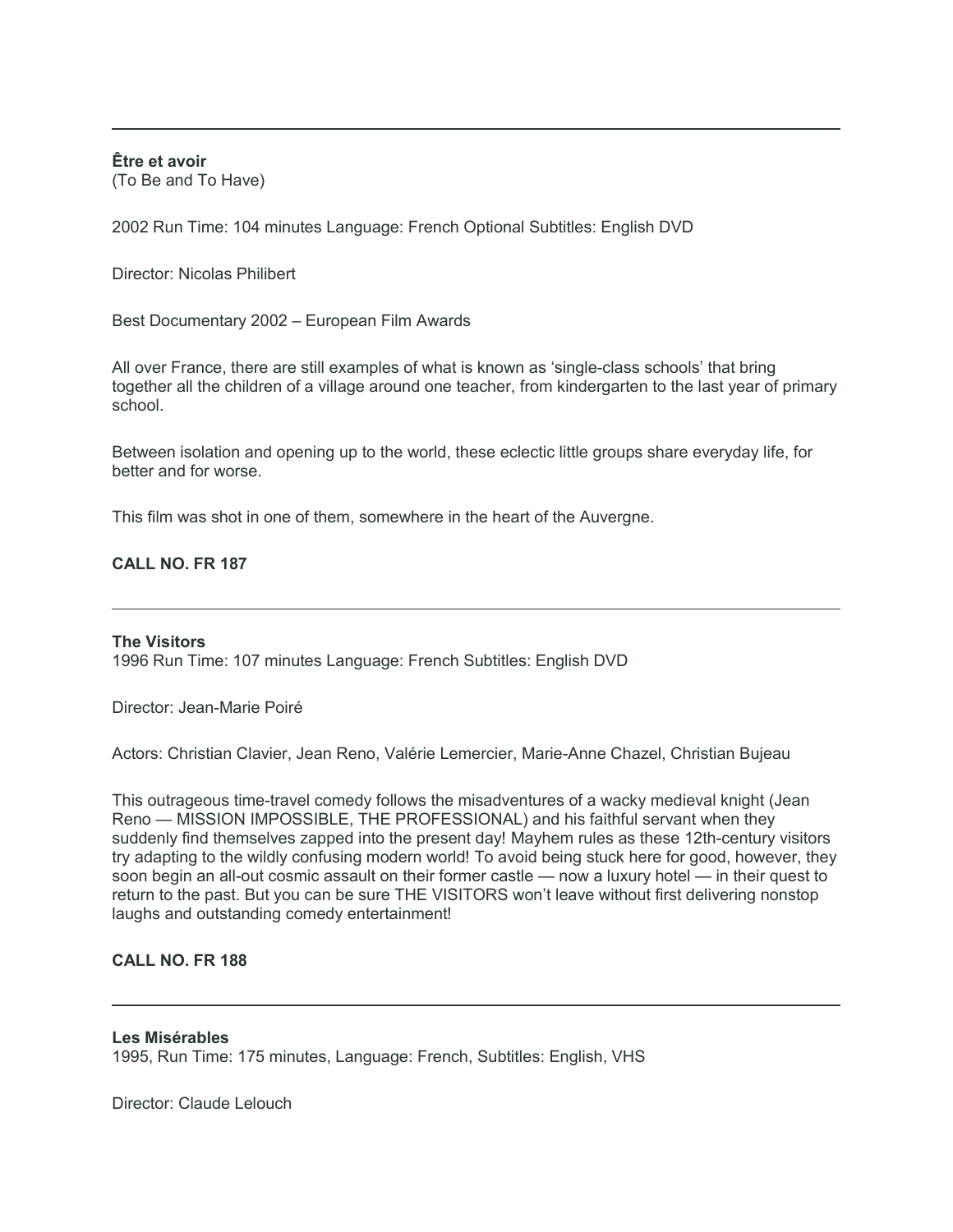---

**Être et avoir**
(To Be and To Have)

2002 Run Time: 104 minutes Language: French Optional Subtitles: English DVD

Director: Nicolas Philibert

Best Documentary 2002 – European Film Awards

All over France, there are still examples of what is known as 'single-class schools' that bring together all the children of a village around one teacher, from kindergarten to the last year of primary school.

Between isolation and opening up to the world, these eclectic little groups share everyday life, for better and for worse.

This film was shot in one of them, somewhere in the heart of the Auvergne.

**CALL NO. FR 187**

---

**The Visitors**
1996 Run Time: 107 minutes Language: French Subtitles: English DVD

Director: Jean-Marie Poiré

Actors: Christian Clavier, Jean Reno, Valérie Lemercier, Marie-Anne Chazel, Christian Bujeau

This outrageous time-travel comedy follows the misadventures of a wacky medieval knight (Jean Reno — MISSION IMPOSSIBLE, THE PROFESSIONAL) and his faithful servant when they suddenly find themselves zapped into the present day! Mayhem rules as these 12th-century visitors try adapting to the wildly confusing modern world! To avoid being stuck here for good, however, they soon begin an all-out cosmic assault on their former castle — now a luxury hotel — in their quest to return to the past. But you can be sure THE VISITORS won't leave without first delivering nonstop laughs and outstanding comedy entertainment!

**CALL NO. FR 188**

---

**Les Misérables**
1995, Run Time: 175 minutes, Language: French, Subtitles: English, VHS

Director: Claude Lelouch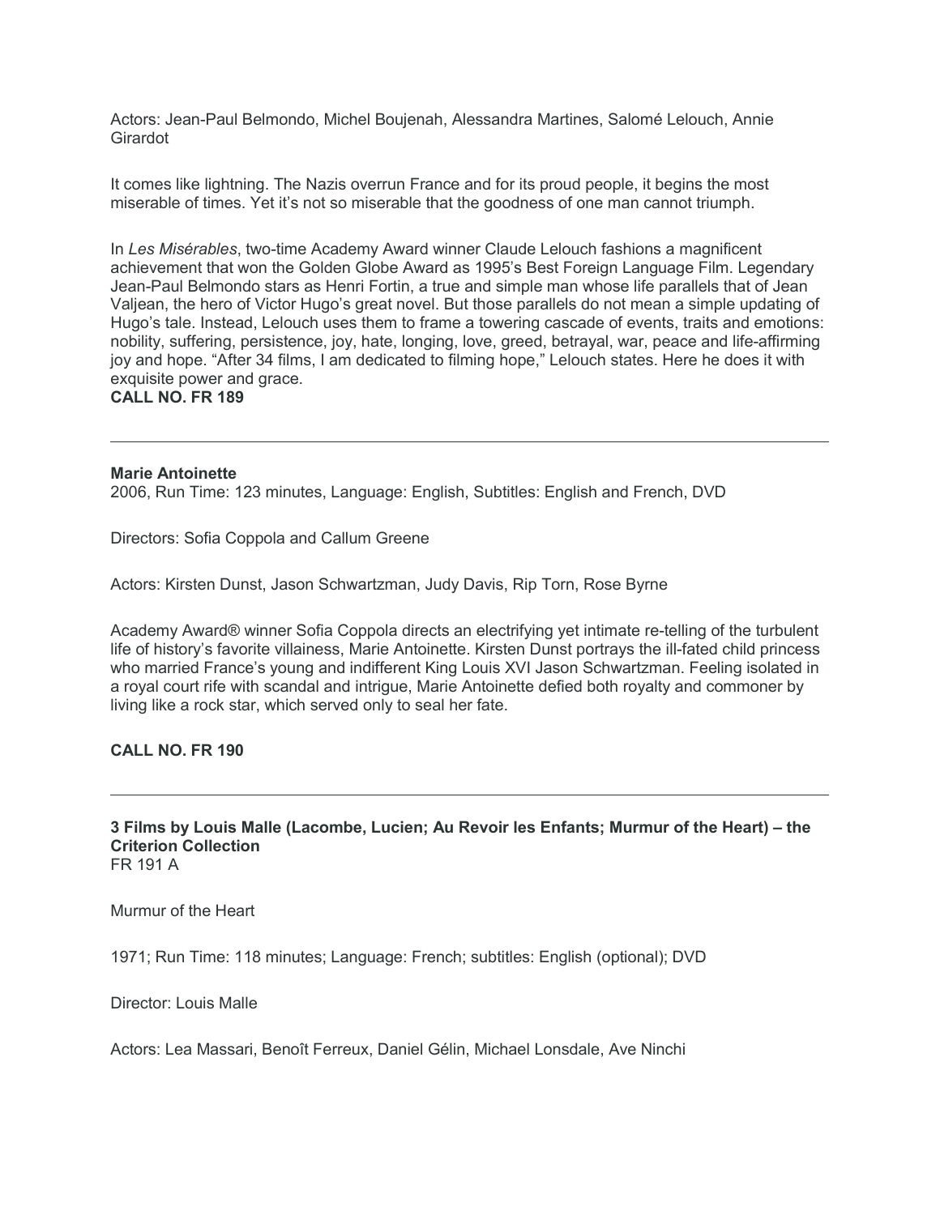Actors: Jean-Paul Belmondo, Michel Boujenah, Alessandra Martines, Salomé Lelouch, Annie Girardot

It comes like lightning. The Nazis overrun France and for its proud people, it begins the most miserable of times. Yet it's not so miserable that the goodness of one man cannot triumph.

In *Les Misérables*, two-time Academy Award winner Claude Lelouch fashions a magnificent achievement that won the Golden Globe Award as 1995's Best Foreign Language Film. Legendary Jean-Paul Belmondo stars as Henri Fortin, a true and simple man whose life parallels that of Jean Valjean, the hero of Victor Hugo's great novel. But those parallels do not mean a simple updating of Hugo's tale. Instead, Lelouch uses them to frame a towering cascade of events, traits and emotions: nobility, suffering, persistence, joy, hate, longing, love, greed, betrayal, war, peace and life-affirming joy and hope. "After 34 films, I am dedicated to filming hope," Lelouch states. Here he does it with exquisite power and grace.

**CALL NO. FR 189**

---

**Marie Antoinette**

2006, Run Time: 123 minutes, Language: English, Subtitles: English and French, DVD

Directors: Sofia Coppola and Callum Greene

Actors: Kirsten Dunst, Jason Schwartzman, Judy Davis, Rip Torn, Rose Byrne

Academy Award® winner Sofia Coppola directs an electrifying yet intimate re-telling of the turbulent life of history's favorite villainess, Marie Antoinette. Kirsten Dunst portrays the ill-fated child princess who married France's young and indifferent King Louis XVI Jason Schwartzman. Feeling isolated in a royal court rife with scandal and intrigue, Marie Antoinette defied both royalty and commoner by living like a rock star, which served only to seal her fate.

**CALL NO. FR 190**

---

**3 Films by Louis Malle (Lacombe, Lucien; Au Revoir les Enfants; Murmur of the Heart) – the Criterion Collection**

FR 191 A

Murmur of the Heart

1971; Run Time: 118 minutes; Language: French; subtitles: English (optional); DVD

Director: Louis Malle

Actors: Lea Massari, Benoît Ferreux, Daniel Gélin, Michael Lonsdale, Ave Ninchi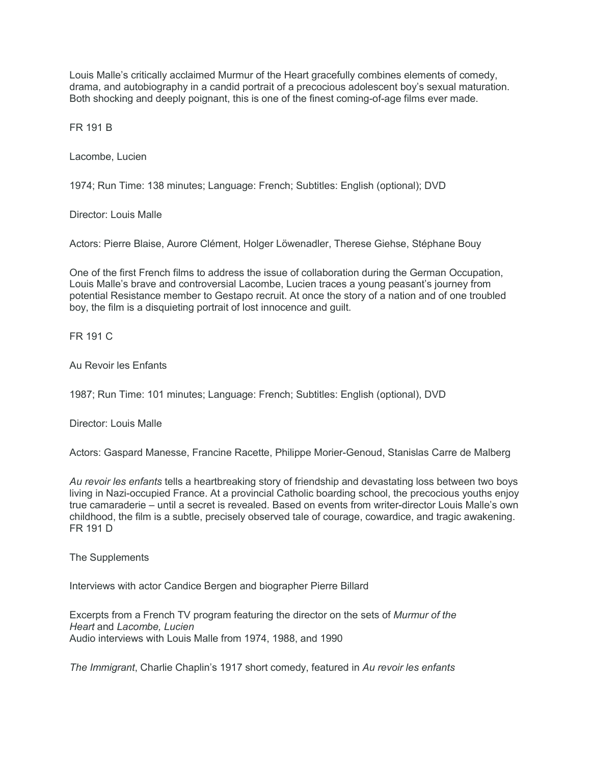Louis Malle's critically acclaimed Murmur of the Heart gracefully combines elements of comedy, drama, and autobiography in a candid portrait of a precocious adolescent boy's sexual maturation. Both shocking and deeply poignant, this is one of the finest coming-of-age films ever made.

FR 191 B

Lacombe, Lucien

1974; Run Time: 138 minutes; Language: French; Subtitles: English (optional); DVD

Director: Louis Malle

Actors: Pierre Blaise, Aurore Clément, Holger Löwenadler, Therese Giehse, Stéphane Bouy

One of the first French films to address the issue of collaboration during the German Occupation, Louis Malle's brave and controversial Lacombe, Lucien traces a young peasant's journey from potential Resistance member to Gestapo recruit. At once the story of a nation and of one troubled boy, the film is a disquieting portrait of lost innocence and guilt.

FR 191 C

Au Revoir les Enfants

1987; Run Time: 101 minutes; Language: French; Subtitles: English (optional), DVD

Director: Louis Malle

Actors: Gaspard Manesse, Francine Racette, Philippe Morier-Genoud, Stanislas Carre de Malberg

*Au revoir les enfants* tells a heartbreaking story of friendship and devastating loss between two boys living in Nazi-occupied France. At a provincial Catholic boarding school, the precocious youths enjoy true camaraderie – until a secret is revealed. Based on events from writer-director Louis Malle's own childhood, the film is a subtle, precisely observed tale of courage, cowardice, and tragic awakening.
FR 191 D

The Supplements

Interviews with actor Candice Bergen and biographer Pierre Billard

Excerpts from a French TV program featuring the director on the sets of *Murmur of the Heart* and *Lacombe, Lucien*
Audio interviews with Louis Malle from 1974, 1988, and 1990

*The Immigrant*, Charlie Chaplin's 1917 short comedy, featured in *Au revoir les enfants*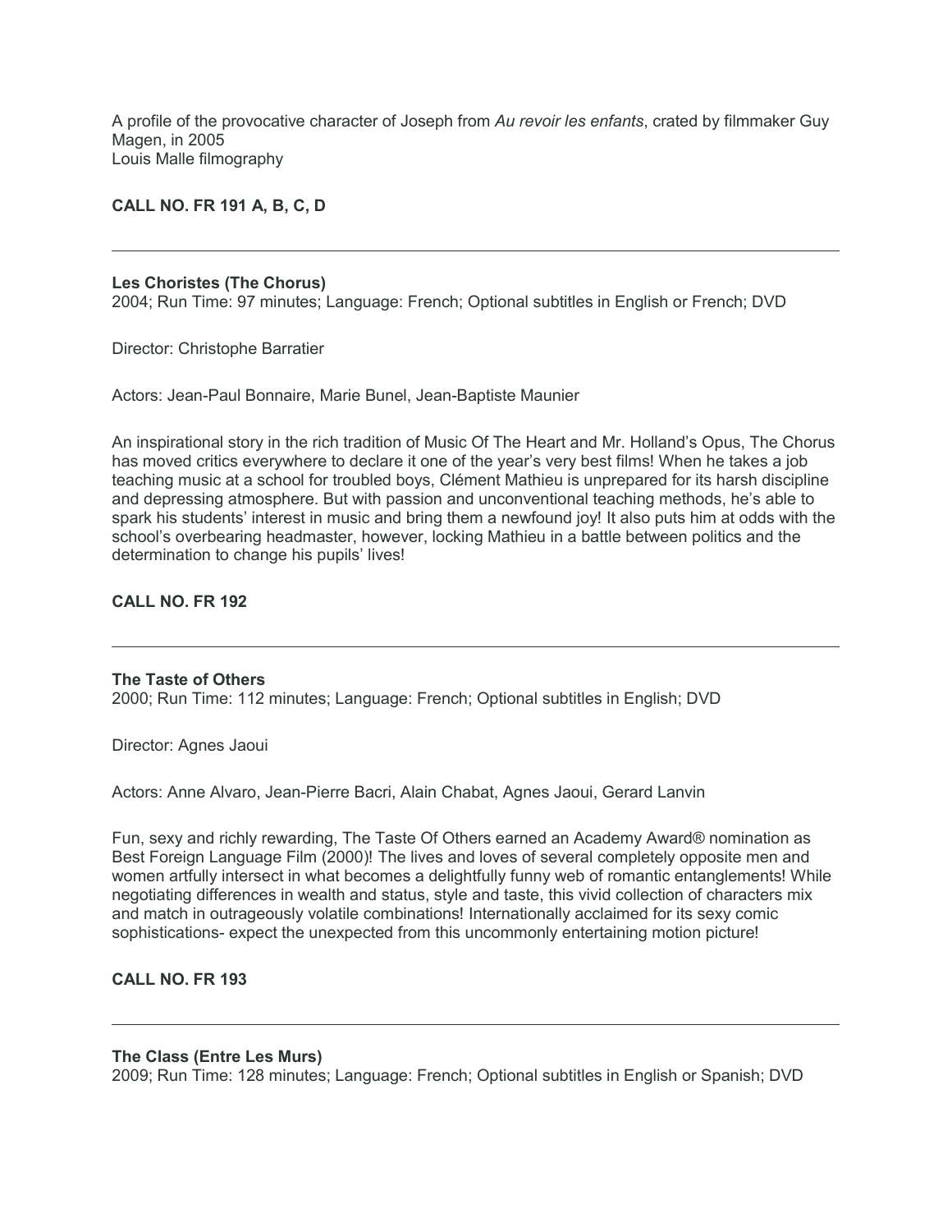A profile of the provocative character of Joseph from *Au revoir les enfants*, crated by filmmaker Guy Magen, in 2005
Louis Malle filmography

**CALL NO. FR 191 A, B, C, D**

---

**Les Choristes (The Chorus)**
2004; Run Time: 97 minutes; Language: French; Optional subtitles in English or French; DVD

Director: Christophe Barratier

Actors: Jean-Paul Bonnaire, Marie Bunel, Jean-Baptiste Maunier

An inspirational story in the rich tradition of Music Of The Heart and Mr. Holland's Opus, The Chorus has moved critics everywhere to declare it one of the year's very best films! When he takes a job teaching music at a school for troubled boys, Clément Mathieu is unprepared for its harsh discipline and depressing atmosphere. But with passion and unconventional teaching methods, he's able to spark his students' interest in music and bring them a newfound joy! It also puts him at odds with the school's overbearing headmaster, however, locking Mathieu in a battle between politics and the determination to change his pupils' lives!

**CALL NO. FR 192**

---

**The Taste of Others**
2000; Run Time: 112 minutes; Language: French; Optional subtitles in English; DVD

Director: Agnes Jaoui

Actors: Anne Alvaro, Jean-Pierre Bacri, Alain Chabat, Agnes Jaoui, Gerard Lanvin

Fun, sexy and richly rewarding, The Taste Of Others earned an Academy Award® nomination as Best Foreign Language Film (2000)! The lives and loves of several completely opposite men and women artfully intersect in what becomes a delightfully funny web of romantic entanglements! While negotiating differences in wealth and status, style and taste, this vivid collection of characters mix and match in outrageously volatile combinations! Internationally acclaimed for its sexy comic sophistications- expect the unexpected from this uncommonly entertaining motion picture!

**CALL NO. FR 193**

---

**The Class (Entre Les Murs)**
2009; Run Time: 128 minutes; Language: French; Optional subtitles in English or Spanish; DVD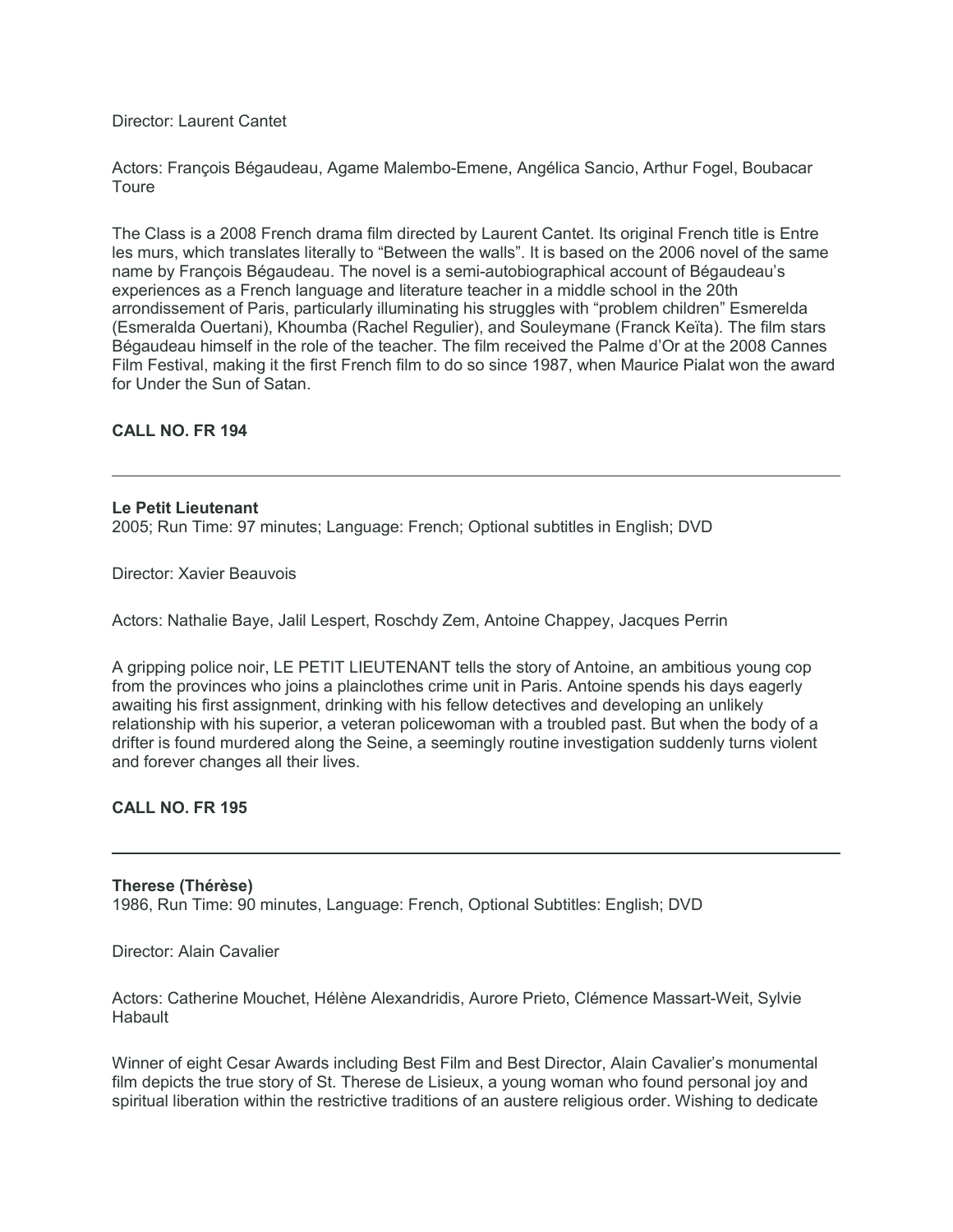Director: Laurent Cantet

Actors: François Bégaudeau, Agame Malembo-Emene, Angélica Sancio, Arthur Fogel, Boubacar Toure

The Class is a 2008 French drama film directed by Laurent Cantet. Its original French title is Entre les murs, which translates literally to "Between the walls". It is based on the 2006 novel of the same name by François Bégaudeau. The novel is a semi-autobiographical account of Bégaudeau's experiences as a French language and literature teacher in a middle school in the 20th arrondissement of Paris, particularly illuminating his struggles with "problem children" Esmerelda (Esmeralda Ouertani), Khoumba (Rachel Regulier), and Souleymane (Franck Keïta). The film stars Bégaudeau himself in the role of the teacher. The film received the Palme d'Or at the 2008 Cannes Film Festival, making it the first French film to do so since 1987, when Maurice Pialat won the award for Under the Sun of Satan.

**CALL NO. FR 194**

---

**Le Petit Lieutenant**
2005; Run Time: 97 minutes; Language: French; Optional subtitles in English; DVD

Director: Xavier Beauvois

Actors: Nathalie Baye, Jalil Lespert, Roschdy Zem, Antoine Chappey, Jacques Perrin

A gripping police noir, LE PETIT LIEUTENANT tells the story of Antoine, an ambitious young cop from the provinces who joins a plainclothes crime unit in Paris. Antoine spends his days eagerly awaiting his first assignment, drinking with his fellow detectives and developing an unlikely relationship with his superior, a veteran policewoman with a troubled past. But when the body of a drifter is found murdered along the Seine, a seemingly routine investigation suddenly turns violent and forever changes all their lives.

**CALL NO. FR 195**

---

**Therese (Thérèse)**
1986, Run Time: 90 minutes, Language: French, Optional Subtitles: English; DVD

Director: Alain Cavalier

Actors: Catherine Mouchet, Hélène Alexandridis, Aurore Prieto, Clémence Massart-Weit, Sylvie Habault

Winner of eight Cesar Awards including Best Film and Best Director, Alain Cavalier's monumental film depicts the true story of St. Therese de Lisieux, a young woman who found personal joy and spiritual liberation within the restrictive traditions of an austere religious order. Wishing to dedicate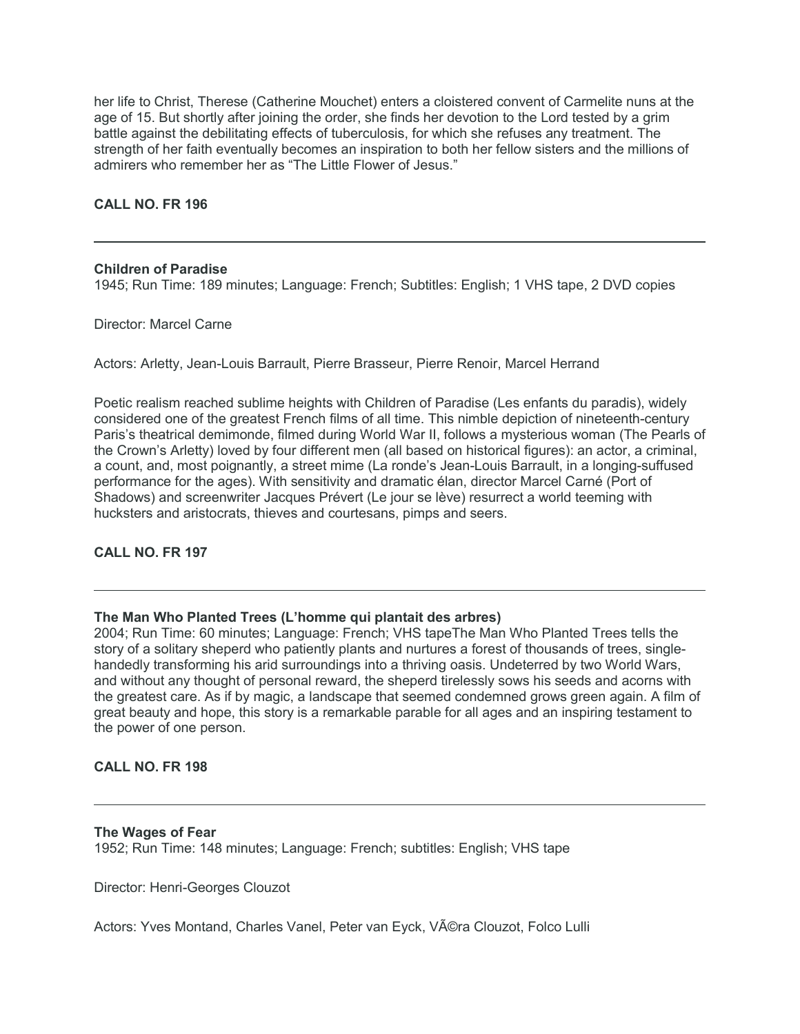her life to Christ, Therese (Catherine Mouchet) enters a cloistered convent of Carmelite nuns at the age of 15. But shortly after joining the order, she finds her devotion to the Lord tested by a grim battle against the debilitating effects of tuberculosis, for which she refuses any treatment. The strength of her faith eventually becomes an inspiration to both her fellow sisters and the millions of admirers who remember her as "The Little Flower of Jesus."

**CALL NO. FR 196**

---

**Children of Paradise**
1945; Run Time: 189 minutes; Language: French; Subtitles: English; 1 VHS tape, 2 DVD copies

Director: Marcel Carne

Actors: Arletty, Jean-Louis Barrault, Pierre Brasseur, Pierre Renoir, Marcel Herrand

Poetic realism reached sublime heights with Children of Paradise (Les enfants du paradis), widely considered one of the greatest French films of all time. This nimble depiction of nineteenth-century Paris's theatrical demimonde, filmed during World War II, follows a mysterious woman (The Pearls of the Crown's Arletty) loved by four different men (all based on historical figures): an actor, a criminal, a count, and, most poignantly, a street mime (La ronde's Jean-Louis Barrault, in a longing-suffused performance for the ages). With sensitivity and dramatic élan, director Marcel Carné (Port of Shadows) and screenwriter Jacques Prévert (Le jour se lève) resurrect a world teeming with hucksters and aristocrats, thieves and courtesans, pimps and seers.

**CALL NO. FR 197**

---

**The Man Who Planted Trees (L'homme qui plantait des arbres)**
2004; Run Time: 60 minutes; Language: French; VHS tapeThe Man Who Planted Trees tells the story of a solitary sheperd who patiently plants and nurtures a forest of thousands of trees, single-handedly transforming his arid surroundings into a thriving oasis. Undeterred by two World Wars, and without any thought of personal reward, the sheperd tirelessly sows his seeds and acorns with the greatest care. As if by magic, a landscape that seemed condemned grows green again. A film of great beauty and hope, this story is a remarkable parable for all ages and an inspiring testament to the power of one person.

**CALL NO. FR 198**

---

**The Wages of Fear**
1952; Run Time: 148 minutes; Language: French; subtitles: English; VHS tape

Director: Henri-Georges Clouzot

Actors: Yves Montand, Charles Vanel, Peter van Eyck, VÃ©ra Clouzot, Folco Lulli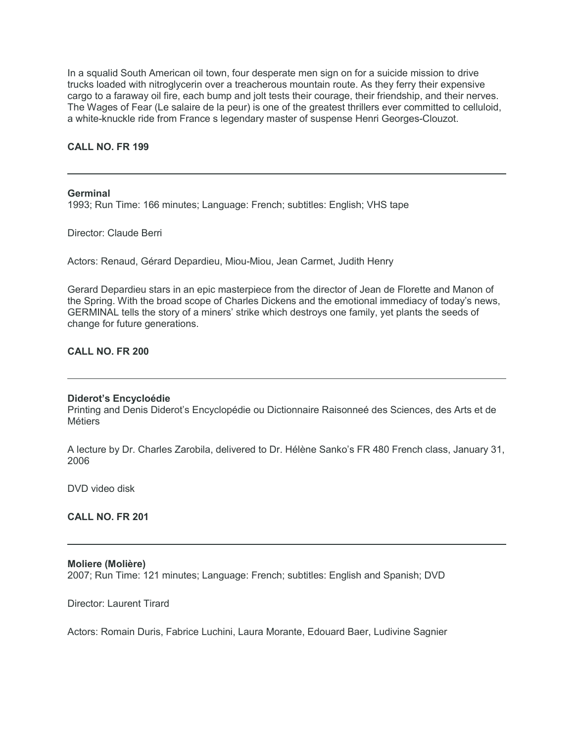In a squalid South American oil town, four desperate men sign on for a suicide mission to drive trucks loaded with nitroglycerin over a treacherous mountain route. As they ferry their expensive cargo to a faraway oil fire, each bump and jolt tests their courage, their friendship, and their nerves. The Wages of Fear (Le salaire de la peur) is one of the greatest thrillers ever committed to celluloid, a white-knuckle ride from France s legendary master of suspense Henri Georges-Clouzot.

**CALL NO. FR 199**

---

**Germinal**
1993; Run Time: 166 minutes; Language: French; subtitles: English; VHS tape

Director: Claude Berri

Actors: Renaud, Gérard Depardieu, Miou-Miou, Jean Carmet, Judith Henry

Gerard Depardieu stars in an epic masterpiece from the director of Jean de Florette and Manon of the Spring. With the broad scope of Charles Dickens and the emotional immediacy of today's news, GERMINAL tells the story of a miners' strike which destroys one family, yet plants the seeds of change for future generations.

**CALL NO. FR 200**

---

**Diderot's Encycloédie**
Printing and Denis Diderot's Encyclopédie ou Dictionnaire Raisonneé des Sciences, des Arts et de Métiers

A lecture by Dr. Charles Zarobila, delivered to Dr. Hélène Sanko's FR 480 French class, January 31, 2006

DVD video disk

**CALL NO. FR 201**

---

**Moliere (Molière)**
2007; Run Time: 121 minutes; Language: French; subtitles: English and Spanish; DVD

Director: Laurent Tirard

Actors: Romain Duris, Fabrice Luchini, Laura Morante, Edouard Baer, Ludivine Sagnier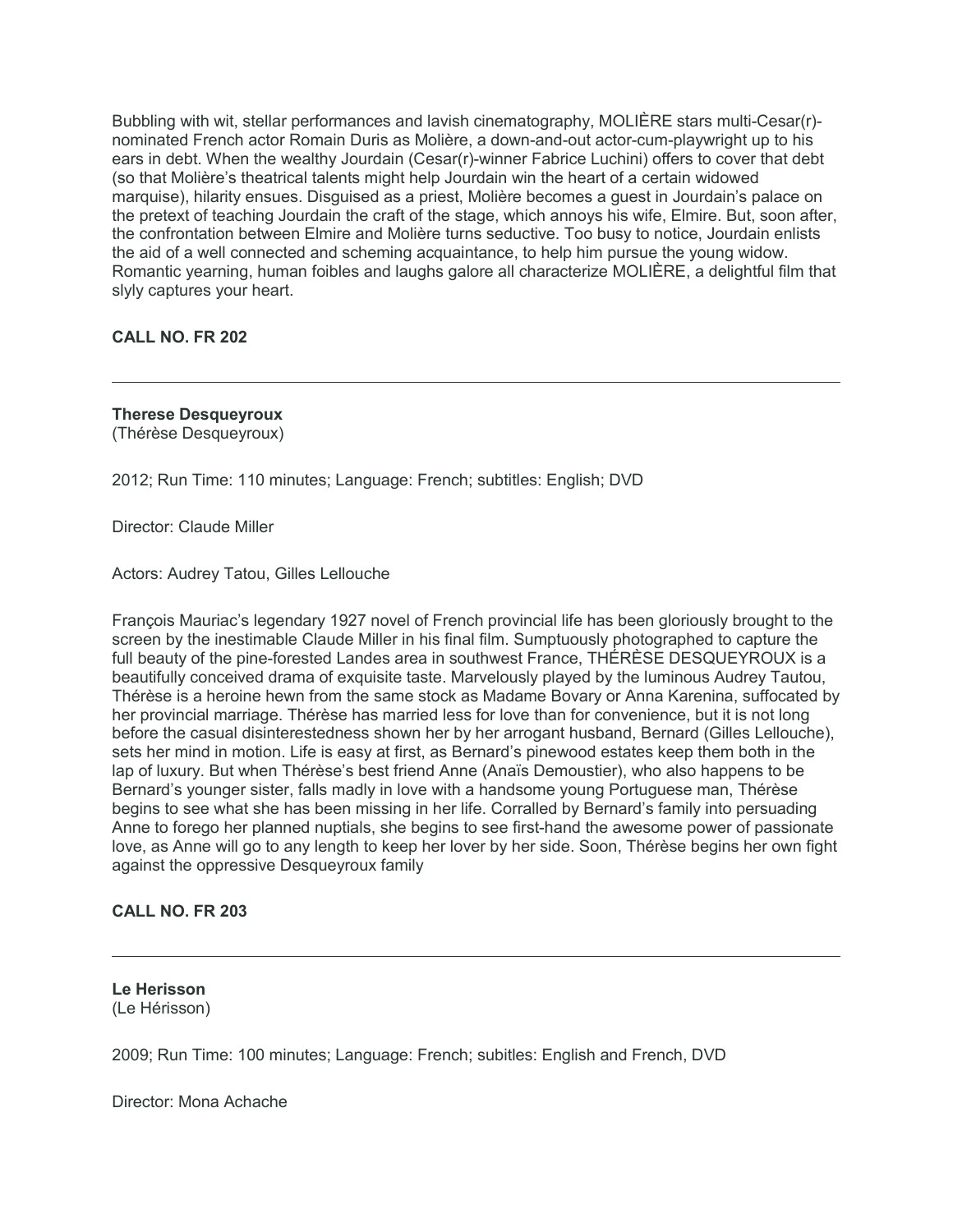Bubbling with wit, stellar performances and lavish cinematography, MOLIÈRE stars multi-Cesar(r)-nominated French actor Romain Duris as Molière, a down-and-out actor-cum-playwright up to his ears in debt. When the wealthy Jourdain (Cesar(r)-winner Fabrice Luchini) offers to cover that debt (so that Molière's theatrical talents might help Jourdain win the heart of a certain widowed marquise), hilarity ensues. Disguised as a priest, Molière becomes a guest in Jourdain's palace on the pretext of teaching Jourdain the craft of the stage, which annoys his wife, Elmire. But, soon after, the confrontation between Elmire and Molière turns seductive. Too busy to notice, Jourdain enlists the aid of a well connected and scheming acquaintance, to help him pursue the young widow. Romantic yearning, human foibles and laughs galore all characterize MOLIÈRE, a delightful film that slyly captures your heart.

**CALL NO. FR 202**

---

**Therese Desqueyroux**
(Thérèse Desqueyroux)

2012; Run Time: 110 minutes; Language: French; subtitles: English; DVD

Director: Claude Miller

Actors: Audrey Tatou, Gilles Lellouche

François Mauriac's legendary 1927 novel of French provincial life has been gloriously brought to the screen by the inestimable Claude Miller in his final film. Sumptuously photographed to capture the full beauty of the pine-forested Landes area in southwest France, THÉRÈSE DESQUEYROUX is a beautifully conceived drama of exquisite taste. Marvelously played by the luminous Audrey Tautou, Thérèse is a heroine hewn from the same stock as Madame Bovary or Anna Karenina, suffocated by her provincial marriage. Thérèse has married less for love than for convenience, but it is not long before the casual disinterestedness shown her by her arrogant husband, Bernard (Gilles Lellouche), sets her mind in motion. Life is easy at first, as Bernard's pinewood estates keep them both in the lap of luxury. But when Thérèse's best friend Anne (Anaïs Demoustier), who also happens to be Bernard's younger sister, falls madly in love with a handsome young Portuguese man, Thérèse begins to see what she has been missing in her life. Corralled by Bernard's family into persuading Anne to forego her planned nuptials, she begins to see first-hand the awesome power of passionate love, as Anne will go to any length to keep her lover by her side. Soon, Thérèse begins her own fight against the oppressive Desqueyroux family

**CALL NO. FR 203**

---

**Le Herisson**
(Le Hérisson)

2009; Run Time: 100 minutes; Language: French; subitles: English and French, DVD

Director: Mona Achache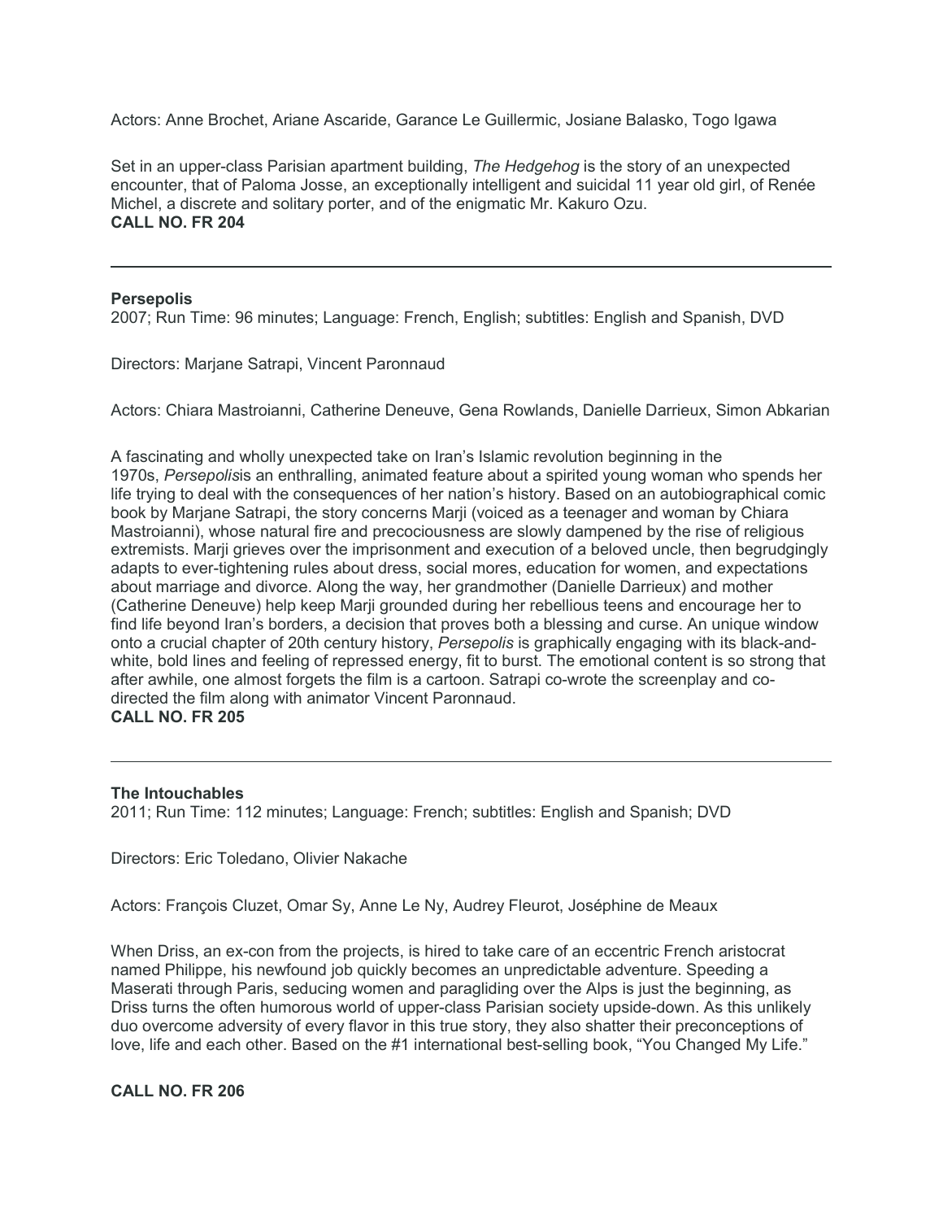Actors: Anne Brochet, Ariane Ascaride, Garance Le Guillermic, Josiane Balasko, Togo Igawa

Set in an upper-class Parisian apartment building, *The Hedgehog* is the story of an unexpected encounter, that of Paloma Josse, an exceptionally intelligent and suicidal 11 year old girl, of Renée Michel, a discrete and solitary porter, and of the enigmatic Mr. Kakuro Ozu.
**CALL NO. FR 204**

---

**Persepolis**
2007; Run Time: 96 minutes; Language: French, English; subtitles: English and Spanish, DVD

Directors: Marjane Satrapi, Vincent Paronnaud

Actors: Chiara Mastroianni, Catherine Deneuve, Gena Rowlands, Danielle Darrieux, Simon Abkarian

A fascinating and wholly unexpected take on Iran's Islamic revolution beginning in the 1970s, *Persepolis*is an enthralling, animated feature about a spirited young woman who spends her life trying to deal with the consequences of her nation's history. Based on an autobiographical comic book by Marjane Satrapi, the story concerns Marji (voiced as a teenager and woman by Chiara Mastroianni), whose natural fire and precociousness are slowly dampened by the rise of religious extremists. Marji grieves over the imprisonment and execution of a beloved uncle, then begrudgingly adapts to ever-tightening rules about dress, social mores, education for women, and expectations about marriage and divorce. Along the way, her grandmother (Danielle Darrieux) and mother (Catherine Deneuve) help keep Marji grounded during her rebellious teens and encourage her to find life beyond Iran's borders, a decision that proves both a blessing and curse. An unique window onto a crucial chapter of 20th century history, *Persepolis* is graphically engaging with its black-and-white, bold lines and feeling of repressed energy, fit to burst. The emotional content is so strong that after awhile, one almost forgets the film is a cartoon. Satrapi co-wrote the screenplay and co-directed the film along with animator Vincent Paronnaud.
**CALL NO. FR 205**

---

**The Intouchables**
2011; Run Time: 112 minutes; Language: French; subtitles: English and Spanish; DVD

Directors: Eric Toledano, Olivier Nakache

Actors: François Cluzet, Omar Sy, Anne Le Ny, Audrey Fleurot, Joséphine de Meaux

When Driss, an ex-con from the projects, is hired to take care of an eccentric French aristocrat named Philippe, his newfound job quickly becomes an unpredictable adventure. Speeding a Maserati through Paris, seducing women and paragliding over the Alps is just the beginning, as Driss turns the often humorous world of upper-class Parisian society upside-down. As this unlikely duo overcome adversity of every flavor in this true story, they also shatter their preconceptions of love, life and each other. Based on the #1 international best-selling book, "You Changed My Life."

**CALL NO. FR 206**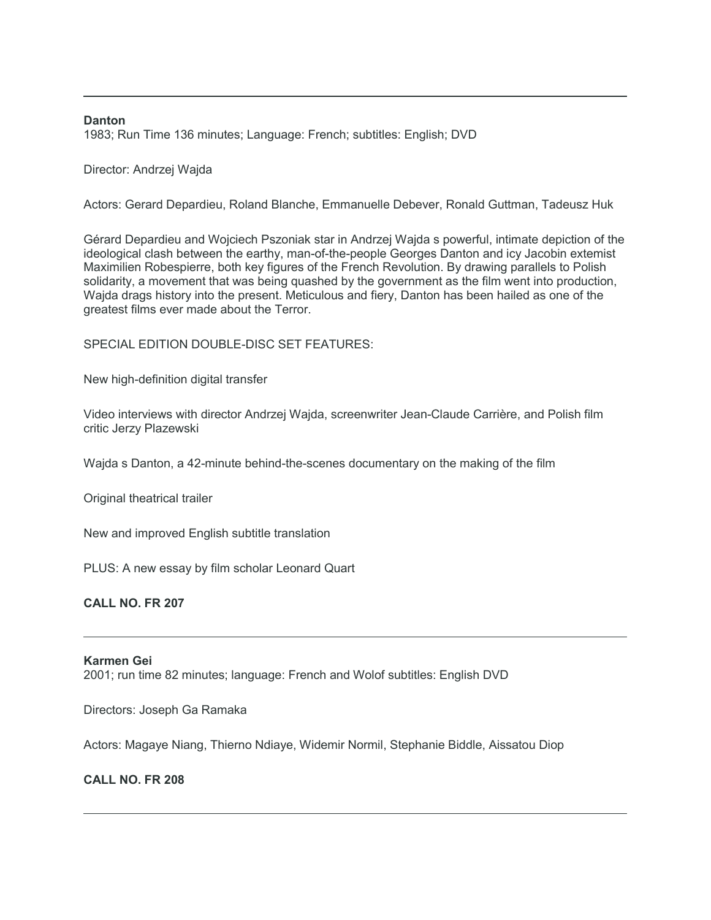---

**Danton**
1983; Run Time 136 minutes; Language: French; subtitles: English; DVD

Director: Andrzej Wajda

Actors: Gerard Depardieu, Roland Blanche, Emmanuelle Debever, Ronald Guttman, Tadeusz Huk

Gérard Depardieu and Wojciech Pszoniak star in Andrzej Wajda s powerful, intimate depiction of the ideological clash between the earthy, man-of-the-people Georges Danton and icy Jacobin extemist Maximilien Robespierre, both key figures of the French Revolution. By drawing parallels to Polish solidarity, a movement that was being quashed by the government as the film went into production, Wajda drags history into the present. Meticulous and fiery, Danton has been hailed as one of the greatest films ever made about the Terror.

SPECIAL EDITION DOUBLE-DISC SET FEATURES:

New high-definition digital transfer

Video interviews with director Andrzej Wajda, screenwriter Jean-Claude Carrière, and Polish film critic Jerzy Plazewski

Wajda s Danton, a 42-minute behind-the-scenes documentary on the making of the film

Original theatrical trailer

New and improved English subtitle translation

PLUS: A new essay by film scholar Leonard Quart

**CALL NO. FR 207**

---

**Karmen Gei**
2001; run time 82 minutes; language: French and Wolof subtitles: English DVD

Directors: Joseph Ga Ramaka

Actors: Magaye Niang, Thierno Ndiaye, Widemir Normil, Stephanie Biddle, Aissatou Diop

**CALL NO. FR 208**

---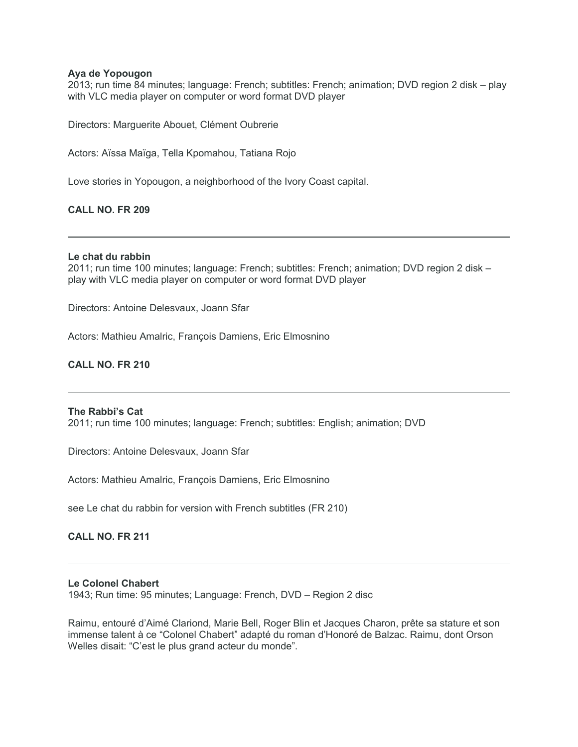**Aya de Yopougon**
2013; run time 84 minutes; language: French; subtitles: French; animation; DVD region 2 disk – play with VLC media player on computer or word format DVD player

Directors: Marguerite Abouet, Clément Oubrerie

Actors: Aïssa Maïga, Tella Kpomahou, Tatiana Rojo

Love stories in Yopougon, a neighborhood of the Ivory Coast capital.

**CALL NO. FR 209**

---

**Le chat du rabbin**
2011; run time 100 minutes; language: French; subtitles: French; animation; DVD region 2 disk – play with VLC media player on computer or word format DVD player

Directors: Antoine Delesvaux, Joann Sfar

Actors: Mathieu Amalric, François Damiens, Eric Elmosnino

**CALL NO. FR 210**

---

**The Rabbi's Cat**
2011; run time 100 minutes; language: French; subtitles: English; animation; DVD

Directors: Antoine Delesvaux, Joann Sfar

Actors: Mathieu Amalric, François Damiens, Eric Elmosnino

see Le chat du rabbin for version with French subtitles (FR 210)

**CALL NO. FR 211**

---

**Le Colonel Chabert**
1943; Run time: 95 minutes; Language: French, DVD – Region 2 disc

Raimu, entouré d'Aimé Clariond, Marie Bell, Roger Blin et Jacques Charon, prête sa stature et son immense talent à ce "Colonel Chabert" adapté du roman d'Honoré de Balzac. Raimu, dont Orson Welles disait: "C'est le plus grand acteur du monde".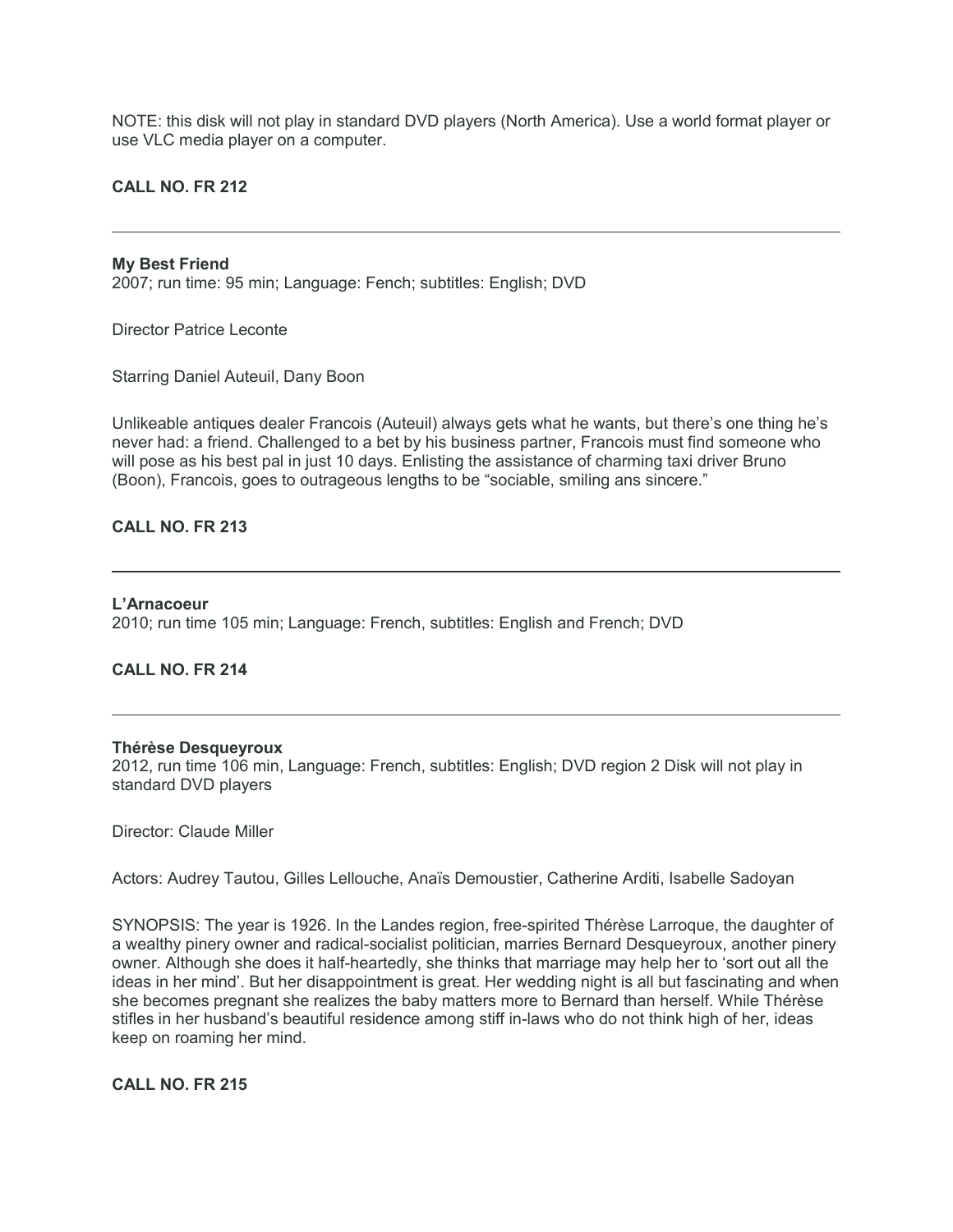NOTE: this disk will not play in standard DVD players (North America). Use a world format player or use VLC media player on a computer.

**CALL NO. FR 212**

---

**My Best Friend**
2007; run time: 95 min; Language: Fench; subtitles: English; DVD

Director Patrice Leconte

Starring Daniel Auteuil, Dany Boon

Unlikeable antiques dealer Francois (Auteuil) always gets what he wants, but there's one thing he's never had: a friend. Challenged to a bet by his business partner, Francois must find someone who will pose as his best pal in just 10 days. Enlisting the assistance of charming taxi driver Bruno (Boon), Francois, goes to outrageous lengths to be "sociable, smiling ans sincere."

**CALL NO. FR 213**

---

**L'Arnacoeur**
2010; run time 105 min; Language: French, subtitles: English and French; DVD

**CALL NO. FR 214**

---

**Thérèse Desqueyroux**
2012, run time 106 min, Language: French, subtitles: English; DVD region 2 Disk will not play in standard DVD players

Director: Claude Miller

Actors: Audrey Tautou, Gilles Lellouche, Anaïs Demoustier, Catherine Arditi, Isabelle Sadoyan

SYNOPSIS: The year is 1926. In the Landes region, free-spirited Thérèse Larroque, the daughter of a wealthy pinery owner and radical-socialist politician, marries Bernard Desqueyroux, another pinery owner. Although she does it half-heartedly, she thinks that marriage may help her to 'sort out all the ideas in her mind'. But her disappointment is great. Her wedding night is all but fascinating and when she becomes pregnant she realizes the baby matters more to Bernard than herself. While Thérèse stifles in her husband's beautiful residence among stiff in-laws who do not think high of her, ideas keep on roaming her mind.

**CALL NO. FR 215**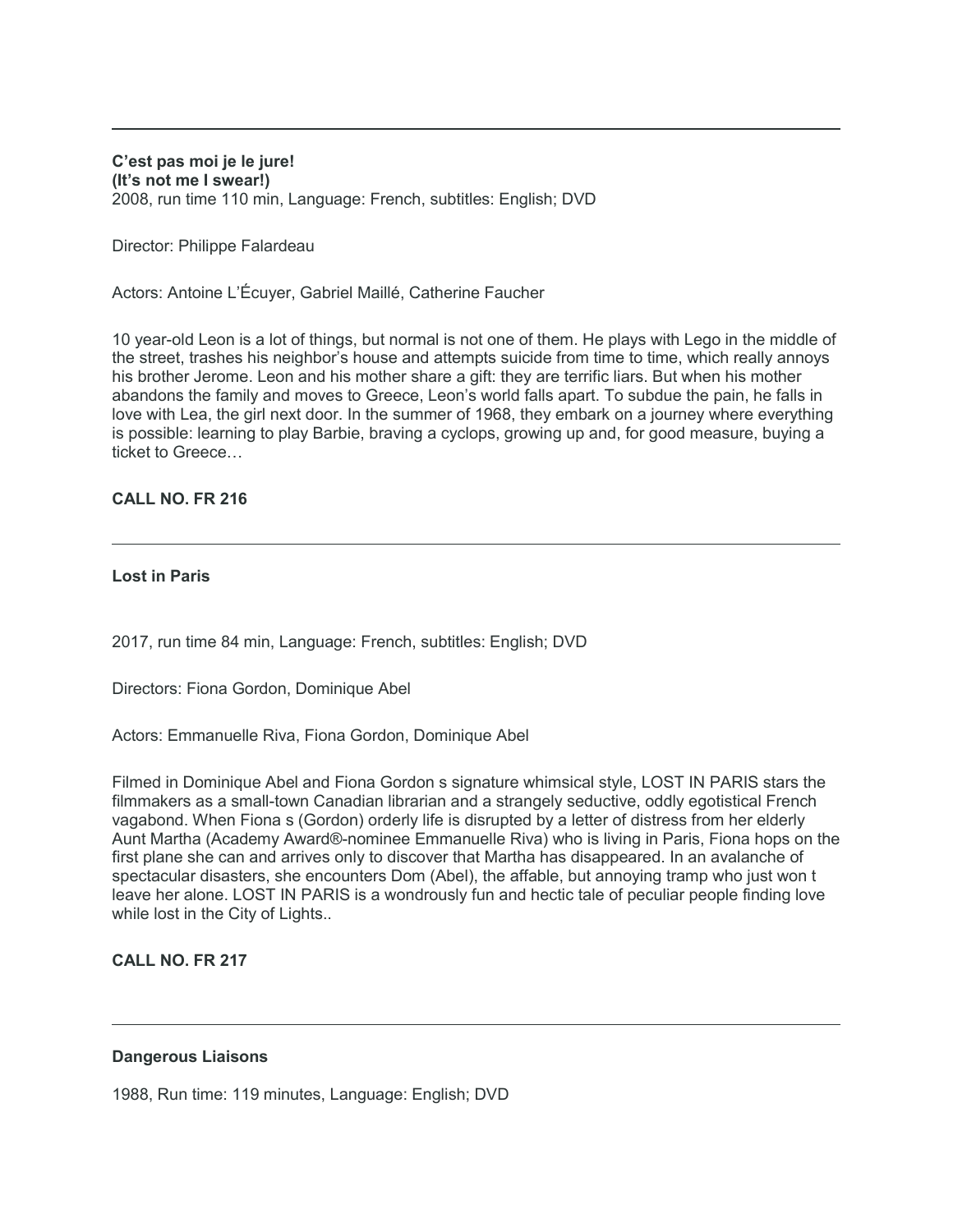---

**C'est pas moi je le jure!**
**(It's not me I swear!)**
2008, run time 110 min, Language: French, subtitles: English; DVD

Director: Philippe Falardeau

Actors: Antoine L'Écuyer, Gabriel Maillé, Catherine Faucher

10 year-old Leon is a lot of things, but normal is not one of them. He plays with Lego in the middle of the street, trashes his neighbor's house and attempts suicide from time to time, which really annoys his brother Jerome. Leon and his mother share a gift: they are terrific liars. But when his mother abandons the family and moves to Greece, Leon's world falls apart. To subdue the pain, he falls in love with Lea, the girl next door. In the summer of 1968, they embark on a journey where everything is possible: learning to play Barbie, braving a cyclops, growing up and, for good measure, buying a ticket to Greece…

**CALL NO. FR 216**

---

**Lost in Paris**

2017, run time 84 min, Language: French, subtitles: English; DVD

Directors: Fiona Gordon, Dominique Abel

Actors: Emmanuelle Riva, Fiona Gordon, Dominique Abel

Filmed in Dominique Abel and Fiona Gordon s signature whimsical style, LOST IN PARIS stars the filmmakers as a small-town Canadian librarian and a strangely seductive, oddly egotistical French vagabond. When Fiona s (Gordon) orderly life is disrupted by a letter of distress from her elderly Aunt Martha (Academy Award®-nominee Emmanuelle Riva) who is living in Paris, Fiona hops on the first plane she can and arrives only to discover that Martha has disappeared. In an avalanche of spectacular disasters, she encounters Dom (Abel), the affable, but annoying tramp who just won t leave her alone. LOST IN PARIS is a wondrously fun and hectic tale of peculiar people finding love while lost in the City of Lights..

**CALL NO. FR 217**

---

**Dangerous Liaisons**

1988, Run time: 119 minutes, Language: English; DVD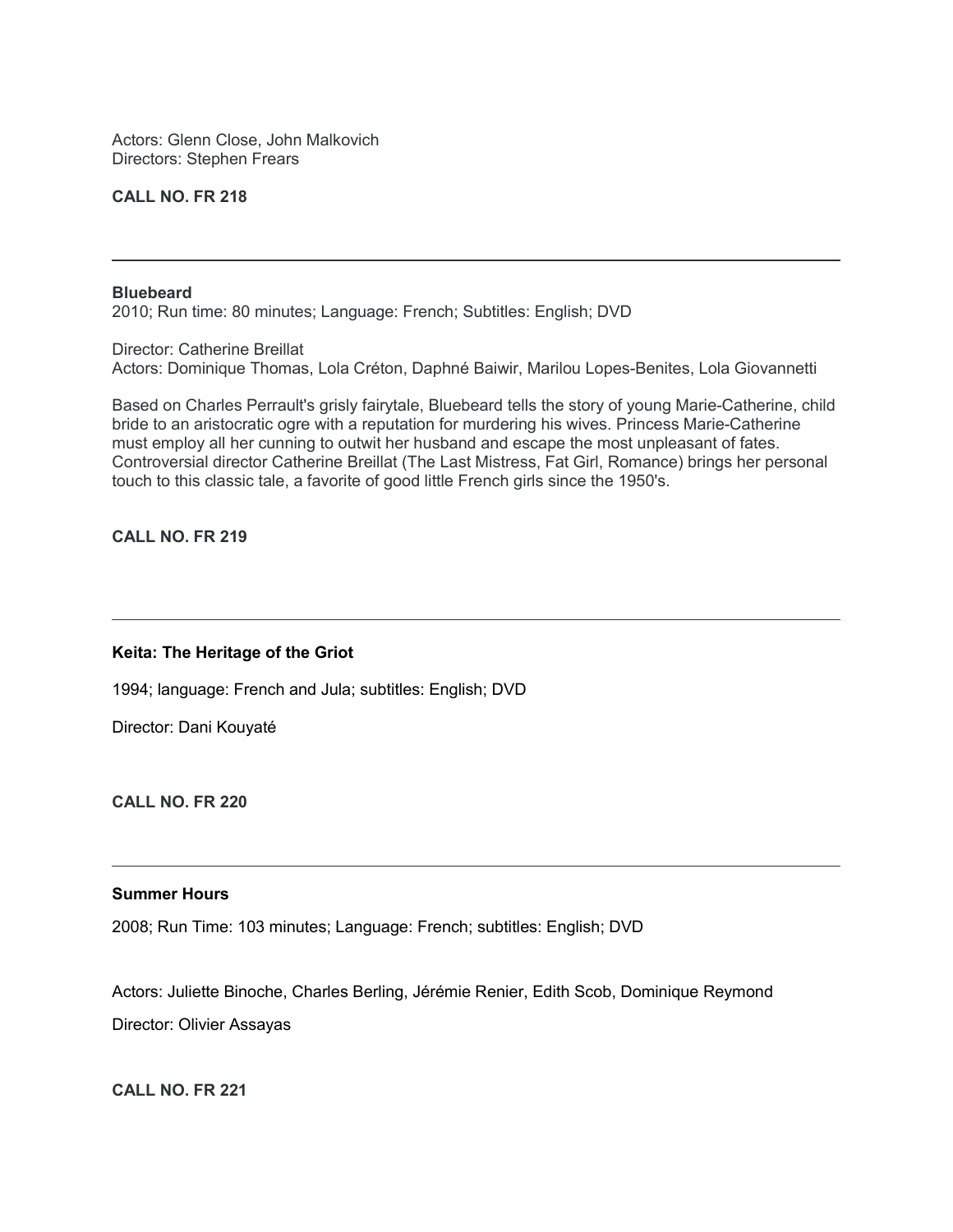Actors: Glenn Close, John Malkovich
Directors: Stephen Frears

**CALL NO. FR 218**

---

**Bluebeard**
2010; Run time: 80 minutes; Language: French; Subtitles: English; DVD

Director: Catherine Breillat
Actors: Dominique Thomas, Lola Créton, Daphné Baiwir, Marilou Lopes-Benites, Lola Giovannetti

Based on Charles Perrault's grisly fairytale, Bluebeard tells the story of young Marie-Catherine, child bride to an aristocratic ogre with a reputation for murdering his wives. Princess Marie-Catherine must employ all her cunning to outwit her husband and escape the most unpleasant of fates. Controversial director Catherine Breillat (The Last Mistress, Fat Girl, Romance) brings her personal touch to this classic tale, a favorite of good little French girls since the 1950's.

**CALL NO. FR 219**

---

**Keita: The Heritage of the Griot**

1994; language: French and Jula; subtitles: English; DVD

Director: Dani Kouyaté

**CALL NO. FR 220**

---

**Summer Hours**

2008; Run Time: 103 minutes; Language: French; subtitles: English; DVD

Actors: Juliette Binoche, Charles Berling, Jérémie Renier, Edith Scob, Dominique Reymond

Director: Olivier Assayas

**CALL NO. FR 221**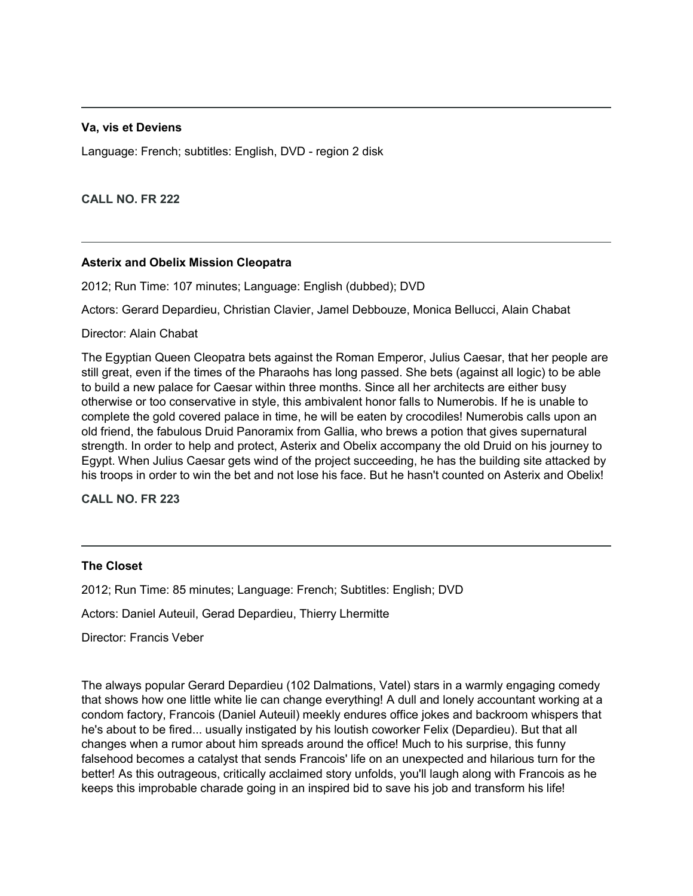---

**Va, vis et Deviens**

Language: French; subtitles: English, DVD - region 2 disk

**CALL NO. FR 222**

---

**Asterix and Obelix Mission Cleopatra**

2012; Run Time: 107 minutes; Language: English (dubbed); DVD

Actors: Gerard Depardieu, Christian Clavier, Jamel Debbouze, Monica Bellucci, Alain Chabat

Director: Alain Chabat

The Egyptian Queen Cleopatra bets against the Roman Emperor, Julius Caesar, that her people are still great, even if the times of the Pharaohs has long passed. She bets (against all logic) to be able to build a new palace for Caesar within three months. Since all her architects are either busy otherwise or too conservative in style, this ambivalent honor falls to Numerobis. If he is unable to complete the gold covered palace in time, he will be eaten by crocodiles! Numerobis calls upon an old friend, the fabulous Druid Panoramix from Gallia, who brews a potion that gives supernatural strength. In order to help and protect, Asterix and Obelix accompany the old Druid on his journey to Egypt. When Julius Caesar gets wind of the project succeeding, he has the building site attacked by his troops in order to win the bet and not lose his face. But he hasn't counted on Asterix and Obelix!

**CALL NO. FR 223**

---

**The Closet**

2012; Run Time: 85 minutes; Language: French; Subtitles: English; DVD

Actors: Daniel Auteuil, Gerad Depardieu, Thierry Lhermitte

Director: Francis Veber

The always popular Gerard Depardieu (102 Dalmations, Vatel) stars in a warmly engaging comedy that shows how one little white lie can change everything! A dull and lonely accountant working at a condom factory, Francois (Daniel Auteuil) meekly endures office jokes and backroom whispers that he's about to be fired... usually instigated by his loutish coworker Felix (Depardieu). But that all changes when a rumor about him spreads around the office! Much to his surprise, this funny falsehood becomes a catalyst that sends Francois' life on an unexpected and hilarious turn for the better! As this outrageous, critically acclaimed story unfolds, you'll laugh along with Francois as he keeps this improbable charade going in an inspired bid to save his job and transform his life!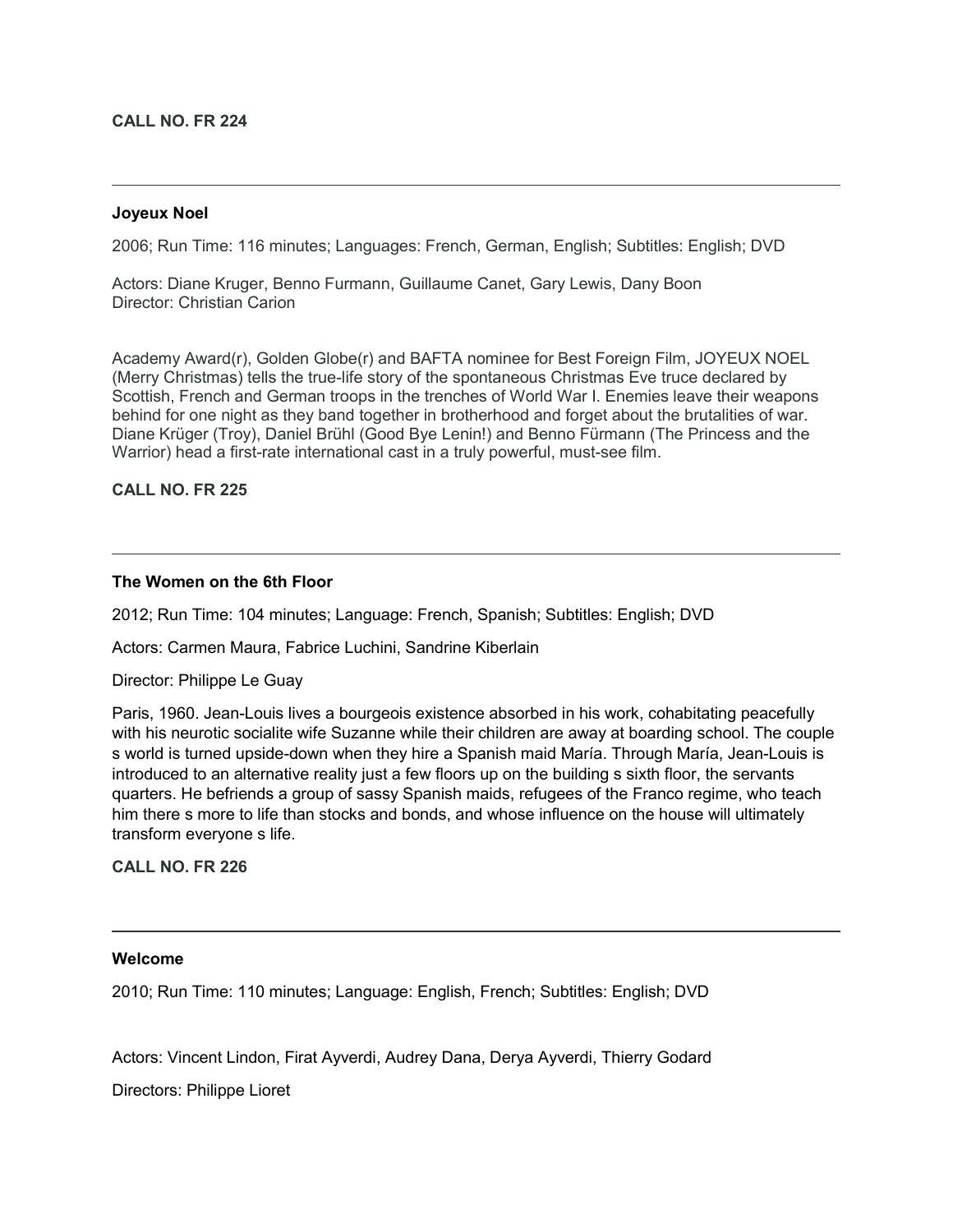**CALL NO. FR 224**

---

**Joyeux Noel**

2006; Run Time: 116 minutes; Languages: French, German, English; Subtitles: English; DVD

Actors: Diane Kruger, Benno Furmann, Guillaume Canet, Gary Lewis, Dany Boon
Director: Christian Carion

Academy Award(r), Golden Globe(r) and BAFTA nominee for Best Foreign Film, JOYEUX NOEL (Merry Christmas) tells the true-life story of the spontaneous Christmas Eve truce declared by Scottish, French and German troops in the trenches of World War I. Enemies leave their weapons behind for one night as they band together in brotherhood and forget about the brutalities of war. Diane Krüger (Troy), Daniel Brühl (Good Bye Lenin!) and Benno Fürmann (The Princess and the Warrior) head a first-rate international cast in a truly powerful, must-see film.

**CALL NO. FR 225**

---

**The Women on the 6th Floor**

2012; Run Time: 104 minutes; Language: French, Spanish; Subtitles: English; DVD

Actors: Carmen Maura, Fabrice Luchini, Sandrine Kiberlain

Director: Philippe Le Guay

Paris, 1960. Jean-Louis lives a bourgeois existence absorbed in his work, cohabitating peacefully with his neurotic socialite wife Suzanne while their children are away at boarding school. The couple s world is turned upside-down when they hire a Spanish maid María. Through María, Jean-Louis is introduced to an alternative reality just a few floors up on the building s sixth floor, the servants quarters. He befriends a group of sassy Spanish maids, refugees of the Franco regime, who teach him there s more to life than stocks and bonds, and whose influence on the house will ultimately transform everyone s life.

**CALL NO. FR 226**

---

**Welcome**

2010; Run Time: 110 minutes; Language: English, French; Subtitles: English; DVD

Actors: Vincent Lindon, Firat Ayverdi, Audrey Dana, Derya Ayverdi, Thierry Godard

Directors: Philippe Lioret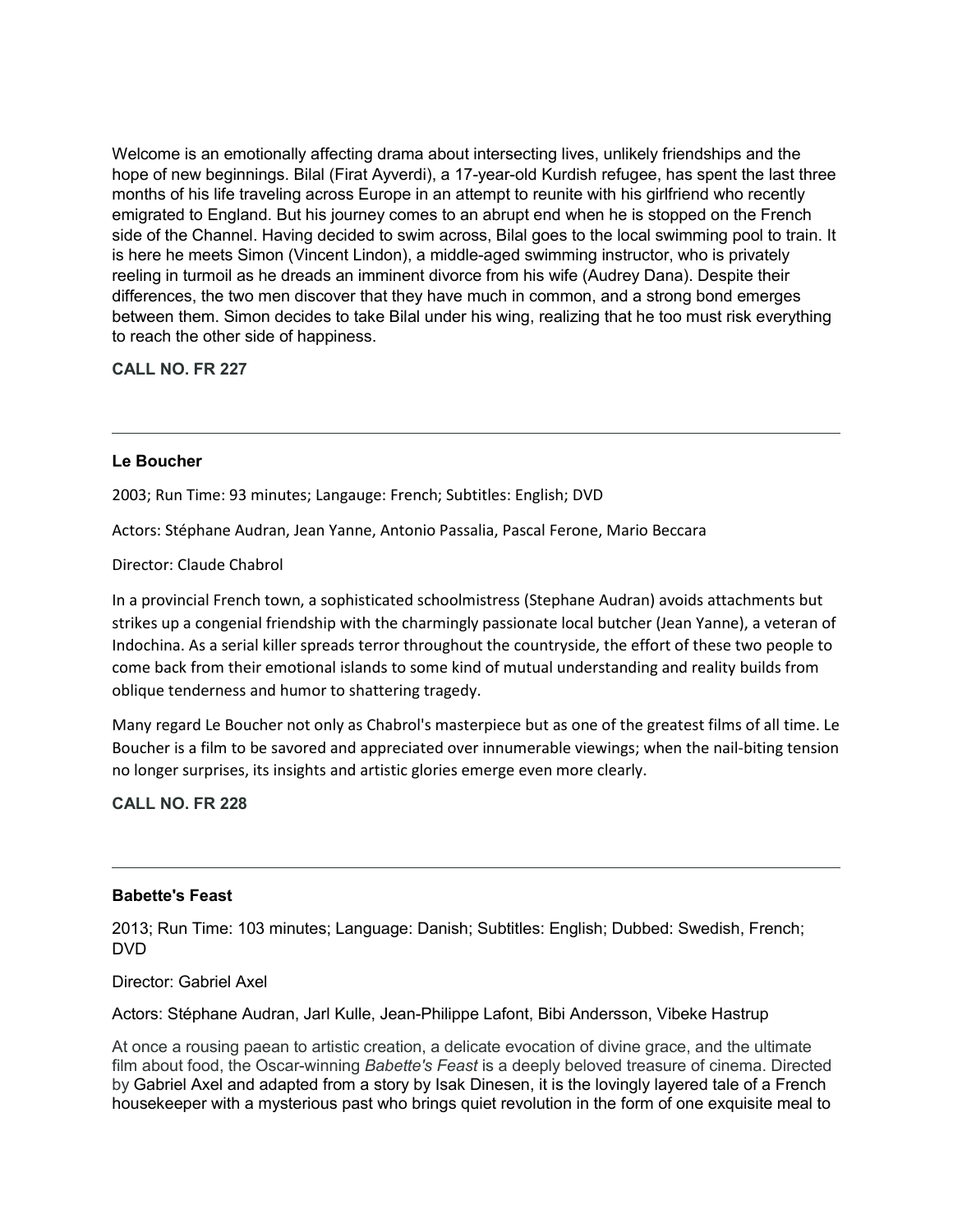Welcome is an emotionally affecting drama about intersecting lives, unlikely friendships and the hope of new beginnings. Bilal (Firat Ayverdi), a 17-year-old Kurdish refugee, has spent the last three months of his life traveling across Europe in an attempt to reunite with his girlfriend who recently emigrated to England. But his journey comes to an abrupt end when he is stopped on the French side of the Channel. Having decided to swim across, Bilal goes to the local swimming pool to train. It is here he meets Simon (Vincent Lindon), a middle-aged swimming instructor, who is privately reeling in turmoil as he dreads an imminent divorce from his wife (Audrey Dana). Despite their differences, the two men discover that they have much in common, and a strong bond emerges between them. Simon decides to take Bilal under his wing, realizing that he too must risk everything to reach the other side of happiness.

**CALL NO. FR 227**

---

**Le Boucher**

2003; Run Time: 93 minutes; Langauge: French; Subtitles: English; DVD

Actors: Stéphane Audran, Jean Yanne, Antonio Passalia, Pascal Ferone, Mario Beccara

Director: Claude Chabrol

In a provincial French town, a sophisticated schoolmistress (Stephane Audran) avoids attachments but strikes up a congenial friendship with the charmingly passionate local butcher (Jean Yanne), a veteran of Indochina. As a serial killer spreads terror throughout the countryside, the effort of these two people to come back from their emotional islands to some kind of mutual understanding and reality builds from oblique tenderness and humor to shattering tragedy.

Many regard Le Boucher not only as Chabrol's masterpiece but as one of the greatest films of all time. Le Boucher is a film to be savored and appreciated over innumerable viewings; when the nail-biting tension no longer surprises, its insights and artistic glories emerge even more clearly.

**CALL NO. FR 228**

---

**Babette's Feast**

2013; Run Time: 103 minutes; Language: Danish; Subtitles: English; Dubbed: Swedish, French; DVD

Director: Gabriel Axel

Actors: Stéphane Audran, Jarl Kulle, Jean-Philippe Lafont, Bibi Andersson, Vibeke Hastrup

At once a rousing paean to artistic creation, a delicate evocation of divine grace, and the ultimate film about food, the Oscar-winning *Babette's Feast* is a deeply beloved treasure of cinema. Directed by Gabriel Axel and adapted from a story by Isak Dinesen, it is the lovingly layered tale of a French housekeeper with a mysterious past who brings quiet revolution in the form of one exquisite meal to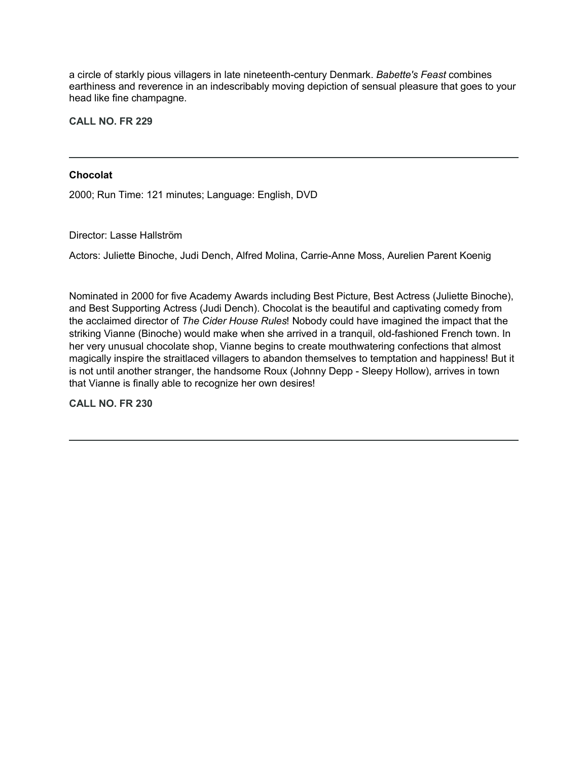a circle of starkly pious villagers in late nineteenth-century Denmark. *Babette's Feast* combines earthiness and reverence in an indescribably moving depiction of sensual pleasure that goes to your head like fine champagne.

**CALL NO. FR 229**

---

**Chocolat**

2000; Run Time: 121 minutes; Language: English, DVD

Director: Lasse Hallström

Actors: Juliette Binoche, Judi Dench, Alfred Molina, Carrie-Anne Moss, Aurelien Parent Koenig

Nominated in 2000 for five Academy Awards including Best Picture, Best Actress (Juliette Binoche), and Best Supporting Actress (Judi Dench). Chocolat is the beautiful and captivating comedy from the acclaimed director of *The Cider House Rules*! Nobody could have imagined the impact that the striking Vianne (Binoche) would make when she arrived in a tranquil, old-fashioned French town. In her very unusual chocolate shop, Vianne begins to create mouthwatering confections that almost magically inspire the straitlaced villagers to abandon themselves to temptation and happiness! But it is not until another stranger, the handsome Roux (Johnny Depp - Sleepy Hollow), arrives in town that Vianne is finally able to recognize her own desires!

**CALL NO. FR 230**

---